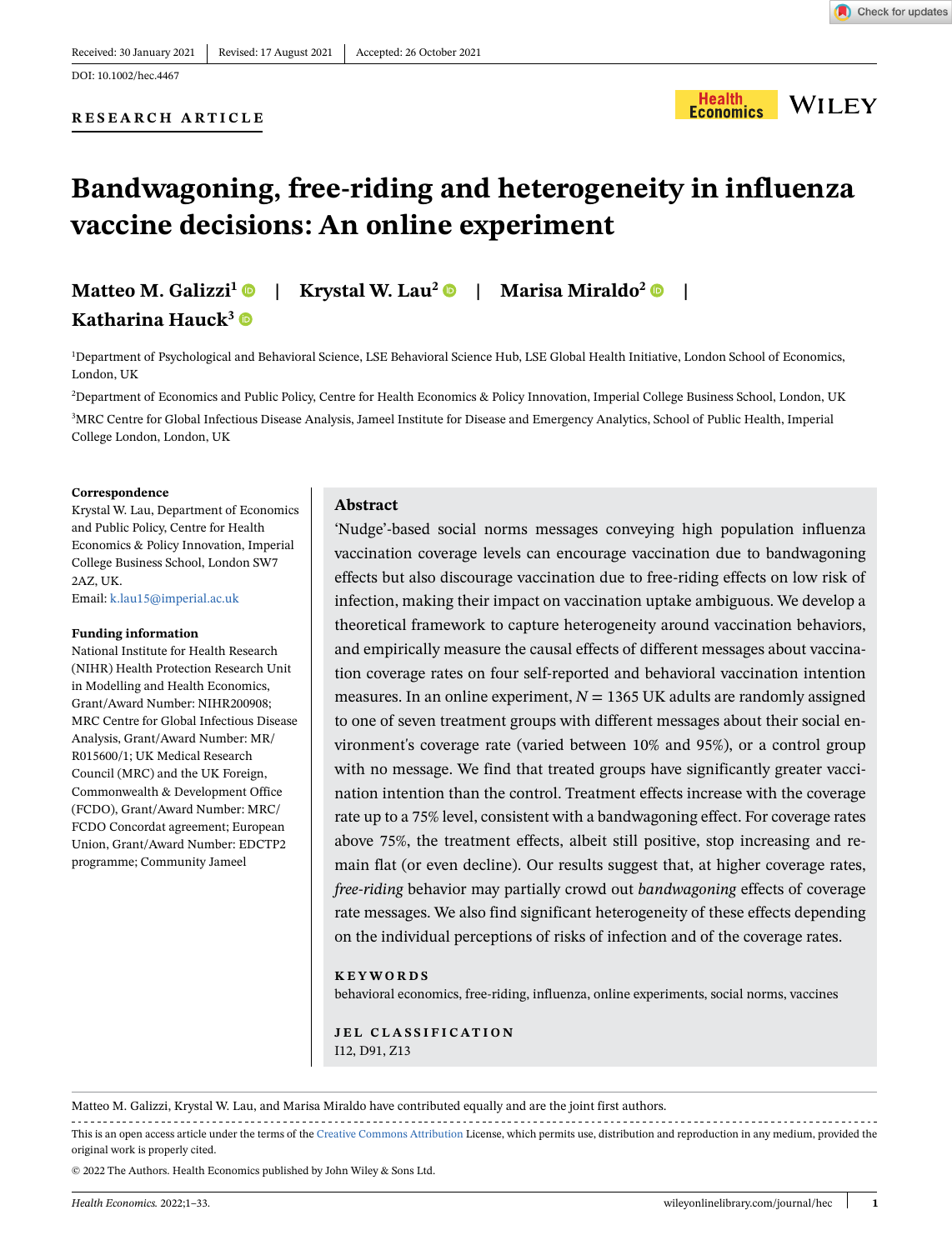Received: 30 January 2021 | Revised: 17 August 2021 | Accepted: 26 October 2021

DOI: 10.1002/hec.4467

RESEARCH ARTICLE

# Bandwagoning, free-riding and heterogeneity in influenza vaccine decisions: An online experiment

**Matteo M. Galizzi**[1] | **Krystal W. Lau**[2] | **Marisa Miraldo**[2] | **Katharina Hauck**[3]

[1]Department of Psychological and Behavioral Science, LSE Behavioral Science Hub, LSE Global Health Initiative, London School of Economics, London, UK

[2]Department of Economics and Public Policy, Centre for Health Economics & Policy Innovation, Imperial College Business School, London, UK

[3]MRC Centre for Global Infectious Disease Analysis, Jameel Institute for Disease and Emergency Analytics, School of Public Health, Imperial College London, London, UK

**Correspondence**

Krystal W. Lau, Department of Economics and Public Policy, Centre for Health Economics & Policy Innovation, Imperial College Business School, London SW7 2AZ, UK.
Email: k.lau15@imperial.ac.uk

**Funding information**

National Institute for Health Research (NIHR) Health Protection Research Unit in Modelling and Health Economics, Grant/Award Number: NIHR200908; MRC Centre for Global Infectious Disease Analysis, Grant/Award Number: MR/R015600/1; UK Medical Research Council (MRC) and the UK Foreign, Commonwealth & Development Office (FCDO), Grant/Award Number: MRC/FCDO Concordat agreement; European Union, Grant/Award Number: EDCTP2 programme; Community Jameel

## Abstract

'Nudge'-based social norms messages conveying high population influenza vaccination coverage levels can encourage vaccination due to bandwagoning effects but also discourage vaccination due to free-riding effects on low risk of infection, making their impact on vaccination uptake ambiguous. We develop a theoretical framework to capture heterogeneity around vaccination behaviors, and empirically measure the causal effects of different messages about vaccination coverage rates on four self-reported and behavioral vaccination intention measures. In an online experiment, $N = 1365$ UK adults are randomly assigned to one of seven treatment groups with different messages about their social environment's coverage rate (varied between 10% and 95%), or a control group with no message. We find that treated groups have significantly greater vaccination intention than the control. Treatment effects increase with the coverage rate up to a 75% level, consistent with a bandwagoning effect. For coverage rates above 75%, the treatment effects, albeit still positive, stop increasing and remain flat (or even decline). Our results suggest that, at higher coverage rates, *free-riding* behavior may partially crowd out *bandwagoning* effects of coverage rate messages. We also find significant heterogeneity of these effects depending on the individual perceptions of risks of infection and of the coverage rates.

**KEYWORDS**

behavioral economics, free-riding, influenza, online experiments, social norms, vaccines

**JEL CLASSIFICATION**

I12, D91, Z13

---

Matteo M. Galizzi, Krystal W. Lau, and Marisa Miraldo have contributed equally and are the joint first authors.

This is an open access article under the terms of the Creative Commons Attribution License, which permits use, distribution and reproduction in any medium, provided the original work is properly cited.

© 2022 The Authors. Health Economics published by John Wiley & Sons Ltd.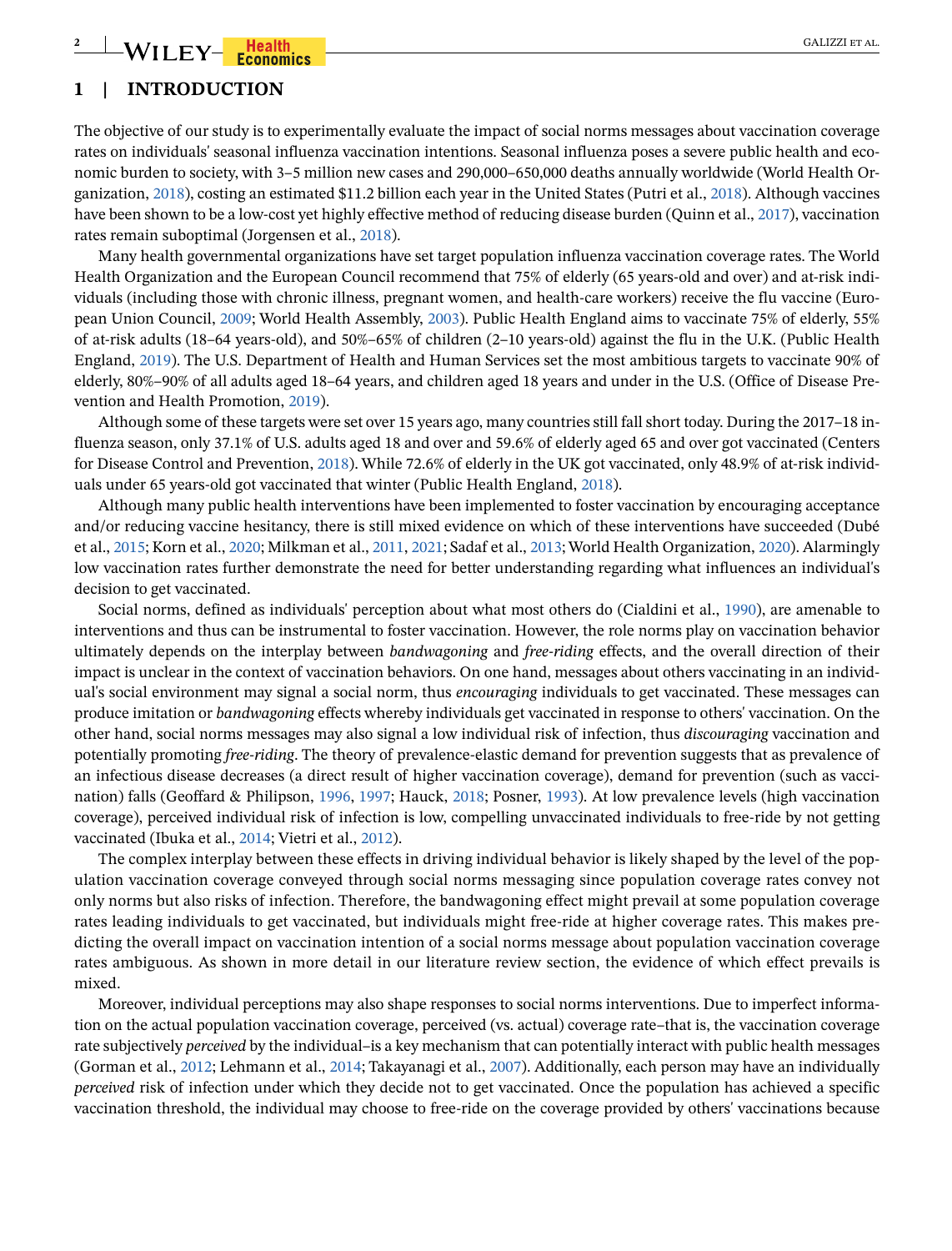## 1 | INTRODUCTION

The objective of our study is to experimentally evaluate the impact of social norms messages about vaccination coverage rates on individuals' seasonal influenza vaccination intentions. Seasonal influenza poses a severe public health and economic burden to society, with 3–5 million new cases and 290,000–650,000 deaths annually worldwide (World Health Organization, 2018), costing an estimated $11.2 billion each year in the United States (Putri et al., 2018). Although vaccines have been shown to be a low-cost yet highly effective method of reducing disease burden (Quinn et al., 2017), vaccination rates remain suboptimal (Jorgensen et al., 2018).

Many health governmental organizations have set target population influenza vaccination coverage rates. The World Health Organization and the European Council recommend that 75% of elderly (65 years-old and over) and at-risk individuals (including those with chronic illness, pregnant women, and health-care workers) receive the flu vaccine (European Union Council, 2009; World Health Assembly, 2003). Public Health England aims to vaccinate 75% of elderly, 55% of at-risk adults (18–64 years-old), and 50%–65% of children (2–10 years-old) against the flu in the U.K. (Public Health England, 2019). The U.S. Department of Health and Human Services set the most ambitious targets to vaccinate 90% of elderly, 80%–90% of all adults aged 18–64 years, and children aged 18 years and under in the U.S. (Office of Disease Prevention and Health Promotion, 2019).

Although some of these targets were set over 15 years ago, many countries still fall short today. During the 2017–18 influenza season, only 37.1% of U.S. adults aged 18 and over and 59.6% of elderly aged 65 and over got vaccinated (Centers for Disease Control and Prevention, 2018). While 72.6% of elderly in the UK got vaccinated, only 48.9% of at-risk individuals under 65 years-old got vaccinated that winter (Public Health England, 2018).

Although many public health interventions have been implemented to foster vaccination by encouraging acceptance and/or reducing vaccine hesitancy, there is still mixed evidence on which of these interventions have succeeded (Dubé et al., 2015; Korn et al., 2020; Milkman et al., 2011, 2021; Sadaf et al., 2013; World Health Organization, 2020). Alarmingly low vaccination rates further demonstrate the need for better understanding regarding what influences an individual's decision to get vaccinated.

Social norms, defined as individuals' perception about what most others do (Cialdini et al., 1990), are amenable to interventions and thus can be instrumental to foster vaccination. However, the role norms play on vaccination behavior ultimately depends on the interplay between *bandwagoning* and *free-riding* effects, and the overall direction of their impact is unclear in the context of vaccination behaviors. On one hand, messages about others vaccinating in an individual's social environment may signal a social norm, thus *encouraging* individuals to get vaccinated. These messages can produce imitation or *bandwagoning* effects whereby individuals get vaccinated in response to others' vaccination. On the other hand, social norms messages may also signal a low individual risk of infection, thus *discouraging* vaccination and potentially promoting *free-riding*. The theory of prevalence-elastic demand for prevention suggests that as prevalence of an infectious disease decreases (a direct result of higher vaccination coverage), demand for prevention (such as vaccination) falls (Geoffard & Philipson, 1996, 1997; Hauck, 2018; Posner, 1993). At low prevalence levels (high vaccination coverage), perceived individual risk of infection is low, compelling unvaccinated individuals to free-ride by not getting vaccinated (Ibuka et al., 2014; Vietri et al., 2012).

The complex interplay between these effects in driving individual behavior is likely shaped by the level of the population vaccination coverage conveyed through social norms messaging since population coverage rates convey not only norms but also risks of infection. Therefore, the bandwagoning effect might prevail at some population coverage rates leading individuals to get vaccinated, but individuals might free-ride at higher coverage rates. This makes predicting the overall impact on vaccination intention of a social norms message about population vaccination coverage rates ambiguous. As shown in more detail in our literature review section, the evidence of which effect prevails is mixed.

Moreover, individual perceptions may also shape responses to social norms interventions. Due to imperfect information on the actual population vaccination coverage, perceived (vs. actual) coverage rate–that is, the vaccination coverage rate subjectively *perceived* by the individual–is a key mechanism that can potentially interact with public health messages (Gorman et al., 2012; Lehmann et al., 2014; Takayanagi et al., 2007). Additionally, each person may have an individually *perceived* risk of infection under which they decide not to get vaccinated. Once the population has achieved a specific vaccination threshold, the individual may choose to free-ride on the coverage provided by others' vaccinations because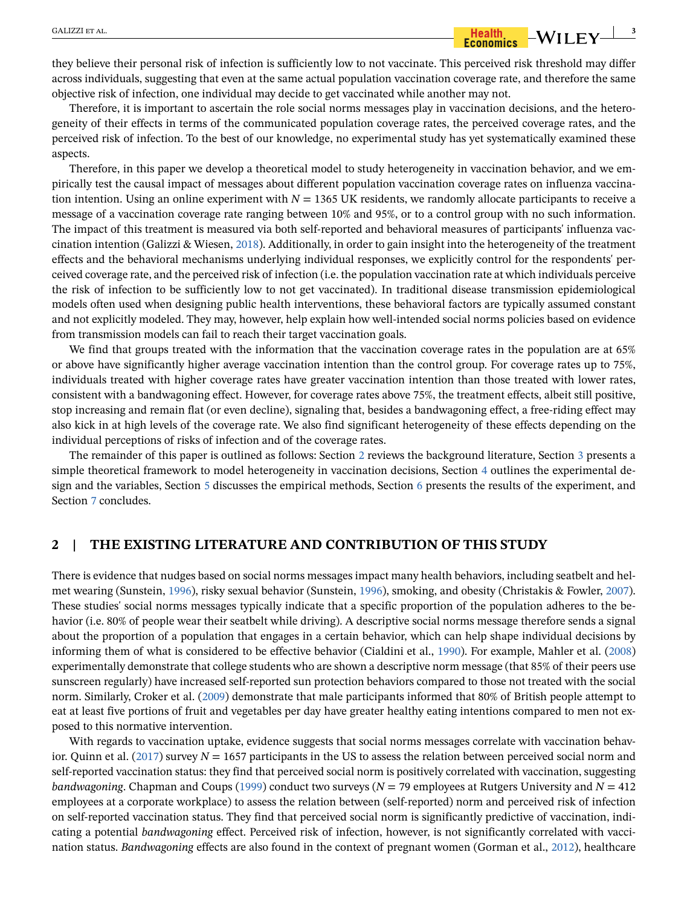they believe their personal risk of infection is sufficiently low to not vaccinate. This perceived risk threshold may differ across individuals, suggesting that even at the same actual population vaccination coverage rate, and therefore the same objective risk of infection, one individual may decide to get vaccinated while another may not.

Therefore, it is important to ascertain the role social norms messages play in vaccination decisions, and the heterogeneity of their effects in terms of the communicated population coverage rates, the perceived coverage rates, and the perceived risk of infection. To the best of our knowledge, no experimental study has yet systematically examined these aspects.

Therefore, in this paper we develop a theoretical model to study heterogeneity in vaccination behavior, and we empirically test the causal impact of messages about different population vaccination coverage rates on influenza vaccination intention. Using an online experiment with $N = 1365$ UK residents, we randomly allocate participants to receive a message of a vaccination coverage rate ranging between 10% and 95%, or to a control group with no such information. The impact of this treatment is measured via both self-reported and behavioral measures of participants' influenza vaccination intention (Galizzi & Wiesen, 2018). Additionally, in order to gain insight into the heterogeneity of the treatment effects and the behavioral mechanisms underlying individual responses, we explicitly control for the respondents' perceived coverage rate, and the perceived risk of infection (i.e. the population vaccination rate at which individuals perceive the risk of infection to be sufficiently low to not get vaccinated). In traditional disease transmission epidemiological models often used when designing public health interventions, these behavioral factors are typically assumed constant and not explicitly modeled. They may, however, help explain how well-intended social norms policies based on evidence from transmission models can fail to reach their target vaccination goals.

We find that groups treated with the information that the vaccination coverage rates in the population are at 65% or above have significantly higher average vaccination intention than the control group. For coverage rates up to 75%, individuals treated with higher coverage rates have greater vaccination intention than those treated with lower rates, consistent with a bandwagoning effect. However, for coverage rates above 75%, the treatment effects, albeit still positive, stop increasing and remain flat (or even decline), signaling that, besides a bandwagoning effect, a free-riding effect may also kick in at high levels of the coverage rate. We also find significant heterogeneity of these effects depending on the individual perceptions of risks of infection and of the coverage rates.

The remainder of this paper is outlined as follows: Section 2 reviews the background literature, Section 3 presents a simple theoretical framework to model heterogeneity in vaccination decisions, Section 4 outlines the experimental design and the variables, Section 5 discusses the empirical methods, Section 6 presents the results of the experiment, and Section 7 concludes.

## 2 | THE EXISTING LITERATURE AND CONTRIBUTION OF THIS STUDY

There is evidence that nudges based on social norms messages impact many health behaviors, including seatbelt and helmet wearing (Sunstein, 1996), risky sexual behavior (Sunstein, 1996), smoking, and obesity (Christakis & Fowler, 2007). These studies' social norms messages typically indicate that a specific proportion of the population adheres to the behavior (i.e. 80% of people wear their seatbelt while driving). A descriptive social norms message therefore sends a signal about the proportion of a population that engages in a certain behavior, which can help shape individual decisions by informing them of what is considered to be effective behavior (Cialdini et al., 1990). For example, Mahler et al. (2008) experimentally demonstrate that college students who are shown a descriptive norm message (that 85% of their peers use sunscreen regularly) have increased self-reported sun protection behaviors compared to those not treated with the social norm. Similarly, Croker et al. (2009) demonstrate that male participants informed that 80% of British people attempt to eat at least five portions of fruit and vegetables per day have greater healthy eating intentions compared to men not exposed to this normative intervention.

With regards to vaccination uptake, evidence suggests that social norms messages correlate with vaccination behavior. Quinn et al. (2017) survey $N = 1657$ participants in the US to assess the relation between perceived social norm and self-reported vaccination status: they find that perceived social norm is positively correlated with vaccination, suggesting *bandwagoning*. Chapman and Coups (1999) conduct two surveys ($N = 79$ employees at Rutgers University and $N = 412$ employees at a corporate workplace) to assess the relation between (self-reported) norm and perceived risk of infection on self-reported vaccination status. They find that perceived social norm is significantly predictive of vaccination, indicating a potential *bandwagoning* effect. Perceived risk of infection, however, is not significantly correlated with vaccination status. *Bandwagoning* effects are also found in the context of pregnant women (Gorman et al., 2012), healthcare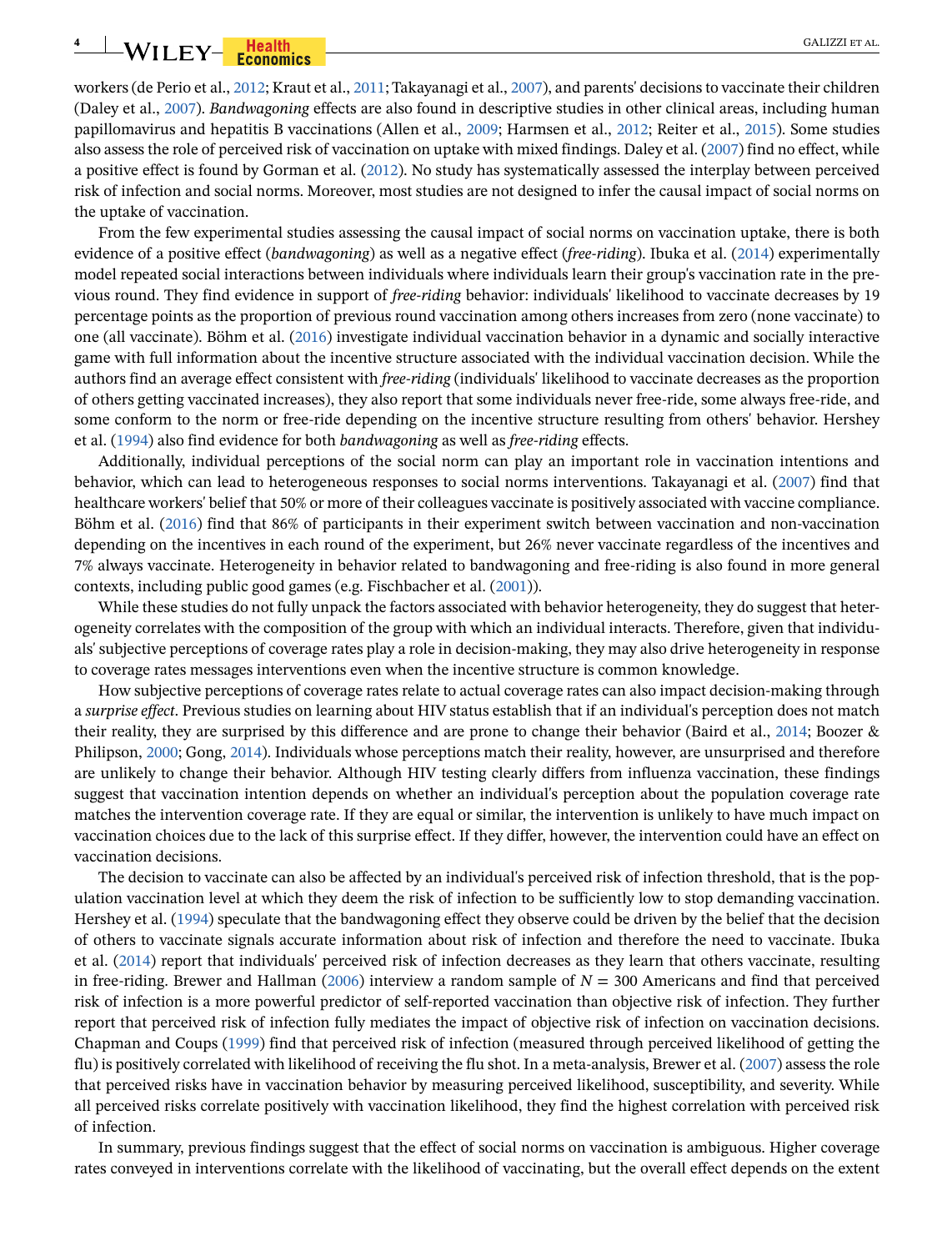workers (de Perio et al., 2012; Kraut et al., 2011; Takayanagi et al., 2007), and parents' decisions to vaccinate their children (Daley et al., 2007). *Bandwagoning* effects are also found in descriptive studies in other clinical areas, including human papillomavirus and hepatitis B vaccinations (Allen et al., 2009; Harmsen et al., 2012; Reiter et al., 2015). Some studies also assess the role of perceived risk of vaccination on uptake with mixed findings. Daley et al. (2007) find no effect, while a positive effect is found by Gorman et al. (2012). No study has systematically assessed the interplay between perceived risk of infection and social norms. Moreover, most studies are not designed to infer the causal impact of social norms on the uptake of vaccination.

From the few experimental studies assessing the causal impact of social norms on vaccination uptake, there is both evidence of a positive effect (*bandwagoning*) as well as a negative effect (*free-riding*). Ibuka et al. (2014) experimentally model repeated social interactions between individuals where individuals learn their group's vaccination rate in the previous round. They find evidence in support of *free-riding* behavior: individuals' likelihood to vaccinate decreases by 19 percentage points as the proportion of previous round vaccination among others increases from zero (none vaccinate) to one (all vaccinate). Böhm et al. (2016) investigate individual vaccination behavior in a dynamic and socially interactive game with full information about the incentive structure associated with the individual vaccination decision. While the authors find an average effect consistent with *free-riding* (individuals' likelihood to vaccinate decreases as the proportion of others getting vaccinated increases), they also report that some individuals never free-ride, some always free-ride, and some conform to the norm or free-ride depending on the incentive structure resulting from others' behavior. Hershey et al. (1994) also find evidence for both *bandwagoning* as well as *free-riding* effects.

Additionally, individual perceptions of the social norm can play an important role in vaccination intentions and behavior, which can lead to heterogeneous responses to social norms interventions. Takayanagi et al. (2007) find that healthcare workers' belief that 50% or more of their colleagues vaccinate is positively associated with vaccine compliance. Böhm et al. (2016) find that 86% of participants in their experiment switch between vaccination and non-vaccination depending on the incentives in each round of the experiment, but 26% never vaccinate regardless of the incentives and 7% always vaccinate. Heterogeneity in behavior related to bandwagoning and free-riding is also found in more general contexts, including public good games (e.g. Fischbacher et al. (2001)).

While these studies do not fully unpack the factors associated with behavior heterogeneity, they do suggest that heterogeneity correlates with the composition of the group with which an individual interacts. Therefore, given that individuals' subjective perceptions of coverage rates play a role in decision-making, they may also drive heterogeneity in response to coverage rates messages interventions even when the incentive structure is common knowledge.

How subjective perceptions of coverage rates relate to actual coverage rates can also impact decision-making through a *surprise effect*. Previous studies on learning about HIV status establish that if an individual's perception does not match their reality, they are surprised by this difference and are prone to change their behavior (Baird et al., 2014; Boozer & Philipson, 2000; Gong, 2014). Individuals whose perceptions match their reality, however, are unsurprised and therefore are unlikely to change their behavior. Although HIV testing clearly differs from influenza vaccination, these findings suggest that vaccination intention depends on whether an individual's perception about the population coverage rate matches the intervention coverage rate. If they are equal or similar, the intervention is unlikely to have much impact on vaccination choices due to the lack of this surprise effect. If they differ, however, the intervention could have an effect on vaccination decisions.

The decision to vaccinate can also be affected by an individual's perceived risk of infection threshold, that is the population vaccination level at which they deem the risk of infection to be sufficiently low to stop demanding vaccination. Hershey et al. (1994) speculate that the bandwagoning effect they observe could be driven by the belief that the decision of others to vaccinate signals accurate information about risk of infection and therefore the need to vaccinate. Ibuka et al. (2014) report that individuals' perceived risk of infection decreases as they learn that others vaccinate, resulting in free-riding. Brewer and Hallman (2006) interview a random sample of $N = 300$ Americans and find that perceived risk of infection is a more powerful predictor of self-reported vaccination than objective risk of infection. They further report that perceived risk of infection fully mediates the impact of objective risk of infection on vaccination decisions. Chapman and Coups (1999) find that perceived risk of infection (measured through perceived likelihood of getting the flu) is positively correlated with likelihood of receiving the flu shot. In a meta-analysis, Brewer et al. (2007) assess the role that perceived risks have in vaccination behavior by measuring perceived likelihood, susceptibility, and severity. While all perceived risks correlate positively with vaccination likelihood, they find the highest correlation with perceived risk of infection.

In summary, previous findings suggest that the effect of social norms on vaccination is ambiguous. Higher coverage rates conveyed in interventions correlate with the likelihood of vaccinating, but the overall effect depends on the extent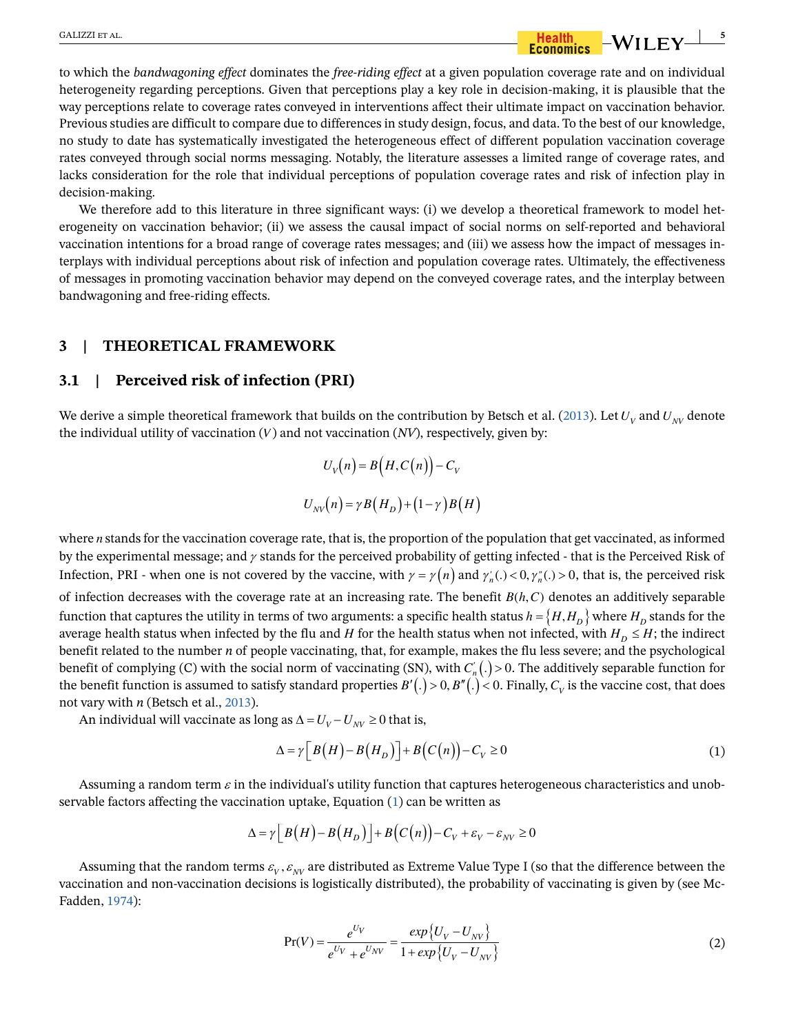to which the *bandwagoning effect* dominates the *free-riding effect* at a given population coverage rate and on individual heterogeneity regarding perceptions. Given that perceptions play a key role in decision-making, it is plausible that the way perceptions relate to coverage rates conveyed in interventions affect their ultimate impact on vaccination behavior. Previous studies are difficult to compare due to differences in study design, focus, and data. To the best of our knowledge, no study to date has systematically investigated the heterogeneous effect of different population vaccination coverage rates conveyed through social norms messaging. Notably, the literature assesses a limited range of coverage rates, and lacks consideration for the role that individual perceptions of population coverage rates and risk of infection play in decision-making.

We therefore add to this literature in three significant ways: (i) we develop a theoretical framework to model heterogeneity on vaccination behavior; (ii) we assess the causal impact of social norms on self-reported and behavioral vaccination intentions for a broad range of coverage rates messages; and (iii) we assess how the impact of messages interplays with individual perceptions about risk of infection and population coverage rates. Ultimately, the effectiveness of messages in promoting vaccination behavior may depend on the conveyed coverage rates, and the interplay between bandwagoning and free-riding effects.

## 3 | THEORETICAL FRAMEWORK

### 3.1 | Perceived risk of infection (PRI)

We derive a simple theoretical framework that builds on the contribution by Betsch et al. (2013). Let $U_V$ and $U_{NV}$ denote the individual utility of vaccination ($V$) and not vaccination ($NV$), respectively, given by:

$$U_V(n) = B(H, C(n)) - C_V$$

$$U_{NV}(n) = \gamma B(H_D) + (1-\gamma) B(H)$$

where $n$ stands for the vaccination coverage rate, that is, the proportion of the population that get vaccinated, as informed by the experimental message; and $\gamma$ stands for the perceived probability of getting infected - that is the Perceived Risk of Infection, PRI - when one is not covered by the vaccine, with $\gamma = \gamma(n)$ and $\gamma'_n(.) < 0, \gamma''_n(.) > 0$, that is, the perceived risk of infection decreases with the coverage rate at an increasing rate. The benefit $B(h, C)$ denotes an additively separable function that captures the utility in terms of two arguments: a specific health status $h = \{H, H_D\}$ where $H_D$ stands for the average health status when infected by the flu and $H$ for the health status when not infected, with $H_D \leq H$; the indirect benefit related to the number $n$ of people vaccinating, that, for example, makes the flu less severe; and the psychological benefit of complying (C) with the social norm of vaccinating (SN), with $C'_n(.) > 0$. The additively separable function for the benefit function is assumed to satisfy standard properties $B'(.) > 0, B''(.) < 0$. Finally, $C_V$ is the vaccine cost, that does not vary with $n$ (Betsch et al., 2013).

An individual will vaccinate as long as $\Delta = U_V - U_{NV} \geq 0$ that is,

$$\Delta = \gamma\left[B(H) - B(H_D)\right] + B(C(n)) - C_V \geq 0 \tag{1}$$

Assuming a random term $\varepsilon$ in the individual's utility function that captures heterogeneous characteristics and unobservable factors affecting the vaccination uptake, Equation (1) can be written as

$$\Delta = \gamma\left[B(H) - B(H_D)\right] + B(C(n)) - C_V + \varepsilon_V - \varepsilon_{NV} \geq 0$$

Assuming that the random terms $\varepsilon_V, \varepsilon_{NV}$ are distributed as Extreme Value Type I (so that the difference between the vaccination and non-vaccination decisions is logistically distributed), the probability of vaccinating is given by (see McFadden, 1974):

$$\Pr(V) = \frac{e^{U_V}}{e^{U_V} + e^{U_{NV}}} = \frac{exp\{U_V - U_{NV}\}}{1 + exp\{U_V - U_{NV}\}} \tag{2}$$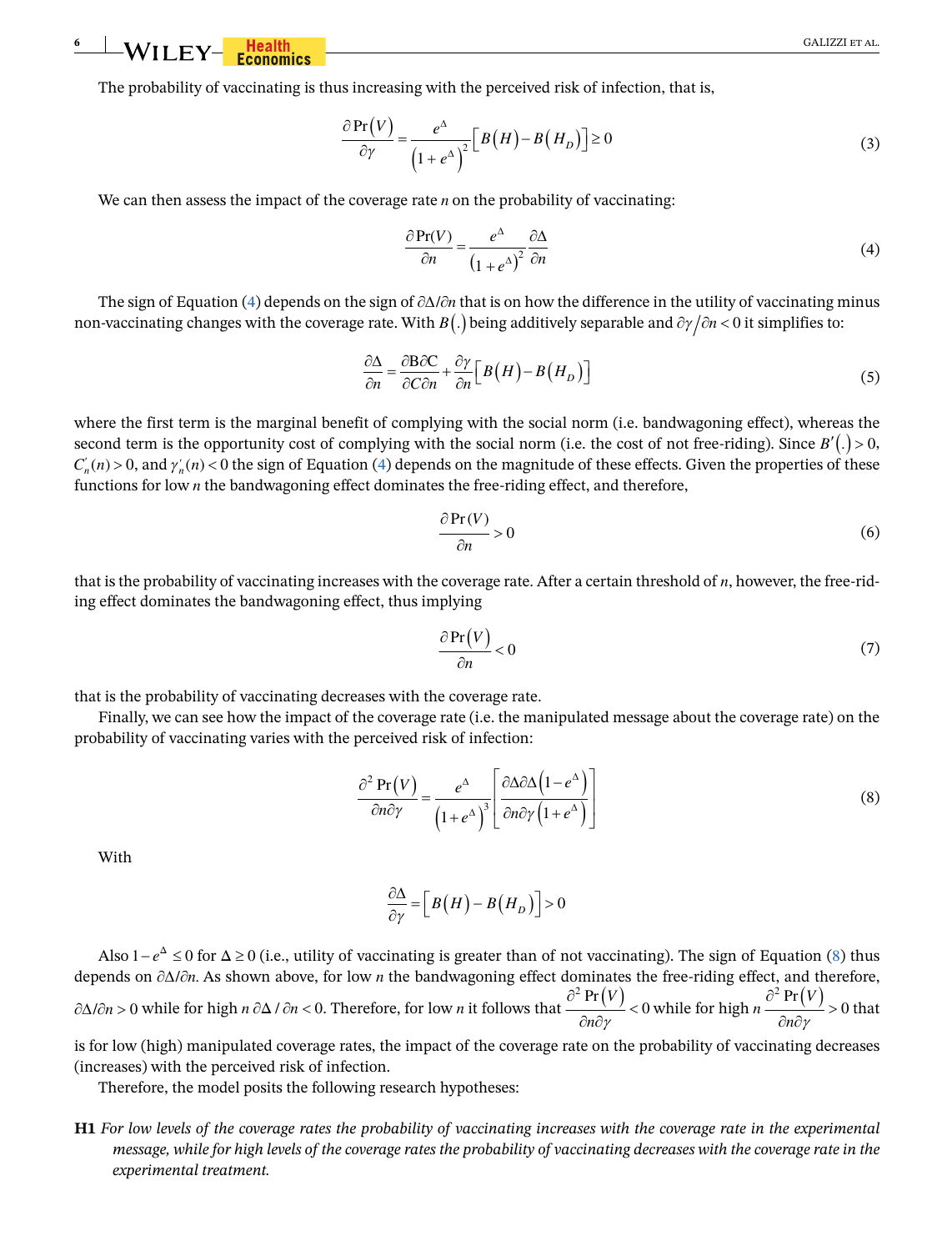The probability of vaccinating is thus increasing with the perceived risk of infection, that is,

$$\frac{\partial \Pr(V)}{\partial \gamma} = \frac{e^{\Delta}}{\left(1+e^{\Delta}\right)^{2}}\left[B(H) - B(H_D)\right] \geq 0 \tag{3}$$

We can then assess the impact of the coverage rate $n$ on the probability of vaccinating:

$$\frac{\partial \Pr(V)}{\partial n} = \frac{e^{\Delta}}{\left(1+e^{\Delta}\right)^{2}}\frac{\partial \Delta}{\partial n} \tag{4}$$

The sign of Equation (4) depends on the sign of $\partial\Delta/\partial n$ that is on how the difference in the utility of vaccinating minus non-vaccinating changes with the coverage rate. With $B(.)$ being additively separable and $\partial\gamma/\partial n < 0$ it simplifies to:

$$\frac{\partial \Delta}{\partial n} = \frac{\partial B \partial C}{\partial C \partial n} + \frac{\partial \gamma}{\partial n}\left[B(H) - B(H_D)\right] \tag{5}$$

where the first term is the marginal benefit of complying with the social norm (i.e. bandwagoning effect), whereas the second term is the opportunity cost of complying with the social norm (i.e. the cost of not free-riding). Since $B'(.) > 0$, $C_n'(n) > 0$, and $\gamma_n'(n) < 0$ the sign of Equation (4) depends on the magnitude of these effects. Given the properties of these functions for low $n$ the bandwagoning effect dominates the free-riding effect, and therefore,

$$\frac{\partial \Pr(V)}{\partial n} > 0 \tag{6}$$

that is the probability of vaccinating increases with the coverage rate. After a certain threshold of $n$, however, the free-riding effect dominates the bandwagoning effect, thus implying

$$\frac{\partial \Pr(V)}{\partial n} < 0 \tag{7}$$

that is the probability of vaccinating decreases with the coverage rate.

Finally, we can see how the impact of the coverage rate (i.e. the manipulated message about the coverage rate) on the probability of vaccinating varies with the perceived risk of infection:

$$\frac{\partial^2 \Pr(V)}{\partial n \partial \gamma} = \frac{e^{\Delta}}{\left(1+e^{\Delta}\right)^{3}}\left[\frac{\partial \Delta \partial \Delta\left(1-e^{\Delta}\right)}{\partial n \partial \gamma\left(1+e^{\Delta}\right)}\right] \tag{8}$$

With

$$\frac{\partial \Delta}{\partial \gamma} = \left[B(H) - B(H_D)\right] > 0$$

Also $1 - e^{\Delta} \leq 0$ for $\Delta \geq 0$ (i.e., utility of vaccinating is greater than of not vaccinating). The sign of Equation (8) thus depends on $\partial\Delta/\partial n$. As shown above, for low $n$ the bandwagoning effect dominates the free-riding effect, and therefore, $\partial\Delta/\partial n > 0$ while for high $n$ $\partial\Delta/\partial n < 0$. Therefore, for low $n$ it follows that $\frac{\partial^2 \Pr(V)}{\partial n \partial \gamma} < 0$ while for high $n$ $\frac{\partial^2 \Pr(V)}{\partial n \partial \gamma} > 0$ that is for low (high) manipulated coverage rates, the impact of the coverage rate on the probability of vaccinating decreases (increases) with the perceived risk of infection.

Therefore, the model posits the following research hypotheses:

**H1** *For low levels of the coverage rates the probability of vaccinating increases with the coverage rate in the experimental message, while for high levels of the coverage rates the probability of vaccinating decreases with the coverage rate in the experimental treatment.*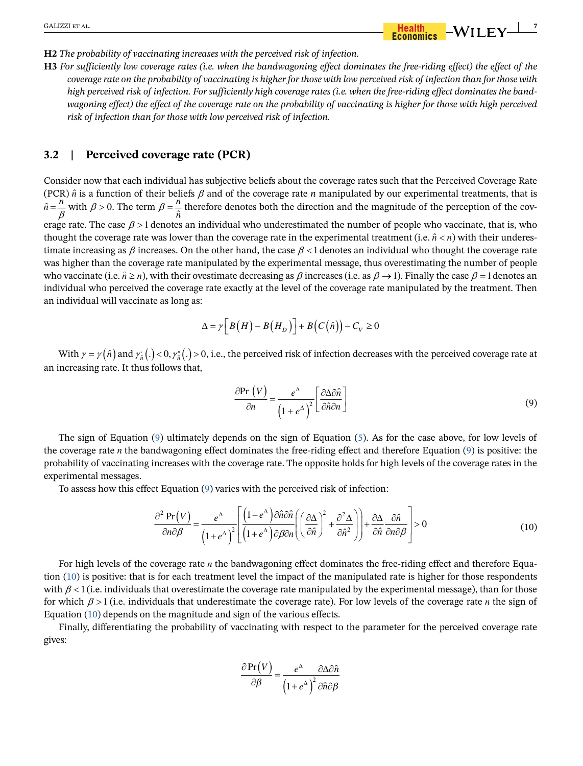**H2** *The probability of vaccinating increases with the perceived risk of infection.*

**H3** *For sufficiently low coverage rates (i.e. when the bandwagoning effect dominates the free-riding effect) the effect of the coverage rate on the probability of vaccinating is higher for those with low perceived risk of infection than for those with high perceived risk of infection. For sufficiently high coverage rates (i.e. when the free-riding effect dominates the bandwagoning effect) the effect of the coverage rate on the probability of vaccinating is higher for those with high perceived risk of infection than for those with low perceived risk of infection.*

## 3.2 | Perceived coverage rate (PCR)

Consider now that each individual has subjective beliefs about the coverage rates such that the Perceived Coverage Rate (PCR) $\hat{n}$ is a function of their beliefs $\beta$ and of the coverage rate $n$ manipulated by our experimental treatments, that is $\hat{n} = \frac{n}{\beta}$ with $\beta > 0$. The term $\beta = \frac{n}{\hat{n}}$ therefore denotes both the direction and the magnitude of the perception of the coverage rate. The case $\beta > 1$ denotes an individual who underestimated the number of people who vaccinate, that is, who thought the coverage rate was lower than the coverage rate in the experimental treatment (i.e. $\hat{n} < n$) with their underestimate increasing as $\beta$ increases. On the other hand, the case $\beta < 1$ denotes an individual who thought the coverage rate was higher than the coverage rate manipulated by the experimental message, thus overestimating the number of people who vaccinate (i.e. $\hat{n} \geq n$), with their ovestimate decreasing as $\beta$ increases (i.e. as $\beta \to 1$). Finally the case $\beta = 1$ denotes an individual who perceived the coverage rate exactly at the level of the coverage rate manipulated by the treatment. Then an individual will vaccinate as long as:

$$\Delta = \gamma\left[B(H) - B(H_D)\right] + B\left(C(\hat{n})\right) - C_V \geq 0$$

With $\gamma = \gamma(\hat{n})$ and $\gamma'_{\hat{n}}(.) < 0, \gamma''_{\hat{n}}(.) > 0$, i.e., the perceived risk of infection decreases with the perceived coverage rate at an increasing rate. It thus follows that,

$$\frac{\partial \Pr(V)}{\partial n} = \frac{e^{\Delta}}{\left(1+e^{\Delta}\right)^2}\left[\frac{\partial \Delta \partial \hat{n}}{\partial \hat{n} \partial n}\right] \tag{9}$$

The sign of Equation (9) ultimately depends on the sign of Equation (5). As for the case above, for low levels of the coverage rate $n$ the bandwagoning effect dominates the free-riding effect and therefore Equation (9) is positive: the probability of vaccinating increases with the coverage rate. The opposite holds for high levels of the coverage rates in the experimental messages.

To assess how this effect Equation (9) varies with the perceived risk of infection:

$$\frac{\partial^2 \Pr(V)}{\partial n \partial \beta} = \frac{e^{\Delta}}{\left(1+e^{\Delta}\right)^2}\left[\frac{\left(1-e^{\Delta}\right)\partial \hat{n} \partial \hat{n}}{\left(1+e^{\Delta}\right)\partial \beta \partial n}\left(\left(\frac{\partial \Delta}{\partial \hat{n}}\right)^2 + \frac{\partial^2 \Delta}{\partial \hat{n}^2}\right) + \frac{\partial \Delta}{\partial \hat{n}}\frac{\partial \hat{n}}{\partial n \partial \beta}\right] > 0 \tag{10}$$

For high levels of the coverage rate $n$ the bandwagoning effect dominates the free-riding effect and therefore Equation (10) is positive: that is for each treatment level the impact of the manipulated rate is higher for those respondents with $\beta < 1$ (i.e. individuals that overestimate the coverage rate manipulated by the experimental message), than for those for which $\beta > 1$ (i.e. individuals that underestimate the coverage rate). For low levels of the coverage rate $n$ the sign of Equation (10) depends on the magnitude and sign of the various effects.

Finally, differentiating the probability of vaccinating with respect to the parameter for the perceived coverage rate gives:

$$\frac{\partial \Pr(V)}{\partial \beta} = \frac{e^{\Delta}}{\left(1+e^{\Delta}\right)^2}\frac{\partial \Delta \partial \hat{n}}{\partial \hat{n} \partial \beta}$$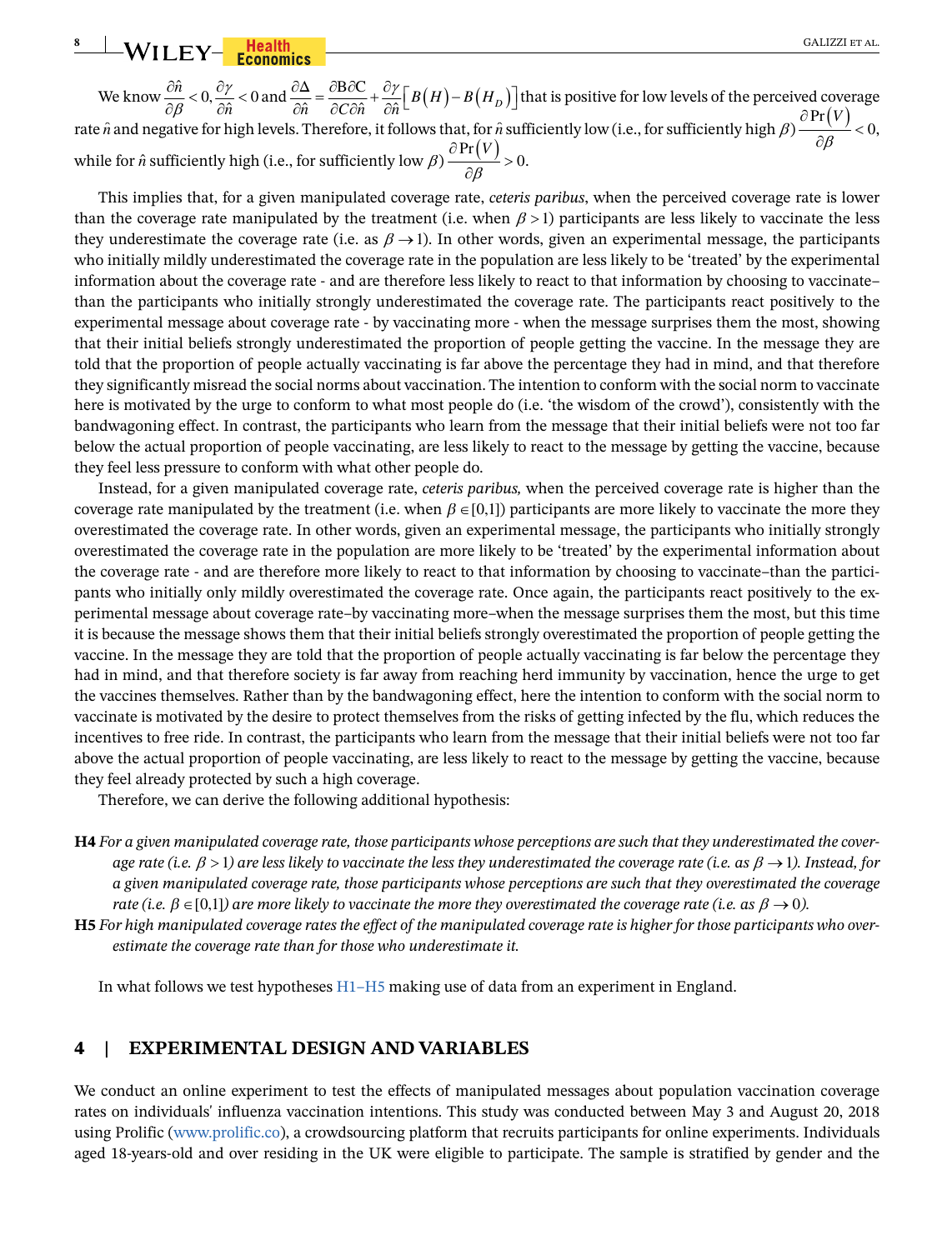We know $\frac{\partial \hat{n}}{\partial \beta} < 0, \frac{\partial \gamma}{\partial \hat{n}} < 0$ and $\frac{\partial \Delta}{\partial \hat{n}} = \frac{\partial B \partial C}{\partial C \partial \hat{n}} + \frac{\partial \gamma}{\partial \hat{n}}\left[B(H) - B(H_D)\right]$ that is positive for low levels of the perceived coverage rate $\hat{n}$ and negative for high levels. Therefore, it follows that, for $\hat{n}$ sufficiently low (i.e., for sufficiently high $\beta$) $\frac{\partial \Pr(V)}{\partial \beta} < 0$, while for $\hat{n}$ sufficiently high (i.e., for sufficiently low $\beta$) $\frac{\partial \Pr(V)}{\partial \beta} > 0$.

This implies that, for a given manipulated coverage rate, *ceteris paribus*, when the perceived coverage rate is lower than the coverage rate manipulated by the treatment (i.e. when $\beta > 1$) participants are less likely to vaccinate the less they underestimate the coverage rate (i.e. as $\beta \to 1$). In other words, given an experimental message, the participants who initially mildly underestimated the coverage rate in the population are less likely to be 'treated' by the experimental information about the coverage rate - and are therefore less likely to react to that information by choosing to vaccinate– than the participants who initially strongly underestimated the coverage rate. The participants react positively to the experimental message about coverage rate - by vaccinating more - when the message surprises them the most, showing that their initial beliefs strongly underestimated the proportion of people getting the vaccine. In the message they are told that the proportion of people actually vaccinating is far above the percentage they had in mind, and that therefore they significantly misread the social norms about vaccination. The intention to conform with the social norm to vaccinate here is motivated by the urge to conform to what most people do (i.e. 'the wisdom of the crowd'), consistently with the bandwagoning effect. In contrast, the participants who learn from the message that their initial beliefs were not too far below the actual proportion of people vaccinating, are less likely to react to the message by getting the vaccine, because they feel less pressure to conform with what other people do.

Instead, for a given manipulated coverage rate, *ceteris paribus,* when the perceived coverage rate is higher than the coverage rate manipulated by the treatment (i.e. when $\beta \in [0,1]$) participants are more likely to vaccinate the more they overestimated the coverage rate. In other words, given an experimental message, the participants who initially strongly overestimated the coverage rate in the population are more likely to be 'treated' by the experimental information about the coverage rate - and are therefore more likely to react to that information by choosing to vaccinate–than the participants who initially only mildly overestimated the coverage rate. Once again, the participants react positively to the experimental message about coverage rate–by vaccinating more–when the message surprises them the most, but this time it is because the message shows them that their initial beliefs strongly overestimated the proportion of people getting the vaccine. In the message they are told that the proportion of people actually vaccinating is far below the percentage they had in mind, and that therefore society is far away from reaching herd immunity by vaccination, hence the urge to get the vaccines themselves. Rather than by the bandwagoning effect, here the intention to conform with the social norm to vaccinate is motivated by the desire to protect themselves from the risks of getting infected by the flu, which reduces the incentives to free ride. In contrast, the participants who learn from the message that their initial beliefs were not too far above the actual proportion of people vaccinating, are less likely to react to the message by getting the vaccine, because they feel already protected by such a high coverage.

Therefore, we can derive the following additional hypothesis:

**H4** *For a given manipulated coverage rate, those participants whose perceptions are such that they underestimated the coverage rate (i.e. $\beta > 1$) are less likely to vaccinate the less they underestimated the coverage rate (i.e. as $\beta \to 1$). Instead, for a given manipulated coverage rate, those participants whose perceptions are such that they overestimated the coverage rate (i.e. $\beta \in [0,1]$) are more likely to vaccinate the more they overestimated the coverage rate (i.e. as $\beta \to 0$).*

**H5** *For high manipulated coverage rates the effect of the manipulated coverage rate is higher for those participants who overestimate the coverage rate than for those who underestimate it.*

In what follows we test hypotheses H1–H5 making use of data from an experiment in England.

## 4 | EXPERIMENTAL DESIGN AND VARIABLES

We conduct an online experiment to test the effects of manipulated messages about population vaccination coverage rates on individuals' influenza vaccination intentions. This study was conducted between May 3 and August 20, 2018 using Prolific (www.prolific.co), a crowdsourcing platform that recruits participants for online experiments. Individuals aged 18-years-old and over residing in the UK were eligible to participate. The sample is stratified by gender and the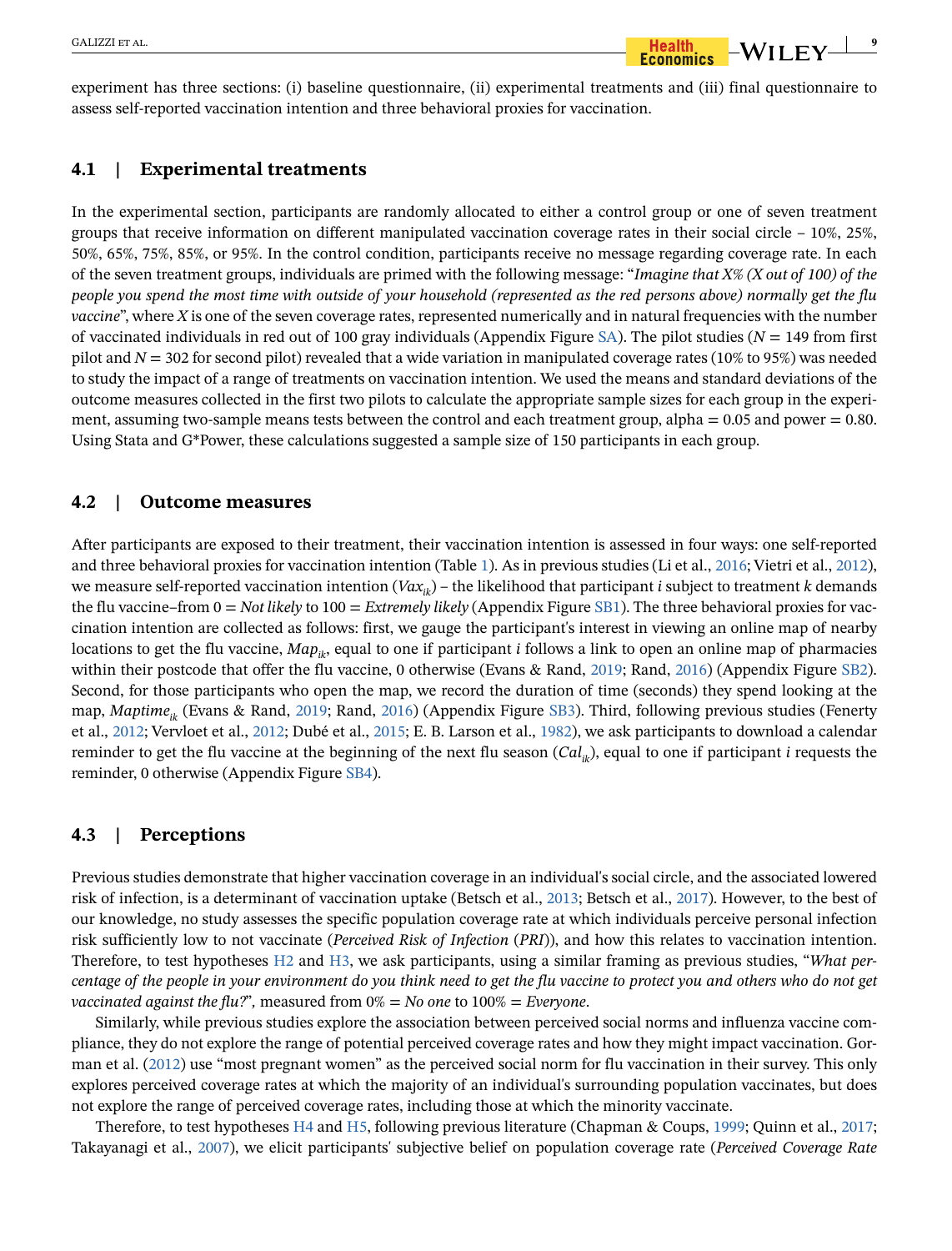experiment has three sections: (i) baseline questionnaire, (ii) experimental treatments and (iii) final questionnaire to assess self-reported vaccination intention and three behavioral proxies for vaccination.

## 4.1 | Experimental treatments

In the experimental section, participants are randomly allocated to either a control group or one of seven treatment groups that receive information on different manipulated vaccination coverage rates in their social circle – 10%, 25%, 50%, 65%, 75%, 85%, or 95%. In the control condition, participants receive no message regarding coverage rate. In each of the seven treatment groups, individuals are primed with the following message: "*Imagine that X% (X out of 100) of the people you spend the most time with outside of your household (represented as the red persons above) normally get the flu vaccine*", where *X* is one of the seven coverage rates, represented numerically and in natural frequencies with the number of vaccinated individuals in red out of 100 gray individuals (Appendix Figure SA). The pilot studies ($N = 149$ from first pilot and $N = 302$ for second pilot) revealed that a wide variation in manipulated coverage rates (10% to 95%) was needed to study the impact of a range of treatments on vaccination intention. We used the means and standard deviations of the outcome measures collected in the first two pilots to calculate the appropriate sample sizes for each group in the experiment, assuming two-sample means tests between the control and each treatment group, alpha = 0.05 and power = 0.80. Using Stata and G*Power, these calculations suggested a sample size of 150 participants in each group.

## 4.2 | Outcome measures

After participants are exposed to their treatment, their vaccination intention is assessed in four ways: one self-reported and three behavioral proxies for vaccination intention (Table 1). As in previous studies (Li et al., 2016; Vietri et al., 2012), we measure self-reported vaccination intention ($Vax_{ik}$) – the likelihood that participant *i* subject to treatment *k* demands the flu vaccine–from 0 = *Not likely* to 100 = *Extremely likely* (Appendix Figure SB1). The three behavioral proxies for vaccination intention are collected as follows: first, we gauge the participant's interest in viewing an online map of nearby locations to get the flu vaccine, $Map_{ik}$, equal to one if participant *i* follows a link to open an online map of pharmacies within their postcode that offer the flu vaccine, 0 otherwise (Evans & Rand, 2019; Rand, 2016) (Appendix Figure SB2). Second, for those participants who open the map, we record the duration of time (seconds) they spend looking at the map, $Maptime_{ik}$ (Evans & Rand, 2019; Rand, 2016) (Appendix Figure SB3). Third, following previous studies (Fenerty et al., 2012; Vervloet et al., 2012; Dubé et al., 2015; E. B. Larson et al., 1982), we ask participants to download a calendar reminder to get the flu vaccine at the beginning of the next flu season ($Cal_{ik}$), equal to one if participant *i* requests the reminder, 0 otherwise (Appendix Figure SB4).

## 4.3 | Perceptions

Previous studies demonstrate that higher vaccination coverage in an individual's social circle, and the associated lowered risk of infection, is a determinant of vaccination uptake (Betsch et al., 2013; Betsch et al., 2017). However, to the best of our knowledge, no study assesses the specific population coverage rate at which individuals perceive personal infection risk sufficiently low to not vaccinate (*Perceived Risk of Infection* (*PRI*)), and how this relates to vaccination intention. Therefore, to test hypotheses H2 and H3, we ask participants, using a similar framing as previous studies, "*What percentage of the people in your environment do you think need to get the flu vaccine to protect you and others who do not get vaccinated against the flu?*", measured from 0% = *No one* to 100% = *Everyone*.

Similarly, while previous studies explore the association between perceived social norms and influenza vaccine compliance, they do not explore the range of potential perceived coverage rates and how they might impact vaccination. Gorman et al. (2012) use "most pregnant women" as the perceived social norm for flu vaccination in their survey. This only explores perceived coverage rates at which the majority of an individual's surrounding population vaccinates, but does not explore the range of perceived coverage rates, including those at which the minority vaccinate.

Therefore, to test hypotheses H4 and H5, following previous literature (Chapman & Coups, 1999; Quinn et al., 2017; Takayanagi et al., 2007), we elicit participants' subjective belief on population coverage rate (*Perceived Coverage Rate*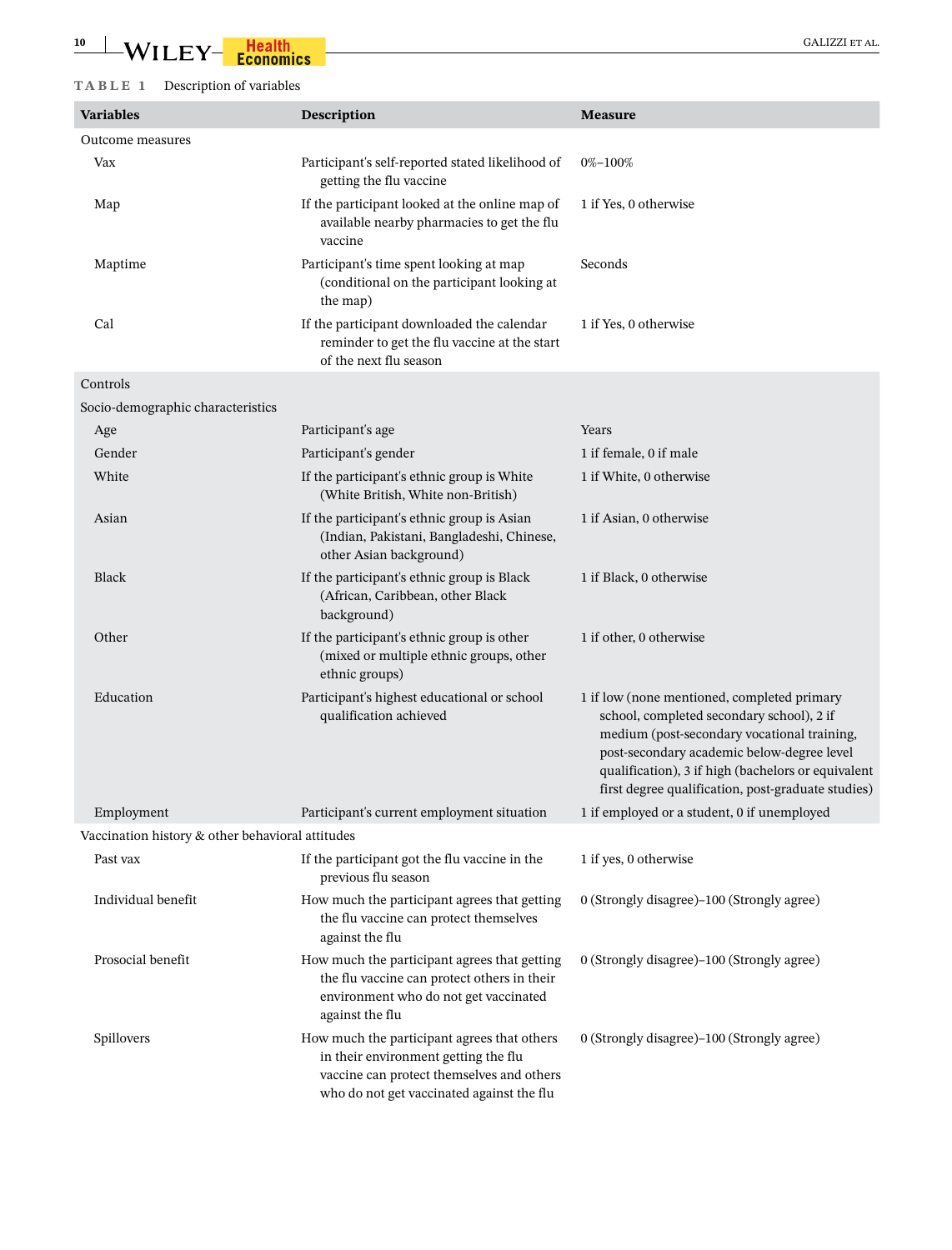**TABLE 1** Description of variables

| Variables | Description | Measure |
|---|---|---|
| Outcome measures | | |
| Vax | Participant's self-reported stated likelihood of getting the flu vaccine | 0%–100% |
| Map | If the participant looked at the online map of available nearby pharmacies to get the flu vaccine | 1 if Yes, 0 otherwise |
| Maptime | Participant's time spent looking at map (conditional on the participant looking at the map) | Seconds |
| Cal | If the participant downloaded the calendar reminder to get the flu vaccine at the start of the next flu season | 1 if Yes, 0 otherwise |
| Controls | | |
| Socio-demographic characteristics | | |
| Age | Participant's age | Years |
| Gender | Participant's gender | 1 if female, 0 if male |
| White | If the participant's ethnic group is White (White British, White non-British) | 1 if White, 0 otherwise |
| Asian | If the participant's ethnic group is Asian (Indian, Pakistani, Bangladeshi, Chinese, other Asian background) | 1 if Asian, 0 otherwise |
| Black | If the participant's ethnic group is Black (African, Caribbean, other Black background) | 1 if Black, 0 otherwise |
| Other | If the participant's ethnic group is other (mixed or multiple ethnic groups, other ethnic groups) | 1 if other, 0 otherwise |
| Education | Participant's highest educational or school qualification achieved | 1 if low (none mentioned, completed primary school, completed secondary school), 2 if medium (post-secondary vocational training, post-secondary academic below-degree level qualification), 3 if high (bachelors or equivalent first degree qualification, post-graduate studies) |
| Employment | Participant's current employment situation | 1 if employed or a student, 0 if unemployed |
| Vaccination history & other behavioral attitudes | | |
| Past vax | If the participant got the flu vaccine in the previous flu season | 1 if yes, 0 otherwise |
| Individual benefit | How much the participant agrees that getting the flu vaccine can protect themselves against the flu | 0 (Strongly disagree)–100 (Strongly agree) |
| Prosocial benefit | How much the participant agrees that getting the flu vaccine can protect others in their environment who do not get vaccinated against the flu | 0 (Strongly disagree)–100 (Strongly agree) |
| Spillovers | How much the participant agrees that others in their environment getting the flu vaccine can protect themselves and others who do not get vaccinated against the flu | 0 (Strongly disagree)–100 (Strongly agree) |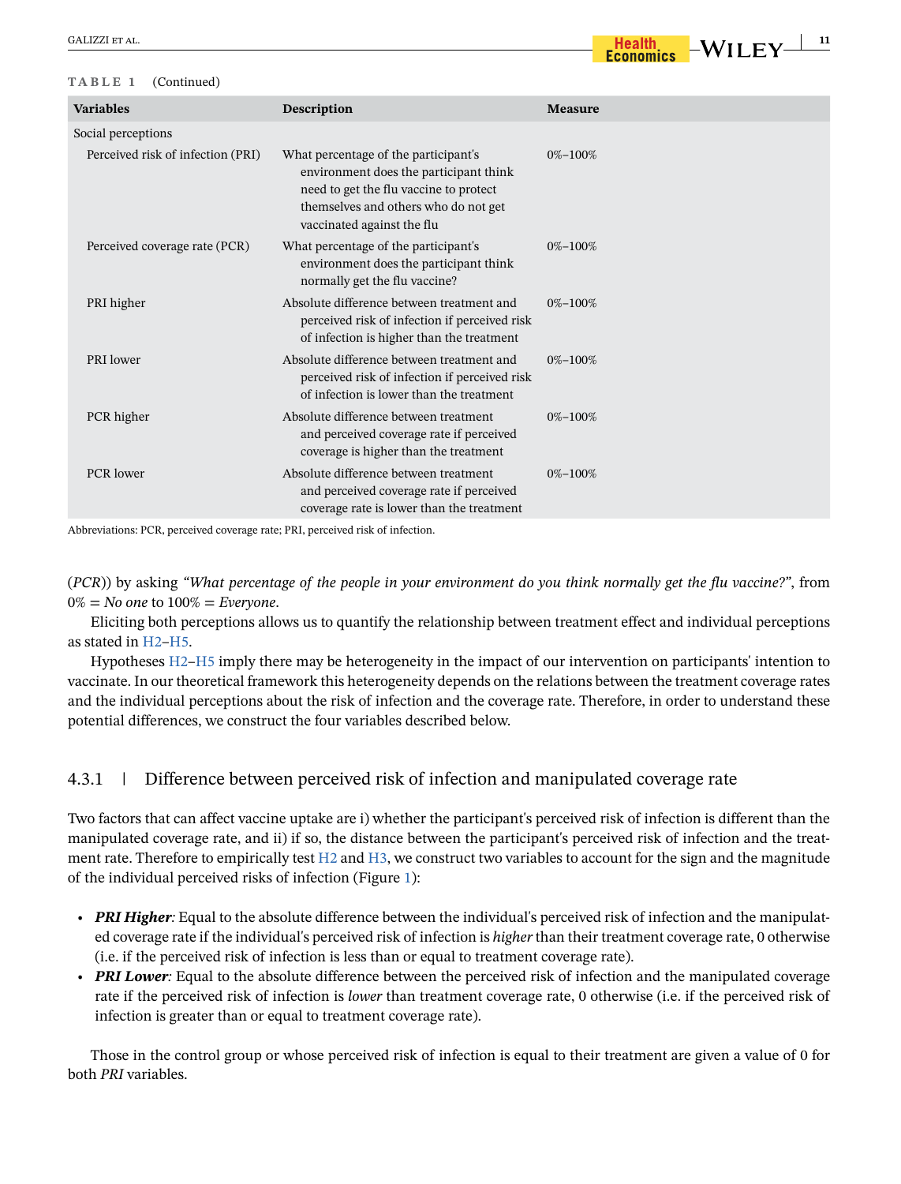**TABLE 1** (Continued)

| Variables | Description | Measure |
|---|---|---|
| Social perceptions | | |
| Perceived risk of infection (PRI) | What percentage of the participant's environment does the participant think need to get the flu vaccine to protect themselves and others who do not get vaccinated against the flu | 0%–100% |
| Perceived coverage rate (PCR) | What percentage of the participant's environment does the participant think normally get the flu vaccine? | 0%–100% |
| PRI higher | Absolute difference between treatment and perceived risk of infection if perceived risk of infection is higher than the treatment | 0%–100% |
| PRI lower | Absolute difference between treatment and perceived risk of infection if perceived risk of infection is lower than the treatment | 0%–100% |
| PCR higher | Absolute difference between treatment and perceived coverage rate if perceived coverage is higher than the treatment | 0%–100% |
| PCR lower | Absolute difference between treatment and perceived coverage rate if perceived coverage rate is lower than the treatment | 0%–100% |

Abbreviations: PCR, perceived coverage rate; PRI, perceived risk of infection.

(*PCR*)) by asking *"What percentage of the people in your environment do you think normally get the flu vaccine?"*, from 0% = *No one* to 100% = *Everyone*.

Eliciting both perceptions allows us to quantify the relationship between treatment effect and individual perceptions as stated in H2–H5.

Hypotheses H2–H5 imply there may be heterogeneity in the impact of our intervention on participants' intention to vaccinate. In our theoretical framework this heterogeneity depends on the relations between the treatment coverage rates and the individual perceptions about the risk of infection and the coverage rate. Therefore, in order to understand these potential differences, we construct the four variables described below.

### 4.3.1 | Difference between perceived risk of infection and manipulated coverage rate

Two factors that can affect vaccine uptake are i) whether the participant's perceived risk of infection is different than the manipulated coverage rate, and ii) if so, the distance between the participant's perceived risk of infection and the treatment rate. Therefore to empirically test H2 and H3, we construct two variables to account for the sign and the magnitude of the individual perceived risks of infection (Figure 1):

- ***PRI Higher**:* Equal to the absolute difference between the individual's perceived risk of infection and the manipulated coverage rate if the individual's perceived risk of infection is *higher* than their treatment coverage rate, 0 otherwise (i.e. if the perceived risk of infection is less than or equal to treatment coverage rate).
- ***PRI Lower**:* Equal to the absolute difference between the perceived risk of infection and the manipulated coverage rate if the perceived risk of infection is *lower* than treatment coverage rate, 0 otherwise (i.e. if the perceived risk of infection is greater than or equal to treatment coverage rate).

Those in the control group or whose perceived risk of infection is equal to their treatment are given a value of 0 for both *PRI* variables.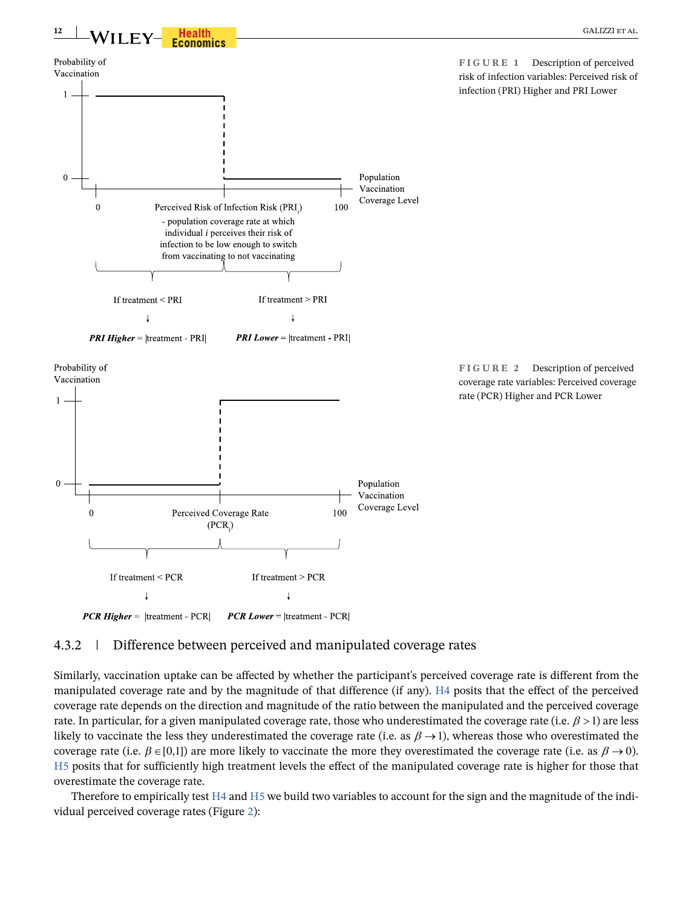Probability of Vaccination

1

0

0

Perceived Risk of Infection Risk ($PRI_i$)

- population coverage rate at which individual *i* perceives their risk of infection to be low enough to switch from vaccinating to not vaccinating

100

Population Vaccination Coverage Level

If treatment < PRI

↓

***PRI Higher*** = |treatment - PRI|

If treatment > PRI

↓

***PRI Lower*** = |treatment - PRI|

FIGURE 1 Description of perceived risk of infection variables: Perceived risk of infection (PRI) Higher and PRI Lower

Probability of Vaccination

1

0

0

Perceived Coverage Rate ($PCR_i$)

100

Population Vaccination Coverage Level

If treatment < PCR

↓

***PCR Higher*** = |treatment - PCR|

If treatment > PCR

↓

***PCR Lower*** = |treatment - PCR|

FIGURE 2 Description of perceived coverage rate variables: Perceived coverage rate (PCR) Higher and PCR Lower

### 4.3.2 | Difference between perceived and manipulated coverage rates

Similarly, vaccination uptake can be affected by whether the participant's perceived coverage rate is different from the manipulated coverage rate and by the magnitude of that difference (if any). H4 posits that the effect of the perceived coverage rate depends on the direction and magnitude of the ratio between the manipulated and the perceived coverage rate. In particular, for a given manipulated coverage rate, those who underestimated the coverage rate (i.e. $\beta > 1$) are less likely to vaccinate the less they underestimated the coverage rate (i.e. as $\beta \rightarrow 1$), whereas those who overestimated the coverage rate (i.e. $\beta \in [0,1]$) are more likely to vaccinate the more they overestimated the coverage rate (i.e. as $\beta \rightarrow 0$). H5 posits that for sufficiently high treatment levels the effect of the manipulated coverage rate is higher for those that overestimate the coverage rate.

Therefore to empirically test H4 and H5 we build two variables to account for the sign and the magnitude of the individual perceived coverage rates (Figure 2):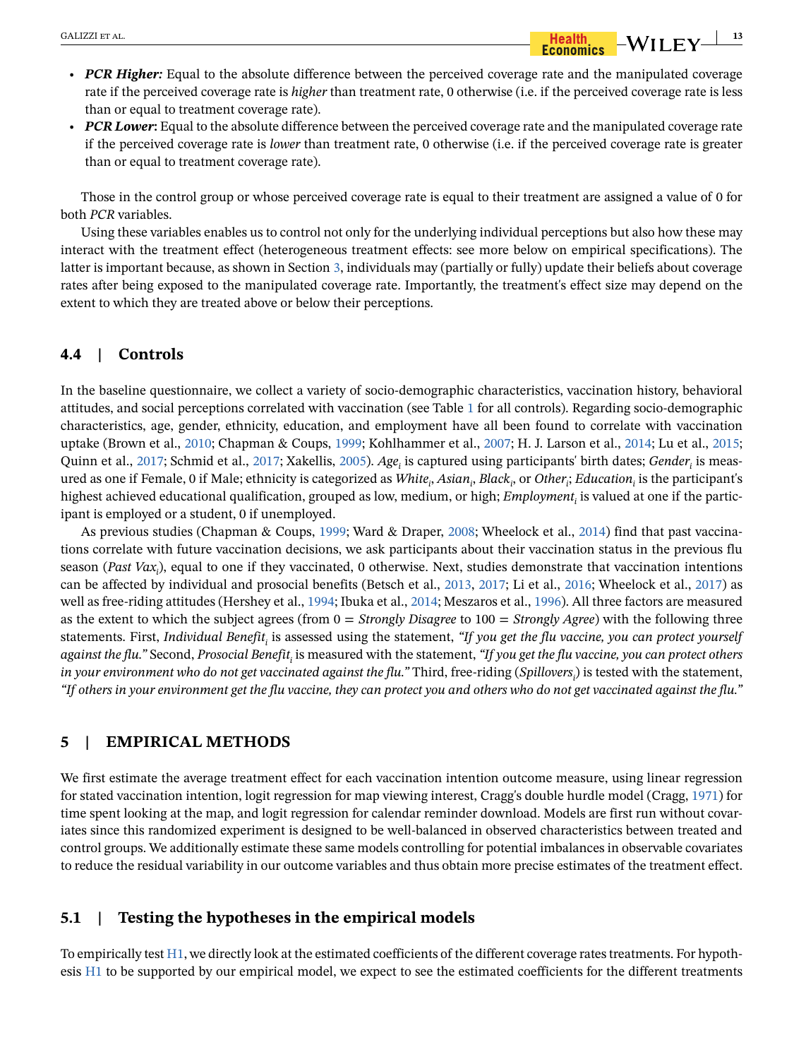- ***PCR Higher:*** Equal to the absolute difference between the perceived coverage rate and the manipulated coverage rate if the perceived coverage rate is *higher* than treatment rate, 0 otherwise (i.e. if the perceived coverage rate is less than or equal to treatment coverage rate).
- ***PCR Lower***: Equal to the absolute difference between the perceived coverage rate and the manipulated coverage rate if the perceived coverage rate is *lower* than treatment rate, 0 otherwise (i.e. if the perceived coverage rate is greater than or equal to treatment coverage rate).

Those in the control group or whose perceived coverage rate is equal to their treatment are assigned a value of 0 for both *PCR* variables.

Using these variables enables us to control not only for the underlying individual perceptions but also how these may interact with the treatment effect (heterogeneous treatment effects: see more below on empirical specifications). The latter is important because, as shown in Section 3, individuals may (partially or fully) update their beliefs about coverage rates after being exposed to the manipulated coverage rate. Importantly, the treatment's effect size may depend on the extent to which they are treated above or below their perceptions.

## 4.4 | Controls

In the baseline questionnaire, we collect a variety of socio-demographic characteristics, vaccination history, behavioral attitudes, and social perceptions correlated with vaccination (see Table 1 for all controls). Regarding socio-demographic characteristics, age, gender, ethnicity, education, and employment have all been found to correlate with vaccination uptake (Brown et al., 2010; Chapman & Coups, 1999; Kohlhammer et al., 2007; H. J. Larson et al., 2014; Lu et al., 2015; Quinn et al., 2017; Schmid et al., 2017; Xakellis, 2005). $Age_i$ is captured using participants' birth dates; $Gender_i$ is measured as one if Female, 0 if Male; ethnicity is categorized as $White_i$, $Asian_i$, $Black_i$, or $Other_i$; $Education_i$ is the participant's highest achieved educational qualification, grouped as low, medium, or high; $Employment_i$ is valued at one if the participant is employed or a student, 0 if unemployed.

As previous studies (Chapman & Coups, 1999; Ward & Draper, 2008; Wheelock et al., 2014) find that past vaccinations correlate with future vaccination decisions, we ask participants about their vaccination status in the previous flu season ($Past\ Vax_i$), equal to one if they vaccinated, 0 otherwise. Next, studies demonstrate that vaccination intentions can be affected by individual and prosocial benefits (Betsch et al., 2013, 2017; Li et al., 2016; Wheelock et al., 2017) as well as free-riding attitudes (Hershey et al., 1994; Ibuka et al., 2014; Meszaros et al., 1996). All three factors are measured as the extent to which the subject agrees (from 0 = *Strongly Disagree* to 100 = *Strongly Agree*) with the following three statements. First, $Individual\ Benefit_i$ is assessed using the statement, *"If you get the flu vaccine, you can protect yourself against the flu."* Second, $Prosocial\ Benefit_i$ is measured with the statement, *"If you get the flu vaccine, you can protect others in your environment who do not get vaccinated against the flu."* Third, free-riding ($Spillovers_i$) is tested with the statement, *"If others in your environment get the flu vaccine, they can protect you and others who do not get vaccinated against the flu."*

# 5 | EMPIRICAL METHODS

We first estimate the average treatment effect for each vaccination intention outcome measure, using linear regression for stated vaccination intention, logit regression for map viewing interest, Cragg's double hurdle model (Cragg, 1971) for time spent looking at the map, and logit regression for calendar reminder download. Models are first run without covariates since this randomized experiment is designed to be well-balanced in observed characteristics between treated and control groups. We additionally estimate these same models controlling for potential imbalances in observable covariates to reduce the residual variability in our outcome variables and thus obtain more precise estimates of the treatment effect.

## 5.1 | Testing the hypotheses in the empirical models

To empirically test H1, we directly look at the estimated coefficients of the different coverage rates treatments. For hypothesis H1 to be supported by our empirical model, we expect to see the estimated coefficients for the different treatments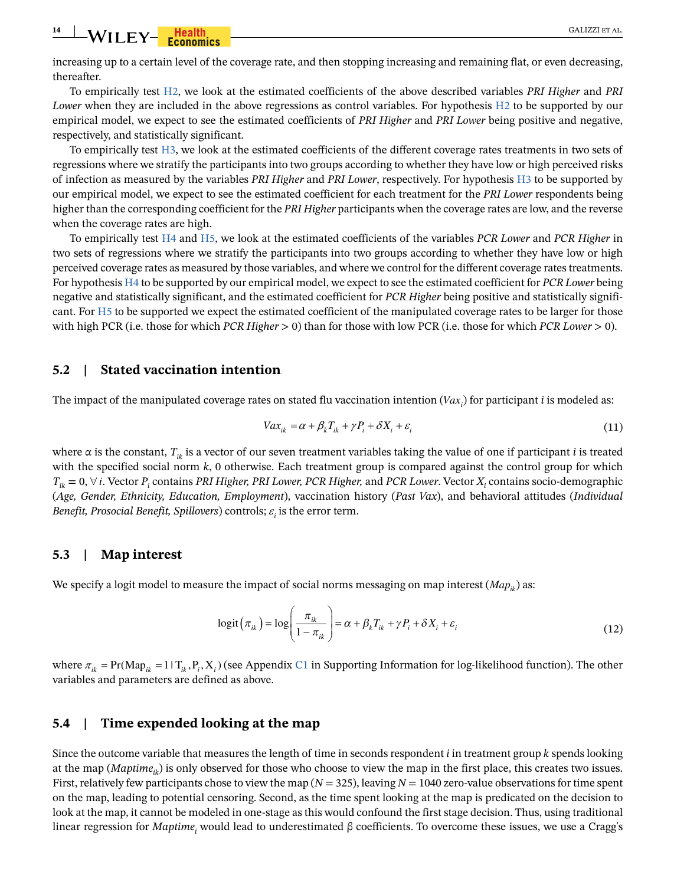increasing up to a certain level of the coverage rate, and then stopping increasing and remaining flat, or even decreasing, thereafter.

To empirically test H2, we look at the estimated coefficients of the above described variables *PRI Higher* and *PRI Lower* when they are included in the above regressions as control variables. For hypothesis H2 to be supported by our empirical model, we expect to see the estimated coefficients of *PRI Higher* and *PRI Lower* being positive and negative, respectively, and statistically significant.

To empirically test H3, we look at the estimated coefficients of the different coverage rates treatments in two sets of regressions where we stratify the participants into two groups according to whether they have low or high perceived risks of infection as measured by the variables *PRI Higher* and *PRI Lower*, respectively. For hypothesis H3 to be supported by our empirical model, we expect to see the estimated coefficient for each treatment for the *PRI Lower* respondents being higher than the corresponding coefficient for the *PRI Higher* participants when the coverage rates are low, and the reverse when the coverage rates are high.

To empirically test H4 and H5, we look at the estimated coefficients of the variables *PCR Lower* and *PCR Higher* in two sets of regressions where we stratify the participants into two groups according to whether they have low or high perceived coverage rates as measured by those variables, and where we control for the different coverage rates treatments. For hypothesis H4 to be supported by our empirical model, we expect to see the estimated coefficient for *PCR Lower* being negative and statistically significant, and the estimated coefficient for *PCR Higher* being positive and statistically significant. For H5 to be supported we expect the estimated coefficient of the manipulated coverage rates to be larger for those with high PCR (i.e. those for which *PCR Higher* > 0) than for those with low PCR (i.e. those for which *PCR Lower* > 0).

## 5.2 | Stated vaccination intention

The impact of the manipulated coverage rates on stated flu vaccination intention ($Vax_i$) for participant *i* is modeled as:

$$Vax_{ik} = \alpha + \beta_k T_{ik} + \gamma P_i + \delta X_i + \varepsilon_i \tag{11}$$

where α is the constant, $T_{ik}$ is a vector of our seven treatment variables taking the value of one if participant *i* is treated with the specified social norm *k*, 0 otherwise. Each treatment group is compared against the control group for which $T_{ik} = 0, \forall i$. Vector $P_i$ contains *PRI Higher, PRI Lower, PCR Higher,* and *PCR Lower*. Vector $X_i$ contains socio-demographic (*Age, Gender, Ethnicity, Education, Employment*), vaccination history (*Past Vax*), and behavioral attitudes (*Individual Benefit, Prosocial Benefit, Spillovers*) controls; $\varepsilon_i$ is the error term.

## 5.3 | Map interest

We specify a logit model to measure the impact of social norms messaging on map interest ($Map_{ik}$) as:

$$\text{logit}(\pi_{ik}) = \log\left(\frac{\pi_{ik}}{1-\pi_{ik}}\right) = \alpha + \beta_k T_{ik} + \gamma P_i + \delta X_i + \varepsilon_i \tag{12}$$

where $\pi_{ik} = \Pr(\text{Map}_{ik} = 1 \mid \text{T}_{ik}, \text{P}_i, \text{X}_i)$ (see Appendix C1 in Supporting Information for log-likelihood function). The other variables and parameters are defined as above.

## 5.4 | Time expended looking at the map

Since the outcome variable that measures the length of time in seconds respondent *i* in treatment group *k* spends looking at the map ($Maptime_{ik}$) is only observed for those who choose to view the map in the first place, this creates two issues. First, relatively few participants chose to view the map ($N = 325$), leaving $N = 1040$ zero-value observations for time spent on the map, leading to potential censoring. Second, as the time spent looking at the map is predicated on the decision to look at the map, it cannot be modeled in one-stage as this would confound the first stage decision. Thus, using traditional linear regression for $Maptime_i$ would lead to underestimated β coefficients. To overcome these issues, we use a Cragg's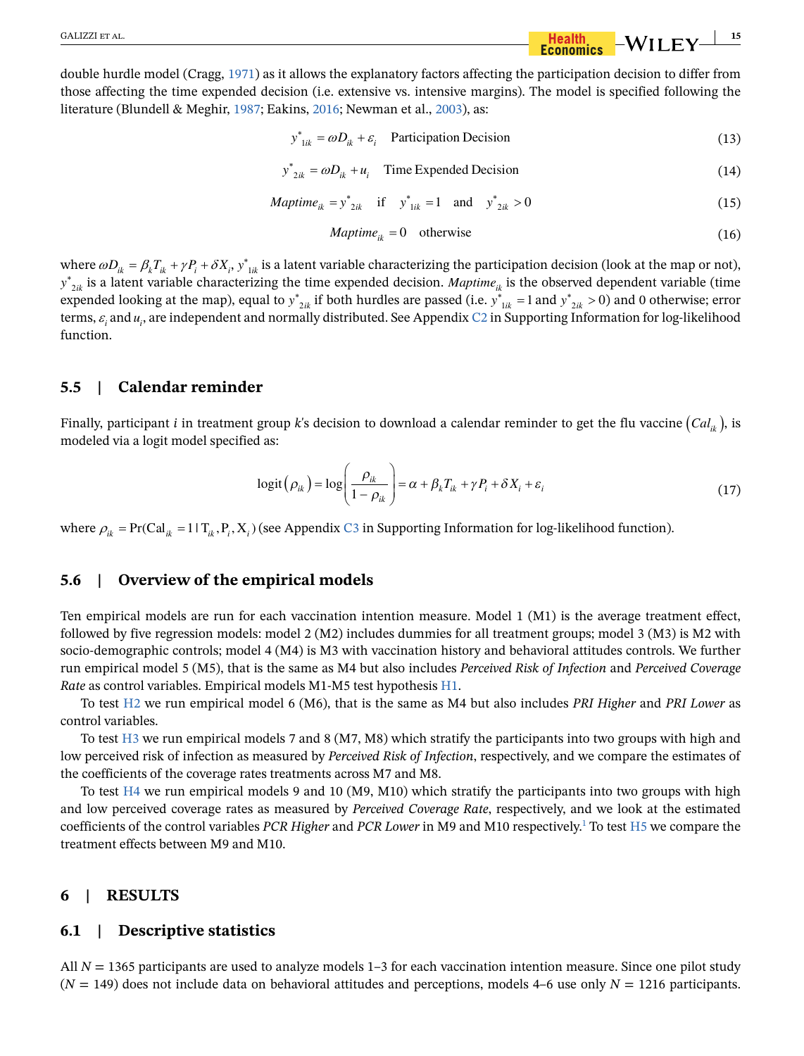double hurdle model (Cragg, 1971) as it allows the explanatory factors affecting the participation decision to differ from those affecting the time expended decision (i.e. extensive vs. intensive margins). The model is specified following the literature (Blundell & Meghir, 1987; Eakins, 2016; Newman et al., 2003), as:

$$y^{*}_{1ik} = \omega D_{ik} + \varepsilon_i \quad \text{Participation Decision} \tag{13}$$

$$y^{*}_{2ik} = \omega D_{ik} + u_i \quad \text{Time Expended Decision} \tag{14}$$

$$Maptime_{ik} = y^{*}_{2ik} \quad \text{if} \quad y^{*}_{1ik} = 1 \quad \text{and} \quad y^{*}_{2ik} > 0 \tag{15}$$

$$Maptime_{ik} = 0 \quad \text{otherwise} \tag{16}$$

where $\omega D_{ik} = \beta_k T_{ik} + \gamma P_i + \delta X_i$, $y^{*}_{1ik}$ is a latent variable characterizing the participation decision (look at the map or not), $y^{*}_{2ik}$ is a latent variable characterizing the time expended decision. $Maptime_{ik}$ is the observed dependent variable (time expended looking at the map), equal to $y^{*}_{2ik}$ if both hurdles are passed (i.e. $y^{*}_{1ik} = 1$ and $y^{*}_{2ik} > 0$) and 0 otherwise; error terms, $\varepsilon_i$ and $u_i$, are independent and normally distributed. See Appendix C2 in Supporting Information for log-likelihood function.

## 5.5 | Calendar reminder

Finally, participant $i$ in treatment group $k$'s decision to download a calendar reminder to get the flu vaccine $(Cal_{ik})$, is modeled via a logit model specified as:

$$\text{logit}(\rho_{ik}) = \log\left(\frac{\rho_{ik}}{1 - \rho_{ik}}\right) = \alpha + \beta_k T_{ik} + \gamma P_i + \delta X_i + \varepsilon_i \tag{17}$$

where $\rho_{ik} = \Pr(\text{Cal}_{ik} = 1 \mid \text{T}_{ik}, \text{P}_i, \text{X}_i)$ (see Appendix C3 in Supporting Information for log-likelihood function).

## 5.6 | Overview of the empirical models

Ten empirical models are run for each vaccination intention measure. Model 1 (M1) is the average treatment effect, followed by five regression models: model 2 (M2) includes dummies for all treatment groups; model 3 (M3) is M2 with socio-demographic controls; model 4 (M4) is M3 with vaccination history and behavioral attitudes controls. We further run empirical model 5 (M5), that is the same as M4 but also includes *Perceived Risk of Infection* and *Perceived Coverage Rate* as control variables. Empirical models M1-M5 test hypothesis H1.

To test H2 we run empirical model 6 (M6), that is the same as M4 but also includes *PRI Higher* and *PRI Lower* as control variables.

To test H3 we run empirical models 7 and 8 (M7, M8) which stratify the participants into two groups with high and low perceived risk of infection as measured by *Perceived Risk of Infection*, respectively, and we compare the estimates of the coefficients of the coverage rates treatments across M7 and M8.

To test H4 we run empirical models 9 and 10 (M9, M10) which stratify the participants into two groups with high and low perceived coverage rates as measured by *Perceived Coverage Rate*, respectively, and we look at the estimated coefficients of the control variables *PCR Higher* and *PCR Lower* in M9 and M10 respectively.[1] To test H5 we compare the treatment effects between M9 and M10.

# 6 | RESULTS

## 6.1 | Descriptive statistics

All $N$ = 1365 participants are used to analyze models 1–3 for each vaccination intention measure. Since one pilot study ($N$ = 149) does not include data on behavioral attitudes and perceptions, models 4–6 use only $N$ = 1216 participants.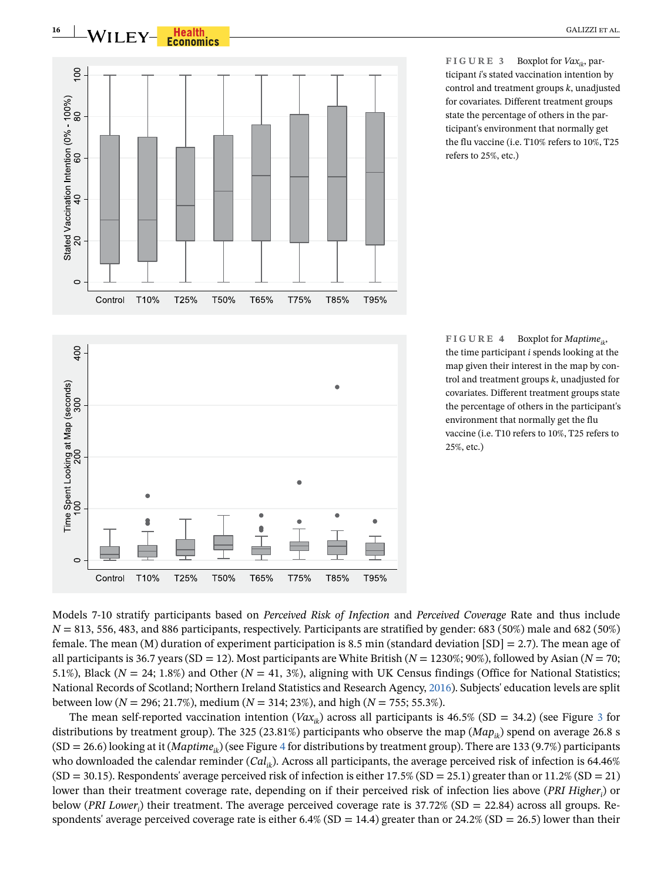FIGURE 3 Boxplot for $Vax_{ik}$, participant $i$'s stated vaccination intention by control and treatment groups $k$, unadjusted for covariates. Different treatment groups state the percentage of others in the participant's environment that normally get the flu vaccine (i.e. T10% refers to 10%, T25 refers to 25%, etc.)

FIGURE 4 Boxplot for $Maptime_{ik}$, the time participant $i$ spends looking at the map given their interest in the map by control and treatment groups $k$, unadjusted for covariates. Different treatment groups state the percentage of others in the participant's environment that normally get the flu vaccine (i.e. T10 refers to 10%, T25 refers to 25%, etc.)

Models 7-10 stratify participants based on *Perceived Risk of Infection* and *Perceived Coverage* Rate and thus include $N = 813$, 556, 483, and 886 participants, respectively. Participants are stratified by gender: 683 (50%) male and 682 (50%) female. The mean (M) duration of experiment participation is 8.5 min (standard deviation [SD] = 2.7). The mean age of all participants is 36.7 years (SD = 12). Most participants are White British ($N = 1230\%$; 90%), followed by Asian ($N = 70$; 5.1%), Black ($N = 24$; 1.8%) and Other ($N = 41$, 3%), aligning with UK Census findings (Office for National Statistics; National Records of Scotland; Northern Ireland Statistics and Research Agency, 2016). Subjects' education levels are split between low ($N = 296$; 21.7%), medium ($N = 314$; 23%), and high ($N = 755$; 55.3%).

The mean self-reported vaccination intention ($Vax_{ik}$) across all participants is 46.5% (SD = 34.2) (see Figure 3 for distributions by treatment group). The 325 (23.81%) participants who observe the map ($Map_{ik}$) spend on average 26.8 s (SD = 26.6) looking at it ($Maptime_{ik}$) (see Figure 4 for distributions by treatment group). There are 133 (9.7%) participants who downloaded the calendar reminder ($Cal_{ik}$). Across all participants, the average perceived risk of infection is 64.46% (SD = 30.15). Respondents' average perceived risk of infection is either 17.5% (SD = 25.1) greater than or 11.2% (SD = 21) lower than their treatment coverage rate, depending on if their perceived risk of infection lies above (*PRI Higher*$_i$) or below (*PRI Lower*$_i$) their treatment. The average perceived coverage rate is 37.72% (SD = 22.84) across all groups. Respondents' average perceived coverage rate is either 6.4% (SD = 14.4) greater than or 24.2% (SD = 26.5) lower than their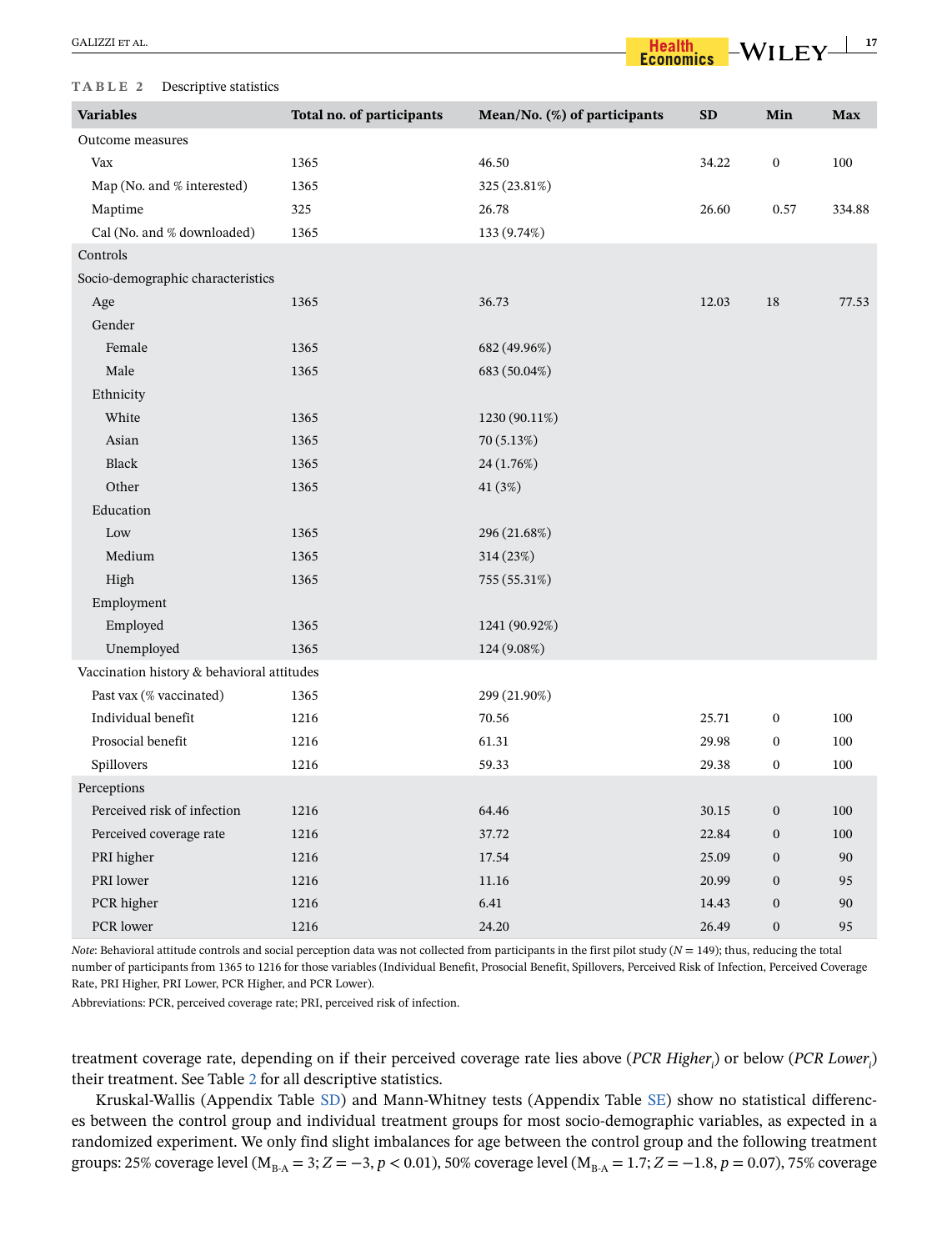**TABLE 2** Descriptive statistics

| Variables | Total no. of participants | Mean/No. (%) of participants | SD | Min | Max |
|---|---|---|---|---|---|
| Outcome measures | | | | | |
| Vax | 1365 | 46.50 | 34.22 | 0 | 100 |
| Map (No. and % interested) | 1365 | 325 (23.81%) | | | |
| Maptime | 325 | 26.78 | 26.60 | 0.57 | 334.88 |
| Cal (No. and % downloaded) | 1365 | 133 (9.74%) | | | |
| Controls | | | | | |
| Socio-demographic characteristics | | | | | |
| Age | 1365 | 36.73 | 12.03 | 18 | 77.53 |
| Gender | | | | | |
| Female | 1365 | 682 (49.96%) | | | |
| Male | 1365 | 683 (50.04%) | | | |
| Ethnicity | | | | | |
| White | 1365 | 1230 (90.11%) | | | |
| Asian | 1365 | 70 (5.13%) | | | |
| Black | 1365 | 24 (1.76%) | | | |
| Other | 1365 | 41 (3%) | | | |
| Education | | | | | |
| Low | 1365 | 296 (21.68%) | | | |
| Medium | 1365 | 314 (23%) | | | |
| High | 1365 | 755 (55.31%) | | | |
| Employment | | | | | |
| Employed | 1365 | 1241 (90.92%) | | | |
| Unemployed | 1365 | 124 (9.08%) | | | |
| Vaccination history & behavioral attitudes | | | | | |
| Past vax (% vaccinated) | 1365 | 299 (21.90%) | | | |
| Individual benefit | 1216 | 70.56 | 25.71 | 0 | 100 |
| Prosocial benefit | 1216 | 61.31 | 29.98 | 0 | 100 |
| Spillovers | 1216 | 59.33 | 29.38 | 0 | 100 |
| Perceptions | | | | | |
| Perceived risk of infection | 1216 | 64.46 | 30.15 | 0 | 100 |
| Perceived coverage rate | 1216 | 37.72 | 22.84 | 0 | 100 |
| PRI higher | 1216 | 17.54 | 25.09 | 0 | 90 |
| PRI lower | 1216 | 11.16 | 20.99 | 0 | 95 |
| PCR higher | 1216 | 6.41 | 14.43 | 0 | 90 |
| PCR lower | 1216 | 24.20 | 26.49 | 0 | 95 |

*Note*: Behavioral attitude controls and social perception data was not collected from participants in the first pilot study ($N = 149$); thus, reducing the total number of participants from 1365 to 1216 for those variables (Individual Benefit, Prosocial Benefit, Spillovers, Perceived Risk of Infection, Perceived Coverage Rate, PRI Higher, PRI Lower, PCR Higher, and PCR Lower).

Abbreviations: PCR, perceived coverage rate; PRI, perceived risk of infection.

treatment coverage rate, depending on if their perceived coverage rate lies above (*PCR Higher*$_i$) or below (*PCR Lower*$_i$) their treatment. See Table 2 for all descriptive statistics.

Kruskal-Wallis (Appendix Table SD) and Mann-Whitney tests (Appendix Table SE) show no statistical differences between the control group and individual treatment groups for most socio-demographic variables, as expected in a randomized experiment. We only find slight imbalances for age between the control group and the following treatment groups: 25% coverage level ($M_{B\text{-}A} = 3$; $Z = -3$, $p < 0.01$), 50% coverage level ($M_{B\text{-}A} = 1.7$; $Z = -1.8$, $p = 0.07$), 75% coverage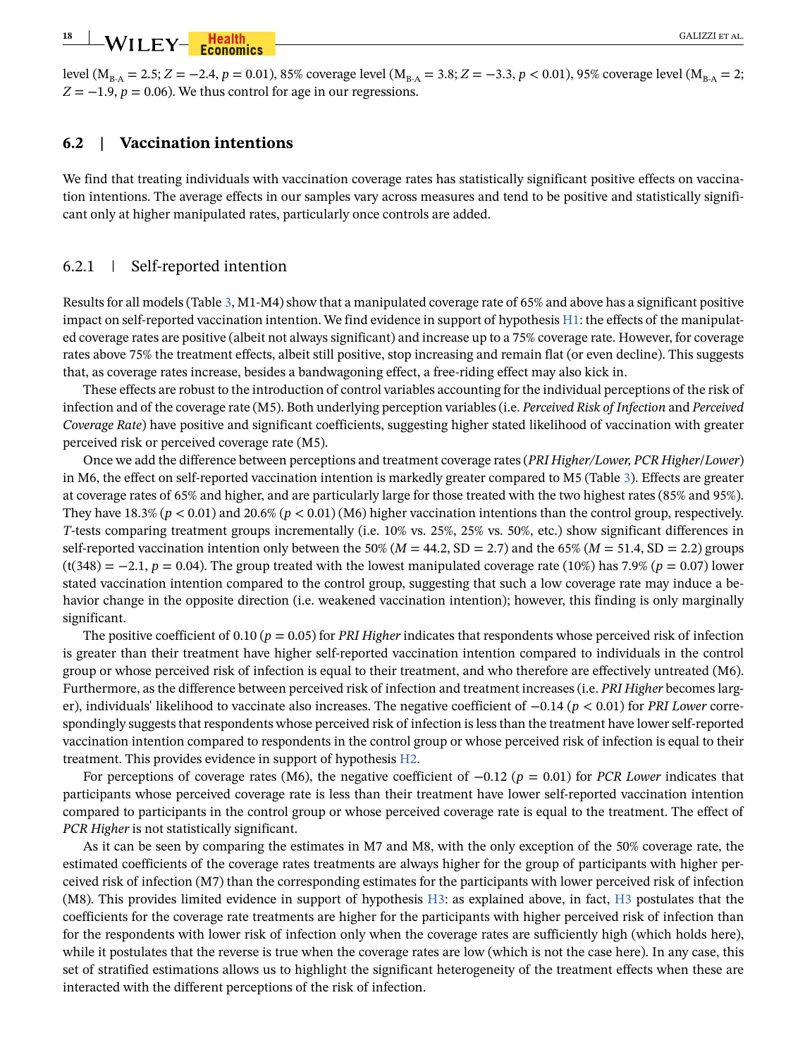level ($M_{B\text{-}A} = 2.5$; $Z = -2.4$, $p = 0.01$), 85% coverage level ($M_{B\text{-}A} = 3.8$; $Z = -3.3$, $p < 0.01$), 95% coverage level ($M_{B\text{-}A} = 2$; $Z = -1.9$, $p = 0.06$). We thus control for age in our regressions.

## 6.2 | Vaccination intentions

We find that treating individuals with vaccination coverage rates has statistically significant positive effects on vaccination intentions. The average effects in our samples vary across measures and tend to be positive and statistically significant only at higher manipulated rates, particularly once controls are added.

### 6.2.1 | Self-reported intention

Results for all models (Table 3, M1-M4) show that a manipulated coverage rate of 65% and above has a significant positive impact on self-reported vaccination intention. We find evidence in support of hypothesis H1: the effects of the manipulated coverage rates are positive (albeit not always significant) and increase up to a 75% coverage rate. However, for coverage rates above 75% the treatment effects, albeit still positive, stop increasing and remain flat (or even decline). This suggests that, as coverage rates increase, besides a bandwagoning effect, a free-riding effect may also kick in.

These effects are robust to the introduction of control variables accounting for the individual perceptions of the risk of infection and of the coverage rate (M5). Both underlying perception variables (i.e. *Perceived Risk of Infection* and *Perceived Coverage Rate*) have positive and significant coefficients, suggesting higher stated likelihood of vaccination with greater perceived risk or perceived coverage rate (M5).

Once we add the difference between perceptions and treatment coverage rates (*PRI Higher/Lower, PCR Higher/Lower*) in M6, the effect on self-reported vaccination intention is markedly greater compared to M5 (Table 3). Effects are greater at coverage rates of 65% and higher, and are particularly large for those treated with the two highest rates (85% and 95%). They have 18.3% ($p < 0.01$) and 20.6% ($p < 0.01$) (M6) higher vaccination intentions than the control group, respectively. *T*-tests comparing treatment groups incrementally (i.e. 10% vs. 25%, 25% vs. 50%, etc.) show significant differences in self-reported vaccination intention only between the 50% ($M = 44.2$, $SD = 2.7$) and the 65% ($M = 51.4$, $SD = 2.2$) groups ($t(348) = -2.1$, $p = 0.04$). The group treated with the lowest manipulated coverage rate (10%) has 7.9% ($p = 0.07$) lower stated vaccination intention compared to the control group, suggesting that such a low coverage rate may induce a behavior change in the opposite direction (i.e. weakened vaccination intention); however, this finding is only marginally significant.

The positive coefficient of 0.10 ($p = 0.05$) for *PRI Higher* indicates that respondents whose perceived risk of infection is greater than their treatment have higher self-reported vaccination intention compared to individuals in the control group or whose perceived risk of infection is equal to their treatment, and who therefore are effectively untreated (M6). Furthermore, as the difference between perceived risk of infection and treatment increases (i.e. *PRI Higher* becomes larger), individuals' likelihood to vaccinate also increases. The negative coefficient of $-0.14$ ($p < 0.01$) for *PRI Lower* correspondingly suggests that respondents whose perceived risk of infection is less than the treatment have lower self-reported vaccination intention compared to respondents in the control group or whose perceived risk of infection is equal to their treatment. This provides evidence in support of hypothesis H2.

For perceptions of coverage rates (M6), the negative coefficient of $-0.12$ ($p = 0.01$) for *PCR Lower* indicates that participants whose perceived coverage rate is less than their treatment have lower self-reported vaccination intention compared to participants in the control group or whose perceived coverage rate is equal to the treatment. The effect of *PCR Higher* is not statistically significant.

As it can be seen by comparing the estimates in M7 and M8, with the only exception of the 50% coverage rate, the estimated coefficients of the coverage rates treatments are always higher for the group of participants with higher perceived risk of infection (M7) than the corresponding estimates for the participants with lower perceived risk of infection (M8). This provides limited evidence in support of hypothesis H3: as explained above, in fact, H3 postulates that the coefficients for the coverage rate treatments are higher for the participants with higher perceived risk of infection than for the respondents with lower risk of infection only when the coverage rates are sufficiently high (which holds here), while it postulates that the reverse is true when the coverage rates are low (which is not the case here). In any case, this set of stratified estimations allows us to highlight the significant heterogeneity of the treatment effects when these are interacted with the different perceptions of the risk of infection.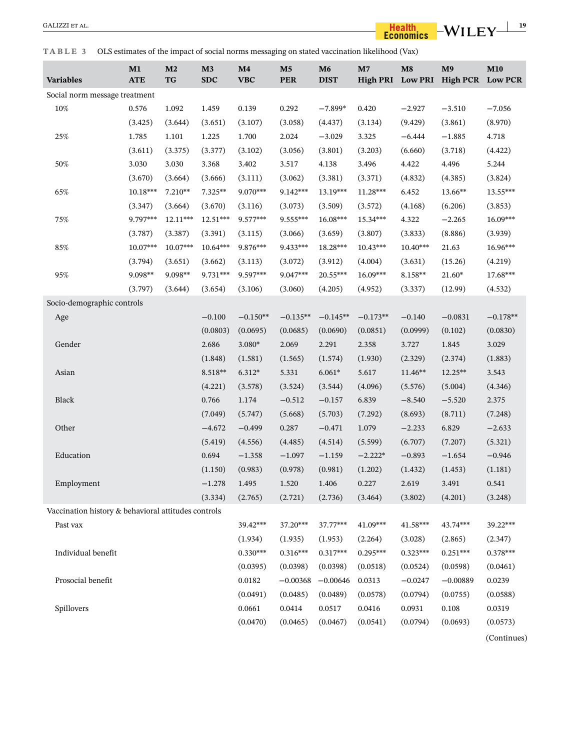**TABLE 3** OLS estimates of the impact of social norms messaging on stated vaccination likelihood (Vax)

| Variables | M1 ATE | M2 TG | M3 SDC | M4 VBC | M5 PER | M6 DIST | M7 High PRI | M8 Low PRI | M9 High PCR | M10 Low PCR |
|---|---|---|---|---|---|---|---|---|---|---|
| Social norm message treatment | | | | | | | | | | |
| 10% | 0.576 | 1.092 | 1.459 | 0.139 | 0.292 | −7.899* | 0.420 | −2.927 | −3.510 | −7.056 |
| | (3.425) | (3.644) | (3.651) | (3.107) | (3.058) | (4.437) | (3.134) | (9.429) | (3.861) | (8.970) |
| 25% | 1.785 | 1.101 | 1.225 | 1.700 | 2.024 | −3.029 | 3.325 | −6.444 | −1.885 | 4.718 |
| | (3.611) | (3.375) | (3.377) | (3.102) | (3.056) | (3.801) | (3.203) | (6.660) | (3.718) | (4.422) |
| 50% | 3.030 | 3.030 | 3.368 | 3.402 | 3.517 | 4.138 | 3.496 | 4.422 | 4.496 | 5.244 |
| | (3.670) | (3.664) | (3.666) | (3.111) | (3.062) | (3.381) | (3.371) | (4.832) | (4.385) | (3.824) |
| 65% | 10.18*** | 7.210** | 7.325** | 9.070*** | 9.142*** | 13.19*** | 11.28*** | 6.452 | 13.66** | 13.55*** |
| | (3.347) | (3.664) | (3.670) | (3.116) | (3.073) | (3.509) | (3.572) | (4.168) | (6.206) | (3.853) |
| 75% | 9.797*** | 12.11*** | 12.51*** | 9.577*** | 9.555*** | 16.08*** | 15.34*** | 4.322 | −2.265 | 16.09*** |
| | (3.787) | (3.387) | (3.391) | (3.115) | (3.066) | (3.659) | (3.807) | (3.833) | (8.886) | (3.939) |
| 85% | 10.07*** | 10.07*** | 10.64*** | 9.876*** | 9.433*** | 18.28*** | 10.43*** | 10.40*** | 21.63 | 16.96*** |
| | (3.794) | (3.651) | (3.662) | (3.113) | (3.072) | (3.912) | (4.004) | (3.631) | (15.26) | (4.219) |
| 95% | 9.098** | 9.098** | 9.731*** | 9.597*** | 9.047*** | 20.55*** | 16.09*** | 8.158** | 21.60* | 17.68*** |
| | (3.797) | (3.644) | (3.654) | (3.106) | (3.060) | (4.205) | (4.952) | (3.337) | (12.99) | (4.532) |
| Socio-demographic controls | | | | | | | | | | |
| Age | | | −0.100 | −0.150** | −0.135** | −0.145** | −0.173** | −0.140 | −0.0831 | −0.178** |
| | | | (0.0803) | (0.0695) | (0.0685) | (0.0690) | (0.0851) | (0.0999) | (0.102) | (0.0830) |
| Gender | | | 2.686 | 3.080* | 2.069 | 2.291 | 2.358 | 3.727 | 1.845 | 3.029 |
| | | | (1.848) | (1.581) | (1.565) | (1.574) | (1.930) | (2.329) | (2.374) | (1.883) |
| Asian | | | 8.518** | 6.312* | 5.331 | 6.061* | 5.617 | 11.46** | 12.25** | 3.543 |
| | | | (4.221) | (3.578) | (3.524) | (3.544) | (4.096) | (5.576) | (5.004) | (4.346) |
| Black | | | 0.766 | 1.174 | −0.512 | −0.157 | 6.839 | −8.540 | −5.520 | 2.375 |
| | | | (7.049) | (5.747) | (5.668) | (5.703) | (7.292) | (8.693) | (8.711) | (7.248) |
| Other | | | −4.672 | −0.499 | 0.287 | −0.471 | 1.079 | −2.233 | 6.829 | −2.633 |
| | | | (5.419) | (4.556) | (4.485) | (4.514) | (5.599) | (6.707) | (7.207) | (5.321) |
| Education | | | 0.694 | −1.358 | −1.097 | −1.159 | −2.222* | −0.893 | −1.654 | −0.946 |
| | | | (1.150) | (0.983) | (0.978) | (0.981) | (1.202) | (1.432) | (1.453) | (1.181) |
| Employment | | | −1.278 | 1.495 | 1.520 | 1.406 | 0.227 | 2.619 | 3.491 | 0.541 |
| | | | (3.334) | (2.765) | (2.721) | (2.736) | (3.464) | (3.802) | (4.201) | (3.248) |
| Vaccination history & behavioral attitudes controls | | | | | | | | | | |
| Past vax | | | | 39.42*** | 37.20*** | 37.77*** | 41.09*** | 41.58*** | 43.74*** | 39.22*** |
| | | | | (1.934) | (1.935) | (1.953) | (2.264) | (3.028) | (2.865) | (2.347) |
| Individual benefit | | | | 0.330*** | 0.316*** | 0.317*** | 0.295*** | 0.323*** | 0.251*** | 0.378*** |
| | | | | (0.0395) | (0.0398) | (0.0398) | (0.0518) | (0.0524) | (0.0598) | (0.0461) |
| Prosocial benefit | | | | 0.0182 | −0.00368 | −0.00646 | 0.0313 | −0.0247 | −0.00889 | 0.0239 |
| | | | | (0.0491) | (0.0485) | (0.0489) | (0.0578) | (0.0794) | (0.0755) | (0.0588) |
| Spillovers | | | | 0.0661 | 0.0414 | 0.0517 | 0.0416 | 0.0931 | 0.108 | 0.0319 |
| | | | | (0.0470) | (0.0465) | (0.0467) | (0.0541) | (0.0794) | (0.0693) | (0.0573) |

(Continues)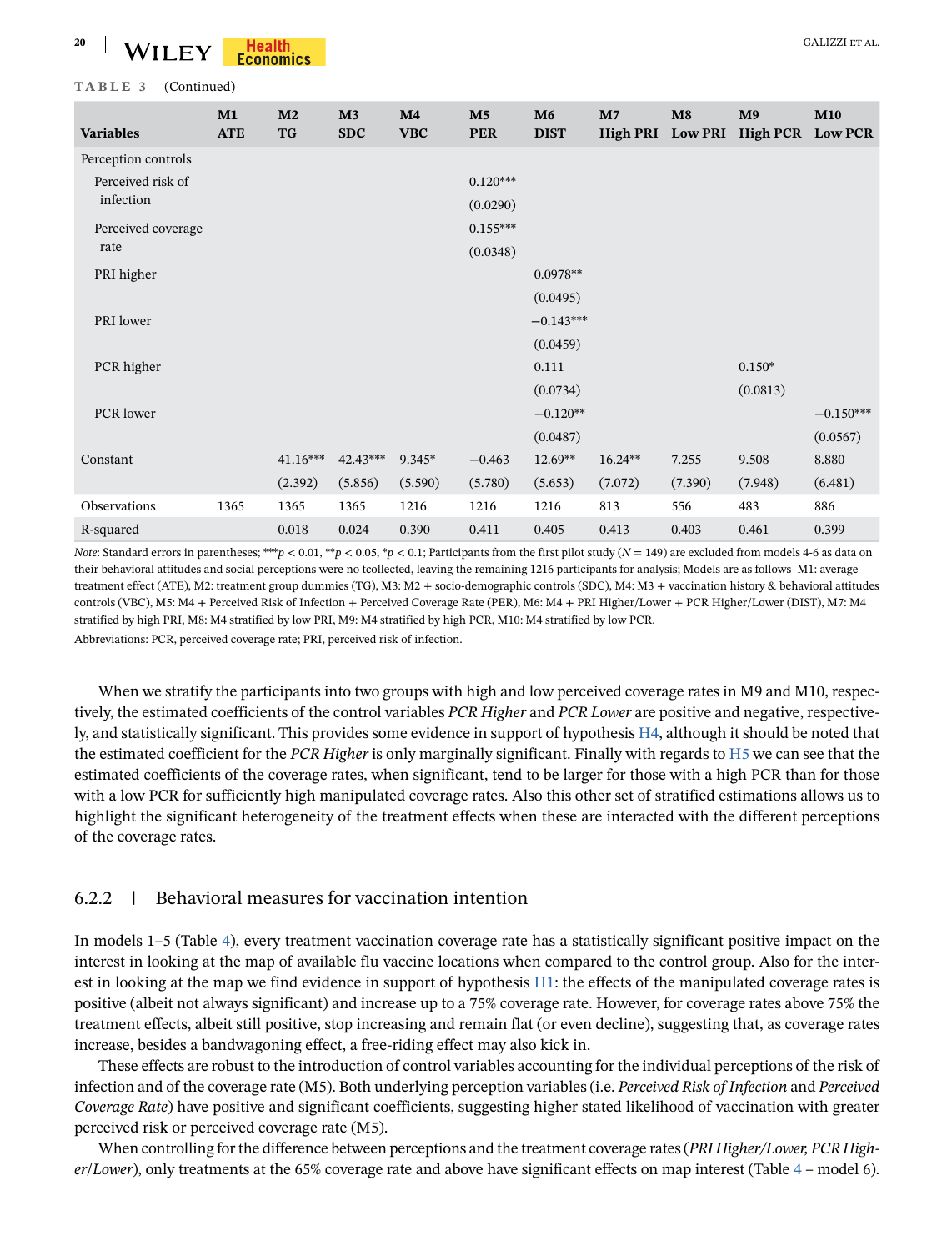**TABLE 3** (Continued)

| Variables | M1 ATE | M2 TG | M3 SDC | M4 VBC | M5 PER | M6 DIST | M7 High PRI | M8 Low PRI | M9 High PCR | M10 Low PCR |
|---|---|---|---|---|---|---|---|---|---|---|
| Perception controls | | | | | | | | | | |
| Perceived risk of infection | | | | | 0.120*** | | | | | |
| | | | | | (0.0290) | | | | | |
| Perceived coverage rate | | | | | 0.155*** | | | | | |
| | | | | | (0.0348) | | | | | |
| PRI higher | | | | | | 0.0978** | | | | |
| | | | | | | (0.0495) | | | | |
| PRI lower | | | | | | −0.143*** | | | | |
| | | | | | | (0.0459) | | | | |
| PCR higher | | | | | | 0.111 | | | 0.150* | |
| | | | | | | (0.0734) | | | (0.0813) | |
| PCR lower | | | | | | −0.120** | | | | −0.150*** |
| | | | | | | (0.0487) | | | | (0.0567) |
| Constant | | 41.16*** | 42.43*** | 9.345* | −0.463 | 12.69** | 16.24** | 7.255 | 9.508 | 8.880 |
| | | (2.392) | (5.856) | (5.590) | (5.780) | (5.653) | (7.072) | (7.390) | (7.948) | (6.481) |
| Observations | 1365 | 1365 | 1365 | 1216 | 1216 | 1216 | 813 | 556 | 483 | 886 |
| R-squared | | 0.018 | 0.024 | 0.390 | 0.411 | 0.405 | 0.413 | 0.403 | 0.461 | 0.399 |

*Note*: Standard errors in parentheses; ***$p < 0.01$, **$p < 0.05$, *$p < 0.1$; Participants from the first pilot study ($N = 149$) are excluded from models 4-6 as data on their behavioral attitudes and social perceptions were no tcollected, leaving the remaining 1216 participants for analysis; Models are as follows–M1: average treatment effect (ATE), M2: treatment group dummies (TG), M3: M2 + socio-demographic controls (SDC), M4: M3 + vaccination history & behavioral attitudes controls (VBC), M5: M4 + Perceived Risk of Infection + Perceived Coverage Rate (PER), M6: M4 + PRI Higher/Lower + PCR Higher/Lower (DIST), M7: M4 stratified by high PRI, M8: M4 stratified by low PRI, M9: M4 stratified by high PCR, M10: M4 stratified by low PCR.

Abbreviations: PCR, perceived coverage rate; PRI, perceived risk of infection.

When we stratify the participants into two groups with high and low perceived coverage rates in M9 and M10, respectively, the estimated coefficients of the control variables *PCR Higher* and *PCR Lower* are positive and negative, respectively, and statistically significant. This provides some evidence in support of hypothesis H4, although it should be noted that the estimated coefficient for the *PCR Higher* is only marginally significant. Finally with regards to H5 we can see that the estimated coefficients of the coverage rates, when significant, tend to be larger for those with a high PCR than for those with a low PCR for sufficiently high manipulated coverage rates. Also this other set of stratified estimations allows us to highlight the significant heterogeneity of the treatment effects when these are interacted with the different perceptions of the coverage rates.

### 6.2.2 | Behavioral measures for vaccination intention

In models 1–5 (Table 4), every treatment vaccination coverage rate has a statistically significant positive impact on the interest in looking at the map of available flu vaccine locations when compared to the control group. Also for the interest in looking at the map we find evidence in support of hypothesis H1: the effects of the manipulated coverage rates is positive (albeit not always significant) and increase up to a 75% coverage rate. However, for coverage rates above 75% the treatment effects, albeit still positive, stop increasing and remain flat (or even decline), suggesting that, as coverage rates increase, besides a bandwagoning effect, a free-riding effect may also kick in.

These effects are robust to the introduction of control variables accounting for the individual perceptions of the risk of infection and of the coverage rate (M5). Both underlying perception variables (i.e. *Perceived Risk of Infection* and *Perceived Coverage Rate*) have positive and significant coefficients, suggesting higher stated likelihood of vaccination with greater perceived risk or perceived coverage rate (M5).

When controlling for the difference between perceptions and the treatment coverage rates (*PRI Higher/Lower, PCR Higher/Lower*), only treatments at the 65% coverage rate and above have significant effects on map interest (Table 4 – model 6).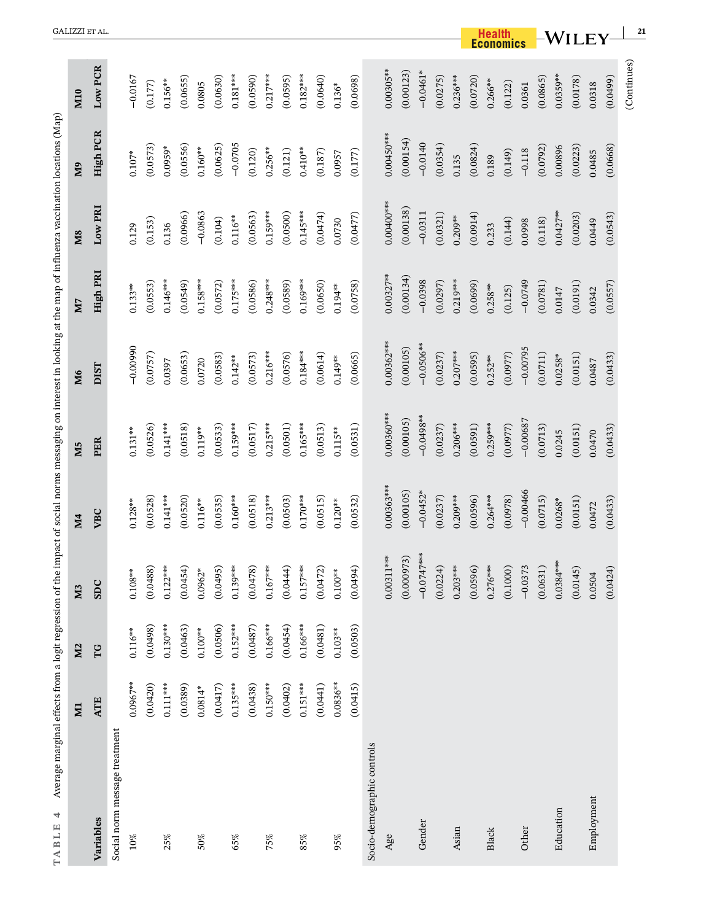TABLE 4 Average marginal effects from a logit regression of the impact of social norms messaging on interest in looking at the map of influenza vaccination locations (Map)

| Variables | M1 ATE | M2 TG | M3 SDC | M4 VBC | M5 PER | M6 DIST | M7 High PRI | M8 Low PRI | M9 High PCR | M10 Low PCR |
|---|---|---|---|---|---|---|---|---|---|---|
| Social norm message treatment | | | | | | | | | | |
| 10% | 0.0967** | 0.116** | 0.108** | 0.128** | 0.131** | −0.00990 | 0.133** | 0.129 | 0.107* | −0.0167 |
| | (0.0420) | (0.0498) | (0.0488) | (0.0528) | (0.0526) | (0.0757) | (0.0553) | (0.153) | (0.0573) | (0.177) |
| 25% | 0.111*** | 0.130*** | 0.122*** | 0.141*** | 0.141*** | 0.0397 | 0.146*** | 0.136 | 0.0959* | 0.156** |
| | (0.0389) | (0.0463) | (0.0454) | (0.0520) | (0.0518) | (0.0653) | (0.0549) | (0.0966) | (0.0556) | (0.0655) |
| 50% | 0.0814* | 0.100** | 0.0962* | 0.116** | 0.119** | 0.0720 | 0.158*** | −0.0863 | 0.160** | 0.0805 |
| | (0.0417) | (0.0506) | (0.0495) | (0.0535) | (0.0533) | (0.0583) | (0.0572) | (0.104) | (0.0625) | (0.0630) |
| 65% | 0.135*** | 0.152*** | 0.139*** | 0.160*** | 0.159*** | 0.142** | 0.175*** | 0.116** | −0.0705 | 0.181*** |
| | (0.0438) | (0.0487) | (0.0478) | (0.0518) | (0.0517) | (0.0573) | (0.0586) | (0.0563) | (0.120) | (0.0590) |
| 75% | 0.150*** | 0.166*** | 0.167*** | 0.213*** | 0.215*** | 0.216*** | 0.248*** | 0.159*** | 0.256** | 0.217*** |
| | (0.0402) | (0.0454) | (0.0444) | (0.0503) | (0.0501) | (0.0576) | (0.0589) | (0.0500) | (0.121) | (0.0595) |
| 85% | 0.151*** | 0.166*** | 0.157*** | 0.170*** | 0.165*** | 0.184*** | 0.169*** | 0.145*** | 0.410** | 0.182*** |
| | (0.0441) | (0.0481) | (0.0472) | (0.0515) | (0.0513) | (0.0614) | (0.0650) | (0.0474) | (0.187) | (0.0640) |
| 95% | 0.0836** | 0.103** | 0.100** | 0.120** | 0.115** | 0.149** | 0.194** | 0.0730 | 0.0957 | 0.136* |
| | (0.0415) | (0.0503) | (0.0494) | (0.0532) | (0.0531) | (0.0665) | (0.0758) | (0.0477) | (0.177) | (0.0698) |
| Socio-demographic controls | | | | | | | | | | |
| Age | | | 0.00311*** | 0.00363*** | 0.00360*** | 0.00362*** | 0.00327** | 0.00400*** | 0.00450*** | 0.00305** |
| | | | (0.000973) | (0.00105) | (0.00105) | (0.00105) | (0.00134) | (0.00138) | (0.00154) | (0.00123) |
| Gender | | | −0.0747*** | −0.0452* | −0.0498** | −0.0506** | −0.0398 | −0.0311 | −0.0140 | −0.0461* |
| | | | (0.0224) | (0.0237) | (0.0237) | (0.0237) | (0.0297) | (0.0321) | (0.0354) | (0.0275) |
| Asian | | | 0.203*** | 0.209*** | 0.206*** | 0.207*** | 0.219*** | 0.209** | 0.135 | 0.236*** |
| | | | (0.0596) | (0.0596) | (0.0591) | (0.0595) | (0.0699) | (0.0914) | (0.0824) | (0.0720) |
| Black | | | 0.276*** | 0.264*** | 0.259*** | 0.252** | 0.258** | 0.233 | 0.189 | 0.266** |
| | | | (0.1000) | (0.0978) | (0.0977) | (0.0977) | (0.125) | (0.144) | (0.149) | (0.122) |
| Other | | | −0.0373 | −0.00466 | −0.00687 | −0.00795 | −0.0749 | 0.0998 | −0.118 | 0.0361 |
| | | | (0.0631) | (0.0715) | (0.0713) | (0.0711) | (0.0781) | (0.118) | (0.0792) | (0.0865) |
| Education | | | 0.0384*** | 0.0268* | 0.0245 | 0.0258* | 0.0147 | 0.0427** | 0.00896 | 0.0359** |
| | | | (0.0145) | (0.0151) | (0.0151) | (0.0151) | (0.0191) | (0.0203) | (0.0223) | (0.0178) |
| Employment | | | 0.0504 | 0.0472 | 0.0470 | 0.0487 | 0.0342 | 0.0449 | 0.0485 | 0.0318 |
| | | | (0.0424) | (0.0433) | (0.0433) | (0.0433) | (0.0557) | (0.0543) | (0.0668) | (0.0499) |

(Continues)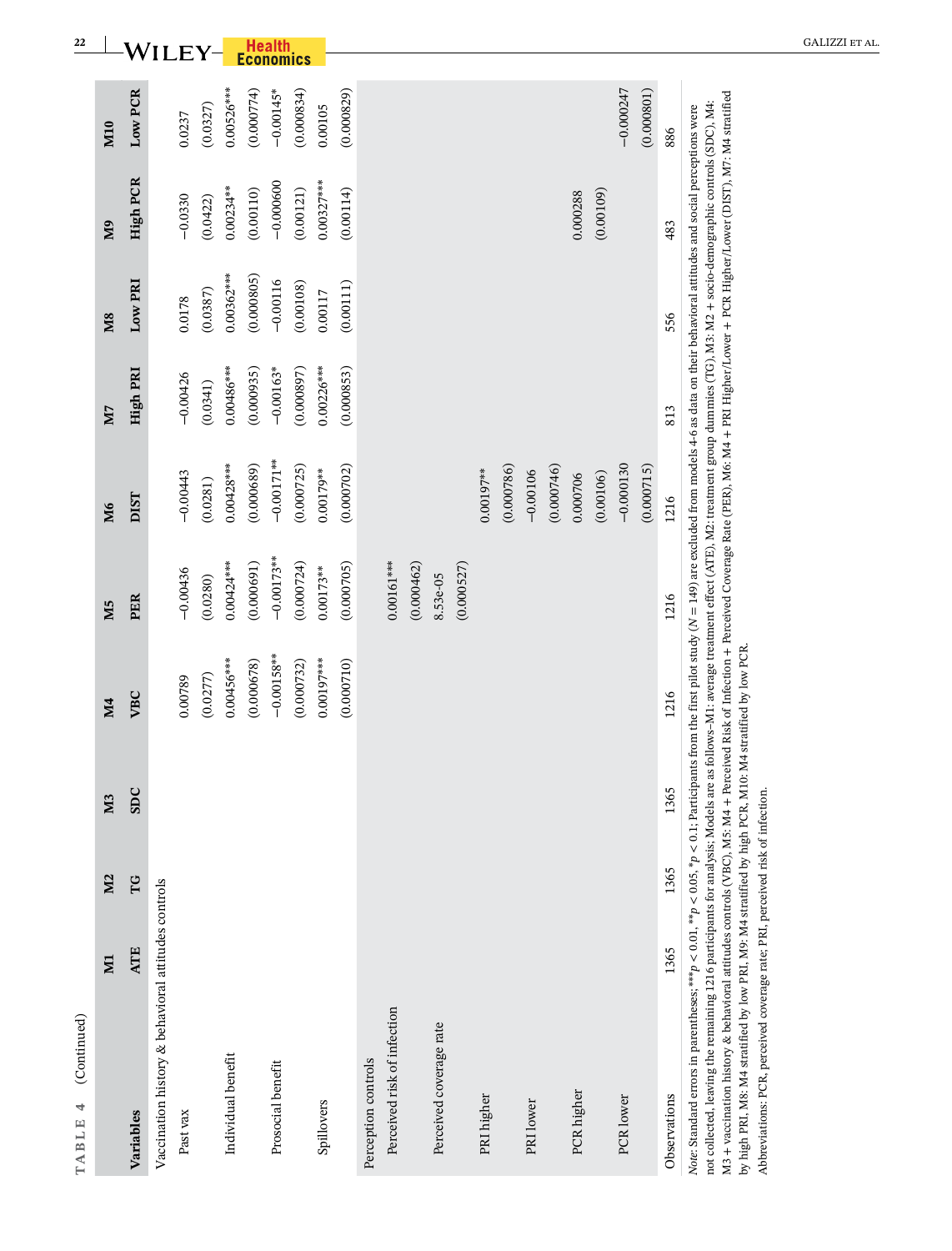TABLE 4 (Continued)

| Variables | M1 ATE | M2 TG | M3 SDC | M4 VBC | M5 PER | M6 DIST | M7 High PRI | M8 Low PRI | M9 High PCR | M10 Low PCR |
|---|---|---|---|---|---|---|---|---|---|---|
| Vaccination history & behavioral attitudes controls | | | | | | | | | | |
| Past vax | | | | 0.00789 | −0.00436 | −0.00443 | −0.00426 | 0.0178 | −0.0330 | 0.0237 |
| | | | | (0.0277) | (0.0280) | (0.0281) | (0.0341) | (0.0387) | (0.0422) | (0.0327) |
| Individual benefit | | | | 0.00456*** | 0.00424*** | 0.00428*** | 0.00486*** | 0.00362*** | 0.00234** | 0.00526*** |
| | | | | (0.000678) | (0.000691) | (0.000689) | (0.000935) | (0.000805) | (0.00110) | (0.000774) |
| Prosocial benefit | | | | −0.00158** | −0.00173** | −0.00171** | −0.00163* | −0.00116 | −0.000600 | −0.00145* |
| | | | | (0.000732) | (0.000724) | (0.000725) | (0.000897) | (0.00108) | (0.00121) | (0.000834) |
| Spillovers | | | | 0.00197*** | 0.00173** | 0.00179** | 0.00226*** | 0.00117 | 0.00327*** | 0.00105 |
| | | | | (0.000710) | (0.000705) | (0.000702) | (0.000853) | (0.00111) | (0.00114) | (0.000829) |
| Perception controls | | | | | | | | | | |
| Perceived risk of infection | | | | | 0.00161*** | | | | | |
| | | | | | (0.000462) | | | | | |
| Perceived coverage rate | | | | | 8.53e-05 | | | | | |
| | | | | | (0.000527) | | | | | |
| PRI higher | | | | | | 0.00197** | | | | |
| | | | | | | (0.000786) | | | | |
| PRI lower | | | | | | −0.00106 | | | | |
| | | | | | | (0.000746) | | | | |
| PCR higher | | | | | | 0.000706 | | | 0.000288 | |
| | | | | | | (0.00106) | | | (0.00109) | |
| PCR lower | | | | | | −0.000130 | | | | −0.000247 |
| | | | | | | (0.000715) | | | | (0.000801) |
| Observations | 1365 | 1365 | 1365 | 1216 | 1216 | 1216 | 813 | 556 | 483 | 886 |

*Note*: Standard errors in parentheses; ***$p < 0.01$, **$p < 0.05$, *$p < 0.1$; Participants from the first pilot study ($N = 149$) are excluded from models 4-6 as data on their behavioral attitudes and social perceptions were not collected, leaving the remaining 1216 participants for analysis; Models are as follows–M1: average treatment effect (ATE), M2: treatment group dummies (TG), M3: M2 + socio-demographic controls (SDC), M4: M3 + vaccination history & behavioral attitudes controls (VBC), M5: M4 + Perceived Risk of Infection + Perceived Coverage Rate (PER), M6: M4 + PRI Higher/Lower + PCR Higher/Lower (DIST), M7: M4 stratified by high PRI, M8: M4 stratified by low PRI, M9: M4 stratified by high PCR, M10: M4 stratified by low PCR.

Abbreviations: PCR, perceived coverage rate; PRI, perceived risk of infection.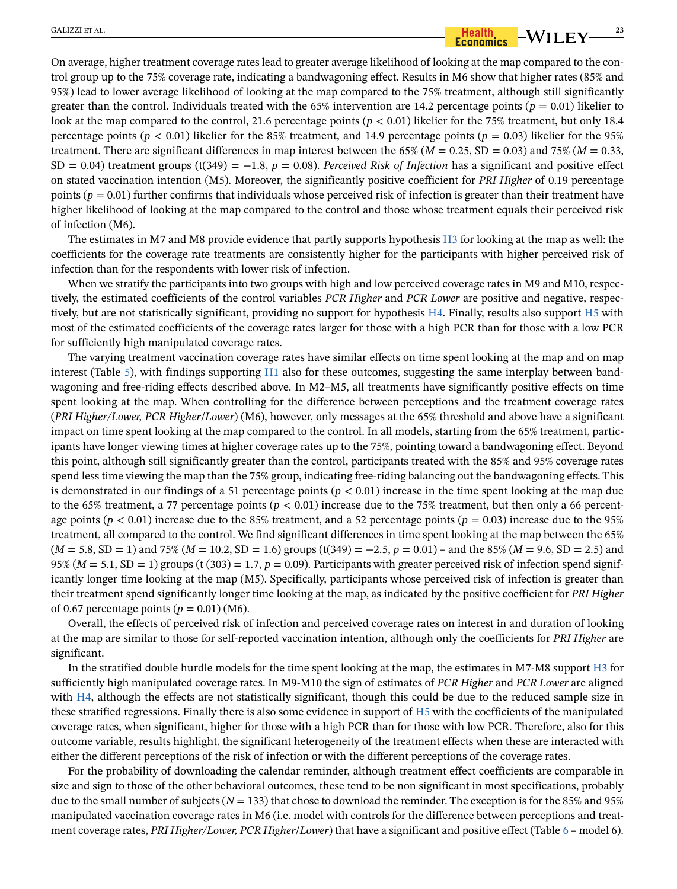On average, higher treatment coverage rates lead to greater average likelihood of looking at the map compared to the control group up to the 75% coverage rate, indicating a bandwagoning effect. Results in M6 show that higher rates (85% and 95%) lead to lower average likelihood of looking at the map compared to the 75% treatment, although still significantly greater than the control. Individuals treated with the 65% intervention are 14.2 percentage points ($p = 0.01$) likelier to look at the map compared to the control, 21.6 percentage points ($p < 0.01$) likelier for the 75% treatment, but only 18.4 percentage points ($p < 0.01$) likelier for the 85% treatment, and 14.9 percentage points ($p = 0.03$) likelier for the 95% treatment. There are significant differences in map interest between the 65% ($M = 0.25$, $SD = 0.03$) and 75% ($M = 0.33$, $SD = 0.04$) treatment groups ($t(349) = -1.8$, $p = 0.08$). *Perceived Risk of Infection* has a significant and positive effect on stated vaccination intention (M5). Moreover, the significantly positive coefficient for *PRI Higher* of 0.19 percentage points ($p = 0.01$) further confirms that individuals whose perceived risk of infection is greater than their treatment have higher likelihood of looking at the map compared to the control and those whose treatment equals their perceived risk of infection (M6).

The estimates in M7 and M8 provide evidence that partly supports hypothesis H3 for looking at the map as well: the coefficients for the coverage rate treatments are consistently higher for the participants with higher perceived risk of infection than for the respondents with lower risk of infection.

When we stratify the participants into two groups with high and low perceived coverage rates in M9 and M10, respectively, the estimated coefficients of the control variables *PCR Higher* and *PCR Lower* are positive and negative, respectively, but are not statistically significant, providing no support for hypothesis H4. Finally, results also support H5 with most of the estimated coefficients of the coverage rates larger for those with a high PCR than for those with a low PCR for sufficiently high manipulated coverage rates.

The varying treatment vaccination coverage rates have similar effects on time spent looking at the map and on map interest (Table 5), with findings supporting H1 also for these outcomes, suggesting the same interplay between bandwagoning and free-riding effects described above. In M2–M5, all treatments have significantly positive effects on time spent looking at the map. When controlling for the difference between perceptions and the treatment coverage rates (*PRI Higher/Lower, PCR Higher/Lower*) (M6), however, only messages at the 65% threshold and above have a significant impact on time spent looking at the map compared to the control. In all models, starting from the 65% treatment, participants have longer viewing times at higher coverage rates up to the 75%, pointing toward a bandwagoning effect. Beyond this point, although still significantly greater than the control, participants treated with the 85% and 95% coverage rates spend less time viewing the map than the 75% group, indicating free-riding balancing out the bandwagoning effects. This is demonstrated in our findings of a 51 percentage points ($p < 0.01$) increase in the time spent looking at the map due to the 65% treatment, a 77 percentage points ($p < 0.01$) increase due to the 75% treatment, but then only a 66 percentage points ($p < 0.01$) increase due to the 85% treatment, and a 52 percentage points ($p = 0.03$) increase due to the 95% treatment, all compared to the control. We find significant differences in time spent looking at the map between the 65% ($M = 5.8$, $SD = 1$) and 75% ($M = 10.2$, $SD = 1.6$) groups ($t(349) = -2.5$, $p = 0.01$) – and the 85% ($M = 9.6$, $SD = 2.5$) and 95% ($M = 5.1$, $SD = 1$) groups ($t(303) = 1.7$, $p = 0.09$). Participants with greater perceived risk of infection spend significantly longer time looking at the map (M5). Specifically, participants whose perceived risk of infection is greater than their treatment spend significantly longer time looking at the map, as indicated by the positive coefficient for *PRI Higher* of 0.67 percentage points ($p = 0.01$) (M6).

Overall, the effects of perceived risk of infection and perceived coverage rates on interest in and duration of looking at the map are similar to those for self-reported vaccination intention, although only the coefficients for *PRI Higher* are significant.

In the stratified double hurdle models for the time spent looking at the map, the estimates in M7-M8 support H3 for sufficiently high manipulated coverage rates. In M9-M10 the sign of estimates of *PCR Higher* and *PCR Lower* are aligned with H4, although the effects are not statistically significant, though this could be due to the reduced sample size in these stratified regressions. Finally there is also some evidence in support of H5 with the coefficients of the manipulated coverage rates, when significant, higher for those with a high PCR than for those with low PCR. Therefore, also for this outcome variable, results highlight, the significant heterogeneity of the treatment effects when these are interacted with either the different perceptions of the risk of infection or with the different perceptions of the coverage rates.

For the probability of downloading the calendar reminder, although treatment effect coefficients are comparable in size and sign to those of the other behavioral outcomes, these tend to be non significant in most specifications, probably due to the small number of subjects ($N = 133$) that chose to download the reminder. The exception is for the 85% and 95% manipulated vaccination coverage rates in M6 (i.e. model with controls for the difference between perceptions and treatment coverage rates, *PRI Higher/Lower, PCR Higher/Lower*) that have a significant and positive effect (Table 6 – model 6).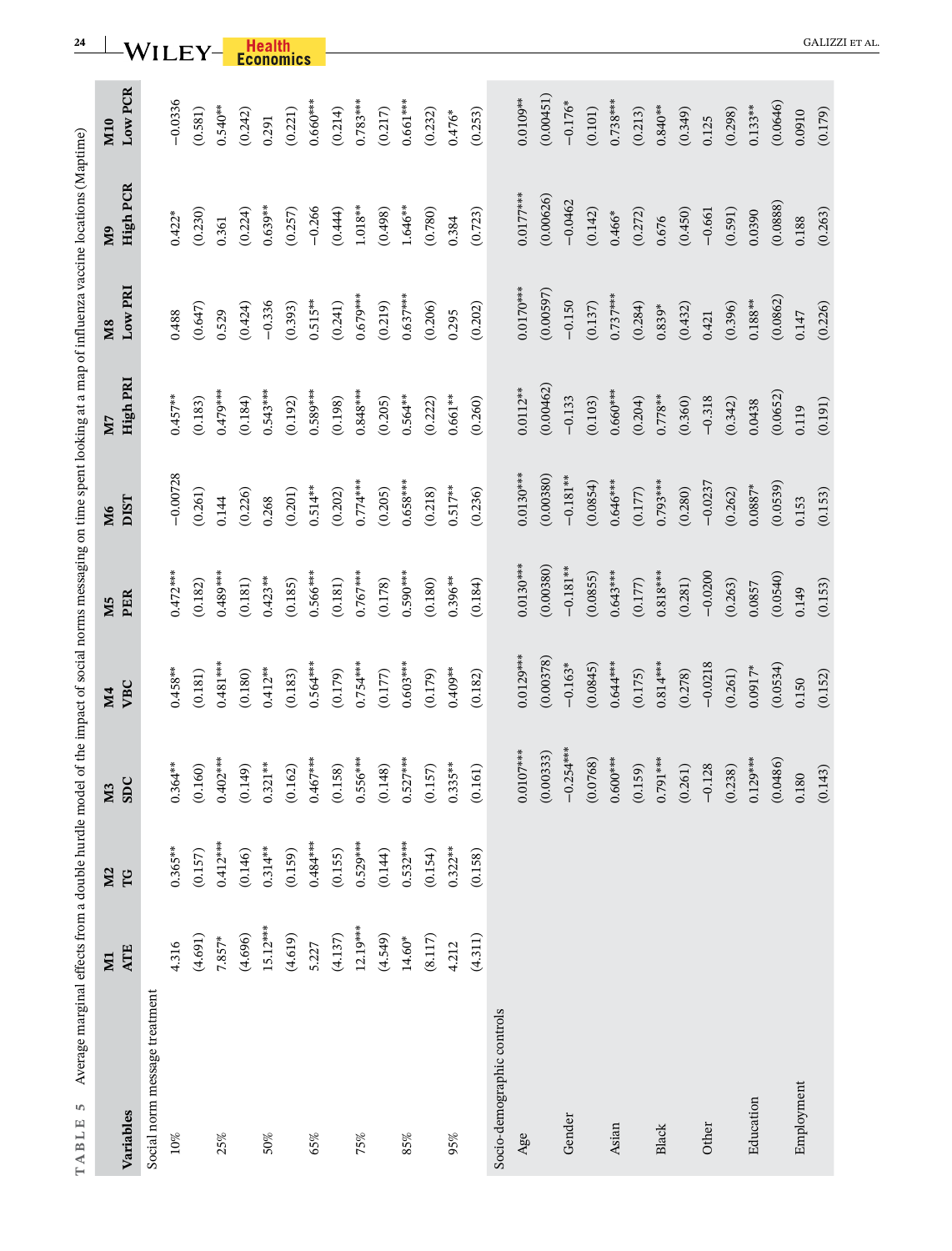**TABLE 5** Average marginal effects from a double hurdle model of the impact of social norms messaging on time spent looking at a map of influenza vaccine locations (Maptime)

| Variables | M1 ATE | M2 TG | M3 SDC | M4 VBC | M5 PER | M6 DIST | M7 High PRI | M8 Low PRI | M9 High PCR | M10 Low PCR |
|---|---|---|---|---|---|---|---|---|---|---|
| Social norm message treatment | | | | | | | | | | |
| 10% | 4.316 | 0.365** | 0.364** | 0.458** | 0.472*** | −0.00728 | 0.457** | 0.488 | 0.422* | −0.0336 |
| | (4.691) | (0.157) | (0.160) | (0.181) | (0.182) | (0.261) | (0.183) | (0.647) | (0.230) | (0.581) |
| 25% | 7.857* | 0.412*** | 0.402*** | 0.481*** | 0.489*** | 0.144 | 0.479*** | 0.529 | 0.361 | 0.540** |
| | (4.696) | (0.146) | (0.149) | (0.180) | (0.181) | (0.226) | (0.184) | (0.424) | (0.224) | (0.242) |
| 50% | 15.12*** | 0.314** | 0.321** | 0.412** | 0.423** | 0.268 | 0.543*** | −0.336 | 0.639** | 0.291 |
| | (4.619) | (0.159) | (0.162) | (0.183) | (0.185) | (0.201) | (0.192) | (0.393) | (0.257) | (0.221) |
| 65% | 5.227 | 0.484*** | 0.467*** | 0.564*** | 0.566*** | 0.514** | 0.589*** | 0.515** | −0.266 | 0.660*** |
| | (4.137) | (0.155) | (0.158) | (0.179) | (0.181) | (0.202) | (0.198) | (0.241) | (0.444) | (0.214) |
| 75% | 12.19*** | 0.529*** | 0.556*** | 0.754*** | 0.767*** | 0.774*** | 0.848*** | 0.679*** | 1.018** | 0.783*** |
| | (4.549) | (0.144) | (0.148) | (0.177) | (0.178) | (0.205) | (0.205) | (0.219) | (0.498) | (0.217) |
| 85% | 14.60* | 0.532*** | 0.527*** | 0.603*** | 0.590*** | 0.658*** | 0.564** | 0.637*** | 1.646** | 0.661*** |
| | (8.117) | (0.154) | (0.157) | (0.179) | (0.180) | (0.218) | (0.222) | (0.206) | (0.780) | (0.232) |
| 95% | 4.212 | 0.322** | 0.335** | 0.409** | 0.396** | 0.517** | 0.661** | 0.295 | 0.384 | 0.476* |
| | (4.311) | (0.158) | (0.161) | (0.182) | (0.184) | (0.236) | (0.260) | (0.202) | (0.723) | (0.253) |
| Socio-demographic controls | | | | | | | | | | |
| Age | | | 0.0107*** | 0.0129*** | 0.0130*** | 0.0130*** | 0.0112** | 0.0170*** | 0.0177*** | 0.0109** |
| | | | (0.00333) | (0.00378) | (0.00380) | (0.00380) | (0.00462) | (0.00597) | (0.00626) | (0.00451) |
| Gender | | | −0.254*** | −0.163* | −0.181** | −0.181** | −0.133 | −0.150 | −0.0462 | −0.176* |
| | | | (0.0768) | (0.0845) | (0.0855) | (0.0854) | (0.103) | (0.137) | (0.142) | (0.101) |
| Asian | | | 0.600*** | 0.644*** | 0.643*** | 0.646*** | 0.660*** | 0.737*** | 0.466* | 0.738*** |
| | | | (0.159) | (0.175) | (0.177) | (0.177) | (0.204) | (0.284) | (0.272) | (0.213) |
| Black | | | 0.791*** | 0.814*** | 0.818*** | 0.793*** | 0.778** | 0.839* | 0.676 | 0.840** |
| | | | (0.261) | (0.278) | (0.281) | (0.280) | (0.360) | (0.432) | (0.450) | (0.349) |
| Other | | | −0.128 | −0.0218 | −0.0200 | −0.0237 | −0.318 | 0.421 | −0.661 | 0.125 |
| | | | (0.238) | (0.261) | (0.263) | (0.262) | (0.342) | (0.396) | (0.591) | (0.298) |
| Education | | | 0.129*** | 0.0917* | 0.0857 | 0.0887* | 0.0438 | 0.188** | 0.0390 | 0.133** |
| | | | (0.0486) | (0.0534) | (0.0540) | (0.0539) | (0.0652) | (0.0862) | (0.0888) | (0.0646) |
| Employment | | | 0.180 | 0.150 | 0.149 | 0.153 | 0.119 | 0.147 | 0.188 | 0.0910 |
| | | | (0.143) | (0.152) | (0.153) | (0.153) | (0.191) | (0.226) | (0.263) | (0.179) |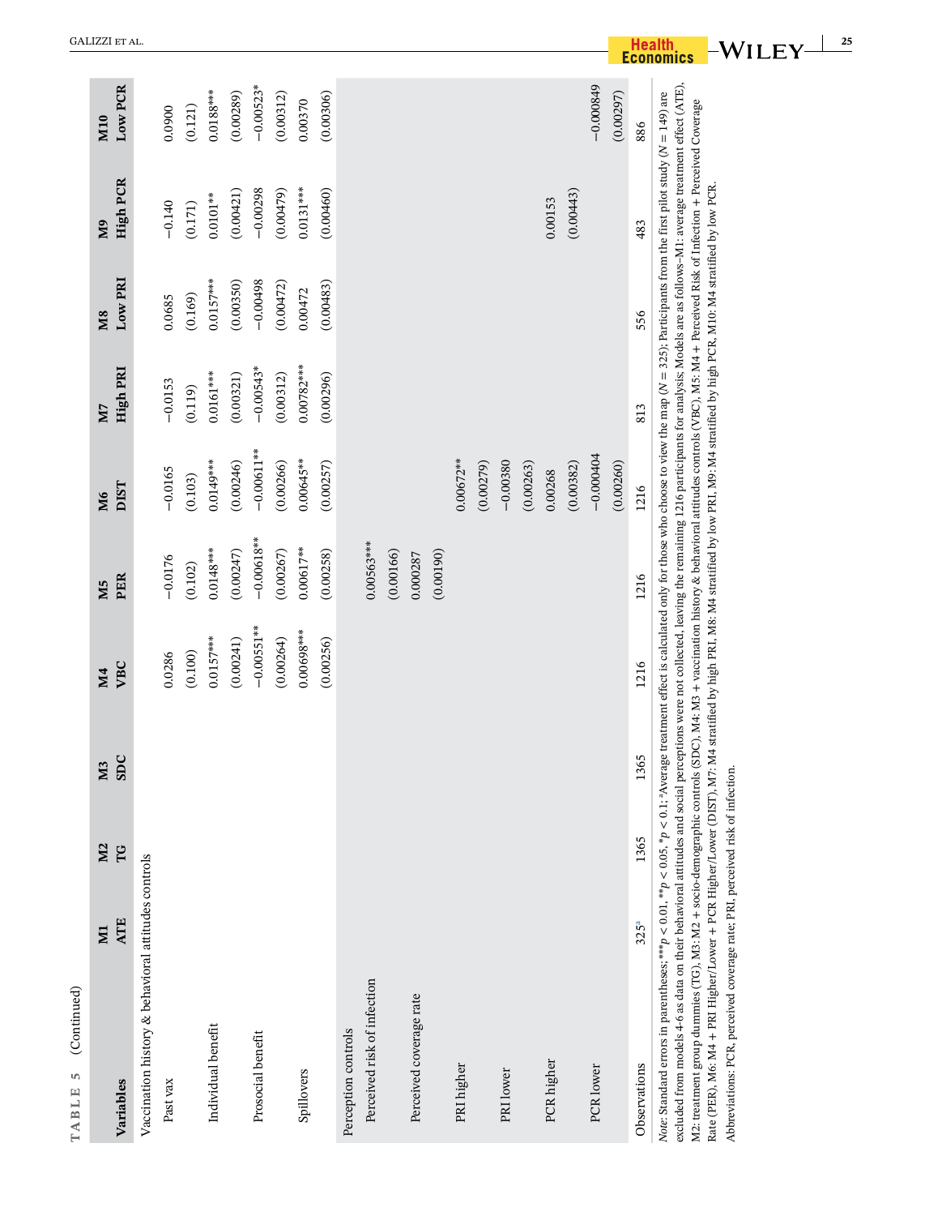**TABLE 5** (Continued)

| Variables | M1 ATE | M2 TG | M3 SDC | M4 VBC | M5 PER | M6 DIST | M7 High PRI | M8 Low PRI | M9 High PCR | M10 Low PCR |
|---|---|---|---|---|---|---|---|---|---|---|
| Vaccination history & behavioral attitudes controls | | | | | | | | | | |
| Past vax | | | | 0.0286 | −0.0176 | −0.0165 | −0.0153 | 0.0685 | −0.140 | 0.0900 |
| | | | | (0.100) | (0.102) | (0.103) | (0.119) | (0.169) | (0.171) | (0.121) |
| Individual benefit | | | | 0.0157*** | 0.0148*** | 0.0149*** | 0.0161*** | 0.0157*** | 0.0101** | 0.0188*** |
| | | | | (0.00241) | (0.00247) | (0.00246) | (0.00321) | (0.00350) | (0.00421) | (0.00289) |
| Prosocial benefit | | | | −0.00551** | −0.00618** | −0.00611** | −0.00543* | −0.00498 | −0.00298 | −0.00523* |
| | | | | (0.00264) | (0.00267) | (0.00266) | (0.00312) | (0.00472) | (0.00479) | (0.00312) |
| Spillovers | | | | 0.00698*** | 0.00617** | 0.00645** | 0.00782*** | 0.00472 | 0.0131*** | 0.00370 |
| | | | | (0.00256) | (0.00258) | (0.00257) | (0.00296) | (0.00483) | (0.00460) | (0.00306) |
| Perception controls | | | | | | | | | | |
| Perceived risk of infection | | | | | 0.00563*** | | | | | |
| | | | | | (0.00166) | | | | | |
| Perceived coverage rate | | | | | 0.000287 | | | | | |
| | | | | | (0.00190) | | | | | |
| PRI higher | | | | | | 0.00672** | | | | |
| | | | | | | (0.00279) | | | | |
| PRI lower | | | | | | −0.00380 | | | | |
| | | | | | | (0.00263) | | | | |
| PCR higher | | | | | | 0.00268 | | | 0.00153 | |
| | | | | | | (0.00382) | | | (0.00443) | |
| PCR lower | | | | | | −0.000404 | | | | −0.000849 |
| | | | | | | (0.00260) | | | | (0.00297) |
| Observations | 325[a] | 1365 | 1365 | 1216 | 1216 | 1216 | 813 | 556 | 483 | 886 |

*Note*: Standard errors in parentheses; ***$p < 0.01$, **$p < 0.05$, *$p < 0.1$; [a]Average treatment effect is calculated only for those who choose to view the map ($N = 325$); Participants from the first pilot study ($N = 149$) are excluded from models 4-6 as data on their behavioral attitudes and social perceptions were not collected, leaving the remaining 1216 participants for analysis; Models are as follows–M1: average treatment effect (ATE), M2: treatment group dummies (TG), M3: M2 + socio-demographic controls (SDC), M4: M3 + vaccination history & behavioral attitudes controls (VBC), M5: M4 + Perceived Risk of Infection + Perceived Coverage Rate (PER), M6: M4 + PRI Higher/Lower + PCR Higher/Lower (DIST), M7: M4 stratified by high PRI, M8: M4 stratified by low PRI, M9: M4 stratified by high PCR, M10: M4 stratified by low PCR.

Abbreviations: PCR, perceived coverage rate; PRI, perceived risk of infection.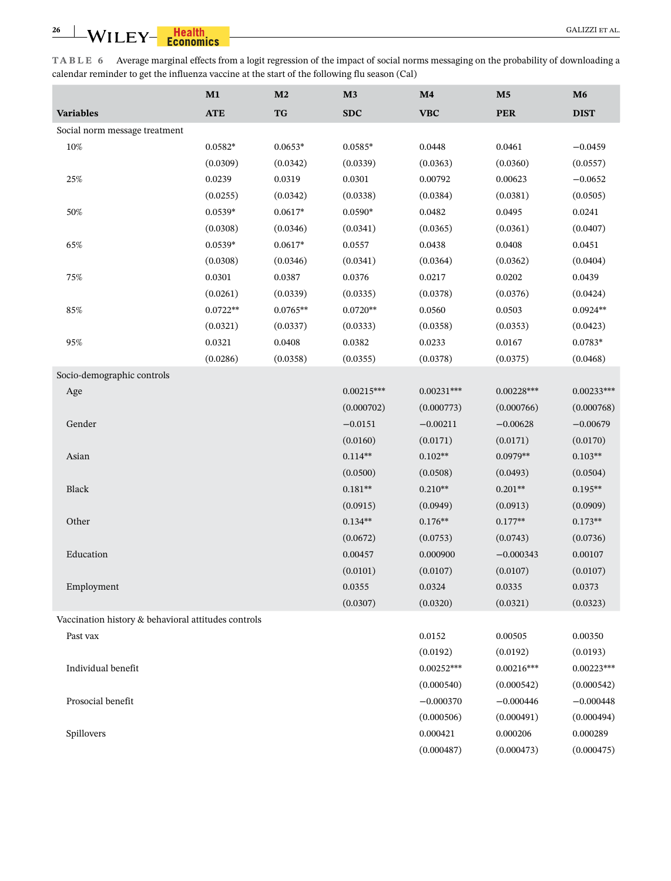**TABLE 6** Average marginal effects from a logit regression of the impact of social norms messaging on the probability of downloading a calendar reminder to get the influenza vaccine at the start of the following flu season (Cal)

| Variables | M1 ATE | M2 TG | M3 SDC | M4 VBC | M5 PER | M6 DIST |
|---|---|---|---|---|---|---|
| Social norm message treatment | | | | | | |
| 10% | 0.0582* | 0.0653* | 0.0585* | 0.0448 | 0.0461 | −0.0459 |
| | (0.0309) | (0.0342) | (0.0339) | (0.0363) | (0.0360) | (0.0557) |
| 25% | 0.0239 | 0.0319 | 0.0301 | 0.00792 | 0.00623 | −0.0652 |
| | (0.0255) | (0.0342) | (0.0338) | (0.0384) | (0.0381) | (0.0505) |
| 50% | 0.0539* | 0.0617* | 0.0590* | 0.0482 | 0.0495 | 0.0241 |
| | (0.0308) | (0.0346) | (0.0341) | (0.0365) | (0.0361) | (0.0407) |
| 65% | 0.0539* | 0.0617* | 0.0557 | 0.0438 | 0.0408 | 0.0451 |
| | (0.0308) | (0.0346) | (0.0341) | (0.0364) | (0.0362) | (0.0404) |
| 75% | 0.0301 | 0.0387 | 0.0376 | 0.0217 | 0.0202 | 0.0439 |
| | (0.0261) | (0.0339) | (0.0335) | (0.0378) | (0.0376) | (0.0424) |
| 85% | 0.0722** | 0.0765** | 0.0720** | 0.0560 | 0.0503 | 0.0924** |
| | (0.0321) | (0.0337) | (0.0333) | (0.0358) | (0.0353) | (0.0423) |
| 95% | 0.0321 | 0.0408 | 0.0382 | 0.0233 | 0.0167 | 0.0783* |
| | (0.0286) | (0.0358) | (0.0355) | (0.0378) | (0.0375) | (0.0468) |
| Socio-demographic controls | | | | | | |
| Age | | | 0.00215*** | 0.00231*** | 0.00228*** | 0.00233*** |
| | | | (0.000702) | (0.000773) | (0.000766) | (0.000768) |
| Gender | | | −0.0151 | −0.00211 | −0.00628 | −0.00679 |
| | | | (0.0160) | (0.0171) | (0.0171) | (0.0170) |
| Asian | | | 0.114** | 0.102** | 0.0979** | 0.103** |
| | | | (0.0500) | (0.0508) | (0.0493) | (0.0504) |
| Black | | | 0.181** | 0.210** | 0.201** | 0.195** |
| | | | (0.0915) | (0.0949) | (0.0913) | (0.0909) |
| Other | | | 0.134** | 0.176** | 0.177** | 0.173** |
| | | | (0.0672) | (0.0753) | (0.0743) | (0.0736) |
| Education | | | 0.00457 | 0.000900 | −0.000343 | 0.00107 |
| | | | (0.0101) | (0.0107) | (0.0107) | (0.0107) |
| Employment | | | 0.0355 | 0.0324 | 0.0335 | 0.0373 |
| | | | (0.0307) | (0.0320) | (0.0321) | (0.0323) |
| Vaccination history & behavioral attitudes controls | | | | | | |
| Past vax | | | | 0.0152 | 0.00505 | 0.00350 |
| | | | | (0.0192) | (0.0192) | (0.0193) |
| Individual benefit | | | | 0.00252*** | 0.00216*** | 0.00223*** |
| | | | | (0.000540) | (0.000542) | (0.000542) |
| Prosocial benefit | | | | −0.000370 | −0.000446 | −0.000448 |
| | | | | (0.000506) | (0.000491) | (0.000494) |
| Spillovers | | | | 0.000421 | 0.000206 | 0.000289 |
| | | | | (0.000487) | (0.000473) | (0.000475) |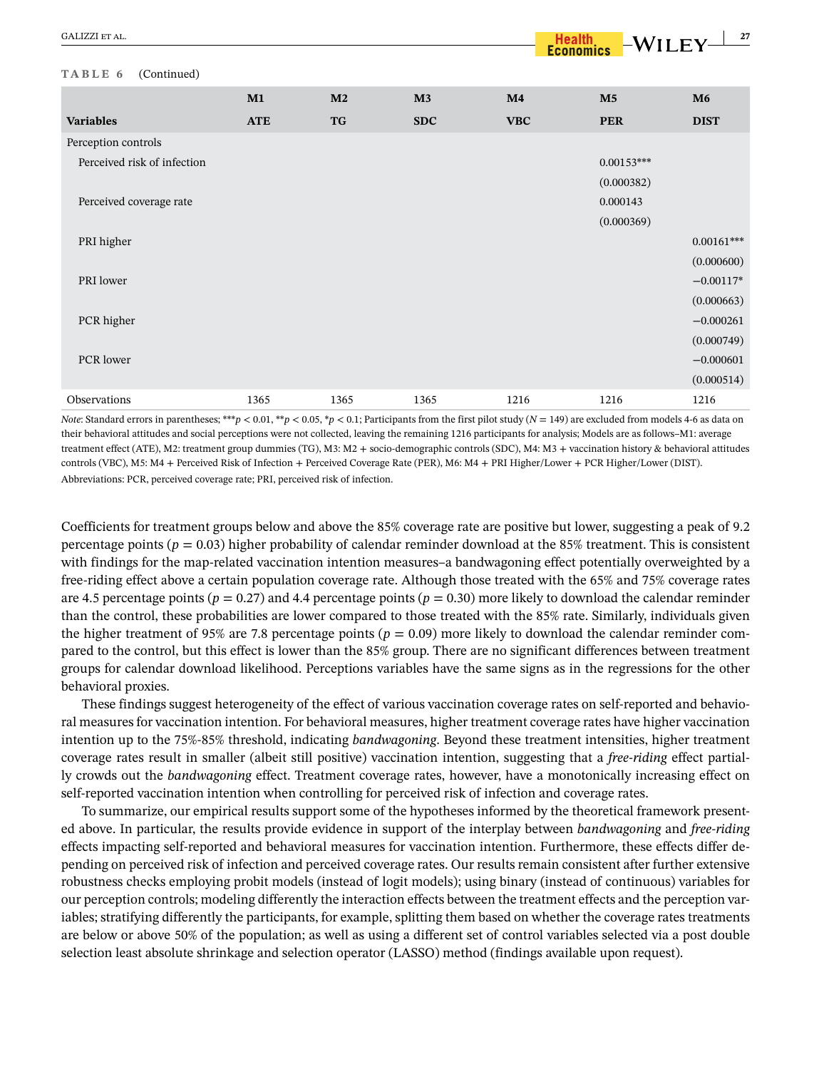**TABLE 6** (Continued)

| | M1 | M2 | M3 | M4 | M5 | M6 |
|---|---|---|---|---|---|---|
| **Variables** | **ATE** | **TG** | **SDC** | **VBC** | **PER** | **DIST** |
| Perception controls | | | | | | |
| Perceived risk of infection | | | | | 0.00153*** | |
| | | | | | (0.000382) | |
| Perceived coverage rate | | | | | 0.000143 | |
| | | | | | (0.000369) | |
| PRI higher | | | | | | 0.00161*** |
| | | | | | | (0.000600) |
| PRI lower | | | | | | −0.00117* |
| | | | | | | (0.000663) |
| PCR higher | | | | | | −0.000261 |
| | | | | | | (0.000749) |
| PCR lower | | | | | | −0.000601 |
| | | | | | | (0.000514) |
| Observations | 1365 | 1365 | 1365 | 1216 | 1216 | 1216 |

*Note*: Standard errors in parentheses; ***$p < 0.01$, **$p < 0.05$, *$p < 0.1$; Participants from the first pilot study ($N = 149$) are excluded from models 4-6 as data on their behavioral attitudes and social perceptions were not collected, leaving the remaining 1216 participants for analysis; Models are as follows–M1: average treatment effect (ATE), M2: treatment group dummies (TG), M3: M2 + socio-demographic controls (SDC), M4: M3 + vaccination history & behavioral attitudes controls (VBC), M5: M4 + Perceived Risk of Infection + Perceived Coverage Rate (PER), M6: M4 + PRI Higher/Lower + PCR Higher/Lower (DIST).

Abbreviations: PCR, perceived coverage rate; PRI, perceived risk of infection.

Coefficients for treatment groups below and above the 85% coverage rate are positive but lower, suggesting a peak of 9.2 percentage points ($p = 0.03$) higher probability of calendar reminder download at the 85% treatment. This is consistent with findings for the map-related vaccination intention measures–a bandwagoning effect potentially overweighted by a free-riding effect above a certain population coverage rate. Although those treated with the 65% and 75% coverage rates are 4.5 percentage points ($p = 0.27$) and 4.4 percentage points ($p = 0.30$) more likely to download the calendar reminder than the control, these probabilities are lower compared to those treated with the 85% rate. Similarly, individuals given the higher treatment of 95% are 7.8 percentage points ($p = 0.09$) more likely to download the calendar reminder compared to the control, but this effect is lower than the 85% group. There are no significant differences between treatment groups for calendar download likelihood. Perceptions variables have the same signs as in the regressions for the other behavioral proxies.

These findings suggest heterogeneity of the effect of various vaccination coverage rates on self-reported and behavioral measures for vaccination intention. For behavioral measures, higher treatment coverage rates have higher vaccination intention up to the 75%-85% threshold, indicating *bandwagoning*. Beyond these treatment intensities, higher treatment coverage rates result in smaller (albeit still positive) vaccination intention, suggesting that a *free-riding* effect partially crowds out the *bandwagoning* effect. Treatment coverage rates, however, have a monotonically increasing effect on self-reported vaccination intention when controlling for perceived risk of infection and coverage rates.

To summarize, our empirical results support some of the hypotheses informed by the theoretical framework presented above. In particular, the results provide evidence in support of the interplay between *bandwagoning* and *free-riding* effects impacting self-reported and behavioral measures for vaccination intention. Furthermore, these effects differ depending on perceived risk of infection and perceived coverage rates. Our results remain consistent after further extensive robustness checks employing probit models (instead of logit models); using binary (instead of continuous) variables for our perception controls; modeling differently the interaction effects between the treatment effects and the perception variables; stratifying differently the participants, for example, splitting them based on whether the coverage rates treatments are below or above 50% of the population; as well as using a different set of control variables selected via a post double selection least absolute shrinkage and selection operator (LASSO) method (findings available upon request).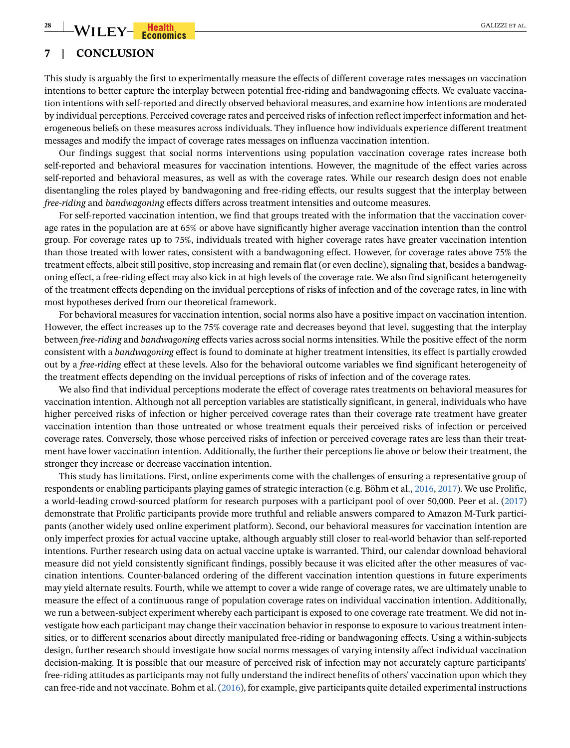## 7 | CONCLUSION

This study is arguably the first to experimentally measure the effects of different coverage rates messages on vaccination intentions to better capture the interplay between potential free-riding and bandwagoning effects. We evaluate vaccination intentions with self-reported and directly observed behavioral measures, and examine how intentions are moderated by individual perceptions. Perceived coverage rates and perceived risks of infection reflect imperfect information and heterogeneous beliefs on these measures across individuals. They influence how individuals experience different treatment messages and modify the impact of coverage rates messages on influenza vaccination intention.

Our findings suggest that social norms interventions using population vaccination coverage rates increase both self-reported and behavioral measures for vaccination intentions. However, the magnitude of the effect varies across self-reported and behavioral measures, as well as with the coverage rates. While our research design does not enable disentangling the roles played by bandwagoning and free-riding effects, our results suggest that the interplay between *free-riding* and *bandwagoning* effects differs across treatment intensities and outcome measures.

For self-reported vaccination intention, we find that groups treated with the information that the vaccination coverage rates in the population are at 65% or above have significantly higher average vaccination intention than the control group. For coverage rates up to 75%, individuals treated with higher coverage rates have greater vaccination intention than those treated with lower rates, consistent with a bandwagoning effect. However, for coverage rates above 75% the treatment effects, albeit still positive, stop increasing and remain flat (or even decline), signaling that, besides a bandwagoning effect, a free-riding effect may also kick in at high levels of the coverage rate. We also find significant heterogeneity of the treatment effects depending on the invidual perceptions of risks of infection and of the coverage rates, in line with most hypotheses derived from our theoretical framework.

For behavioral measures for vaccination intention, social norms also have a positive impact on vaccination intention. However, the effect increases up to the 75% coverage rate and decreases beyond that level, suggesting that the interplay between *free-riding* and *bandwagoning* effects varies across social norms intensities. While the positive effect of the norm consistent with a *bandwagoning* effect is found to dominate at higher treatment intensities, its effect is partially crowded out by a *free-riding* effect at these levels. Also for the behavioral outcome variables we find significant heterogeneity of the treatment effects depending on the invidual perceptions of risks of infection and of the coverage rates.

We also find that individual perceptions moderate the effect of coverage rates treatments on behavioral measures for vaccination intention. Although not all perception variables are statistically significant, in general, individuals who have higher perceived risks of infection or higher perceived coverage rates than their coverage rate treatment have greater vaccination intention than those untreated or whose treatment equals their perceived risks of infection or perceived coverage rates. Conversely, those whose perceived risks of infection or perceived coverage rates are less than their treatment have lower vaccination intention. Additionally, the further their perceptions lie above or below their treatment, the stronger they increase or decrease vaccination intention.

This study has limitations. First, online experiments come with the challenges of ensuring a representative group of respondents or enabling participants playing games of strategic interaction (e.g. Böhm et al., 2016, 2017). We use Prolific, a world-leading crowd-sourced platform for research purposes with a participant pool of over 50,000. Peer et al. (2017) demonstrate that Prolific participants provide more truthful and reliable answers compared to Amazon M-Turk participants (another widely used online experiment platform). Second, our behavioral measures for vaccination intention are only imperfect proxies for actual vaccine uptake, although arguably still closer to real-world behavior than self-reported intentions. Further research using data on actual vaccine uptake is warranted. Third, our calendar download behavioral measure did not yield consistently significant findings, possibly because it was elicited after the other measures of vaccination intentions. Counter-balanced ordering of the different vaccination intention questions in future experiments may yield alternate results. Fourth, while we attempt to cover a wide range of coverage rates, we are ultimately unable to measure the effect of a continuous range of population coverage rates on individual vaccination intention. Additionally, we run a between-subject experiment whereby each participant is exposed to one coverage rate treatment. We did not investigate how each participant may change their vaccination behavior in response to exposure to various treatment intensities, or to different scenarios about directly manipulated free-riding or bandwagoning effects. Using a within-subjects design, further research should investigate how social norms messages of varying intensity affect individual vaccination decision-making. It is possible that our measure of perceived risk of infection may not accurately capture participants' free-riding attitudes as participants may not fully understand the indirect benefits of others' vaccination upon which they can free-ride and not vaccinate. Bohm et al. (2016), for example, give participants quite detailed experimental instructions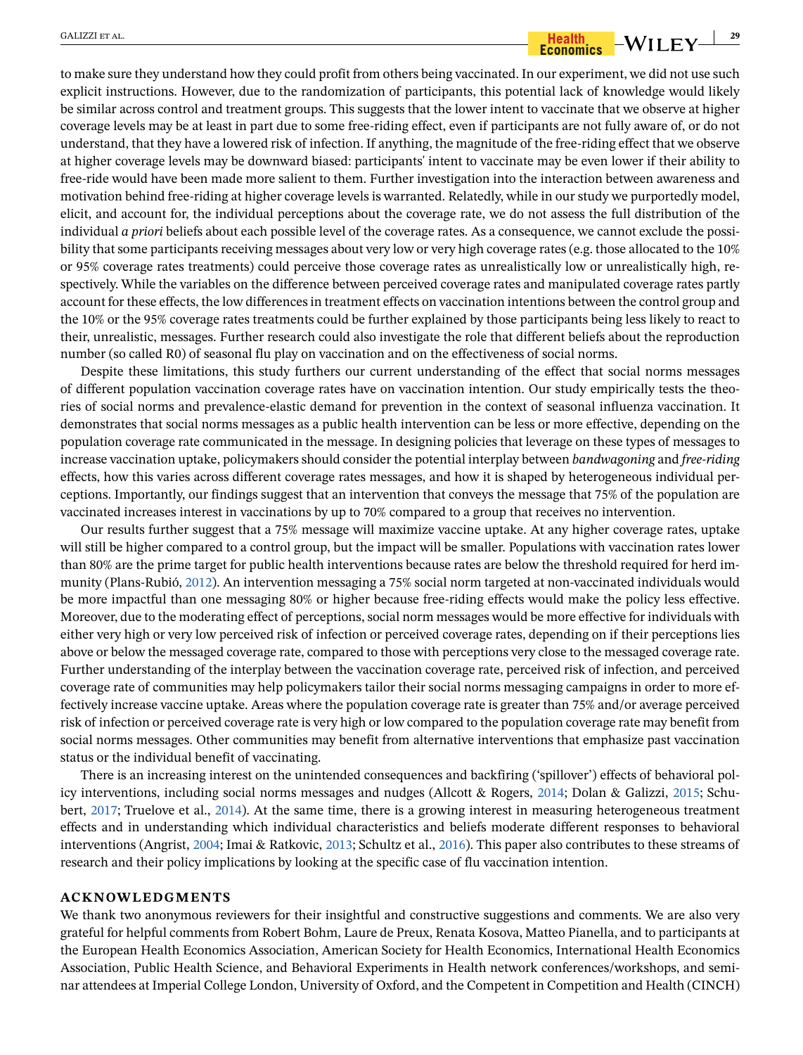to make sure they understand how they could profit from others being vaccinated. In our experiment, we did not use such explicit instructions. However, due to the randomization of participants, this potential lack of knowledge would likely be similar across control and treatment groups. This suggests that the lower intent to vaccinate that we observe at higher coverage levels may be at least in part due to some free-riding effect, even if participants are not fully aware of, or do not understand, that they have a lowered risk of infection. If anything, the magnitude of the free-riding effect that we observe at higher coverage levels may be downward biased: participants' intent to vaccinate may be even lower if their ability to free-ride would have been made more salient to them. Further investigation into the interaction between awareness and motivation behind free-riding at higher coverage levels is warranted. Relatedly, while in our study we purportedly model, elicit, and account for, the individual perceptions about the coverage rate, we do not assess the full distribution of the individual *a priori* beliefs about each possible level of the coverage rates. As a consequence, we cannot exclude the possibility that some participants receiving messages about very low or very high coverage rates (e.g. those allocated to the 10% or 95% coverage rates treatments) could perceive those coverage rates as unrealistically low or unrealistically high, respectively. While the variables on the difference between perceived coverage rates and manipulated coverage rates partly account for these effects, the low differences in treatment effects on vaccination intentions between the control group and the 10% or the 95% coverage rates treatments could be further explained by those participants being less likely to react to their, unrealistic, messages. Further research could also investigate the role that different beliefs about the reproduction number (so called R0) of seasonal flu play on vaccination and on the effectiveness of social norms.

Despite these limitations, this study furthers our current understanding of the effect that social norms messages of different population vaccination coverage rates have on vaccination intention. Our study empirically tests the theories of social norms and prevalence-elastic demand for prevention in the context of seasonal influenza vaccination. It demonstrates that social norms messages as a public health intervention can be less or more effective, depending on the population coverage rate communicated in the message. In designing policies that leverage on these types of messages to increase vaccination uptake, policymakers should consider the potential interplay between *bandwagoning* and *free-riding* effects, how this varies across different coverage rates messages, and how it is shaped by heterogeneous individual perceptions. Importantly, our findings suggest that an intervention that conveys the message that 75% of the population are vaccinated increases interest in vaccinations by up to 70% compared to a group that receives no intervention.

Our results further suggest that a 75% message will maximize vaccine uptake. At any higher coverage rates, uptake will still be higher compared to a control group, but the impact will be smaller. Populations with vaccination rates lower than 80% are the prime target for public health interventions because rates are below the threshold required for herd immunity (Plans-Rubió, 2012). An intervention messaging a 75% social norm targeted at non-vaccinated individuals would be more impactful than one messaging 80% or higher because free-riding effects would make the policy less effective. Moreover, due to the moderating effect of perceptions, social norm messages would be more effective for individuals with either very high or very low perceived risk of infection or perceived coverage rates, depending on if their perceptions lies above or below the messaged coverage rate, compared to those with perceptions very close to the messaged coverage rate. Further understanding of the interplay between the vaccination coverage rate, perceived risk of infection, and perceived coverage rate of communities may help policymakers tailor their social norms messaging campaigns in order to more effectively increase vaccine uptake. Areas where the population coverage rate is greater than 75% and/or average perceived risk of infection or perceived coverage rate is very high or low compared to the population coverage rate may benefit from social norms messages. Other communities may benefit from alternative interventions that emphasize past vaccination status or the individual benefit of vaccinating.

There is an increasing interest on the unintended consequences and backfiring ('spillover') effects of behavioral policy interventions, including social norms messages and nudges (Allcott & Rogers, 2014; Dolan & Galizzi, 2015; Schubert, 2017; Truelove et al., 2014). At the same time, there is a growing interest in measuring heterogeneous treatment effects and in understanding which individual characteristics and beliefs moderate different responses to behavioral interventions (Angrist, 2004; Imai & Ratkovic, 2013; Schultz et al., 2016). This paper also contributes to these streams of research and their policy implications by looking at the specific case of flu vaccination intention.

## ACKNOWLEDGMENTS

We thank two anonymous reviewers for their insightful and constructive suggestions and comments. We are also very grateful for helpful comments from Robert Bohm, Laure de Preux, Renata Kosova, Matteo Pianella, and to participants at the European Health Economics Association, American Society for Health Economics, International Health Economics Association, Public Health Science, and Behavioral Experiments in Health network conferences/workshops, and seminar attendees at Imperial College London, University of Oxford, and the Competent in Competition and Health (CINCH)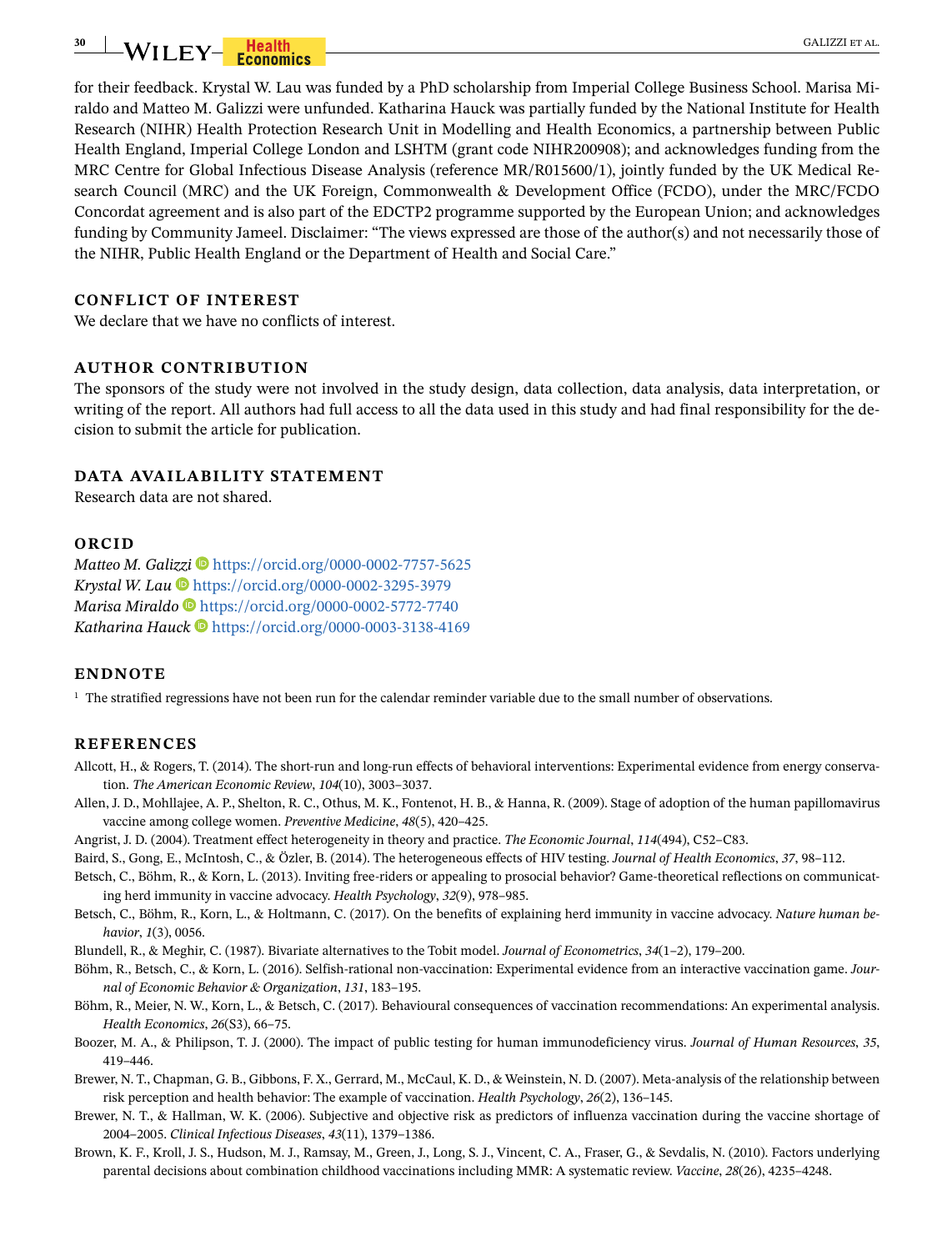for their feedback. Krystal W. Lau was funded by a PhD scholarship from Imperial College Business School. Marisa Miraldo and Matteo M. Galizzi were unfunded. Katharina Hauck was partially funded by the National Institute for Health Research (NIHR) Health Protection Research Unit in Modelling and Health Economics, a partnership between Public Health England, Imperial College London and LSHTM (grant code NIHR200908); and acknowledges funding from the MRC Centre for Global Infectious Disease Analysis (reference MR/R015600/1), jointly funded by the UK Medical Research Council (MRC) and the UK Foreign, Commonwealth & Development Office (FCDO), under the MRC/FCDO Concordat agreement and is also part of the EDCTP2 programme supported by the European Union; and acknowledges funding by Community Jameel. Disclaimer: "The views expressed are those of the author(s) and not necessarily those of the NIHR, Public Health England or the Department of Health and Social Care."

## CONFLICT OF INTEREST

We declare that we have no conflicts of interest.

## AUTHOR CONTRIBUTION

The sponsors of the study were not involved in the study design, data collection, data analysis, data interpretation, or writing of the report. All authors had full access to all the data used in this study and had final responsibility for the decision to submit the article for publication.

## DATA AVAILABILITY STATEMENT

Research data are not shared.

## ORCID

*Matteo M. Galizzi* https://orcid.org/0000-0002-7757-5625
*Krystal W. Lau* https://orcid.org/0000-0002-3295-3979
*Marisa Miraldo* https://orcid.org/0000-0002-5772-7740
*Katharina Hauck* https://orcid.org/0000-0003-3138-4169

## ENDNOTE

[1] The stratified regressions have not been run for the calendar reminder variable due to the small number of observations.

## REFERENCES

Allcott, H., & Rogers, T. (2014). The short-run and long-run effects of behavioral interventions: Experimental evidence from energy conservation. *The American Economic Review*, *104*(10), 3003–3037.

Allen, J. D., Mohllajee, A. P., Shelton, R. C., Othus, M. K., Fontenot, H. B., & Hanna, R. (2009). Stage of adoption of the human papillomavirus vaccine among college women. *Preventive Medicine*, *48*(5), 420–425.

Angrist, J. D. (2004). Treatment effect heterogeneity in theory and practice. *The Economic Journal*, *114*(494), C52–C83.

Baird, S., Gong, E., McIntosh, C., & Özler, B. (2014). The heterogeneous effects of HIV testing. *Journal of Health Economics*, *37*, 98–112.

Betsch, C., Böhm, R., & Korn, L. (2013). Inviting free-riders or appealing to prosocial behavior? Game-theoretical reflections on communicating herd immunity in vaccine advocacy. *Health Psychology*, *32*(9), 978–985.

Betsch, C., Böhm, R., Korn, L., & Holtmann, C. (2017). On the benefits of explaining herd immunity in vaccine advocacy. *Nature human behavior*, *1*(3), 0056.

Blundell, R., & Meghir, C. (1987). Bivariate alternatives to the Tobit model. *Journal of Econometrics*, *34*(1–2), 179–200.

Böhm, R., Betsch, C., & Korn, L. (2016). Selfish-rational non-vaccination: Experimental evidence from an interactive vaccination game. *Journal of Economic Behavior & Organization*, *131*, 183–195.

Böhm, R., Meier, N. W., Korn, L., & Betsch, C. (2017). Behavioural consequences of vaccination recommendations: An experimental analysis. *Health Economics*, *26*(S3), 66–75.

Boozer, M. A., & Philipson, T. J. (2000). The impact of public testing for human immunodeficiency virus. *Journal of Human Resources*, *35*, 419–446.

Brewer, N. T., Chapman, G. B., Gibbons, F. X., Gerrard, M., McCaul, K. D., & Weinstein, N. D. (2007). Meta-analysis of the relationship between risk perception and health behavior: The example of vaccination. *Health Psychology*, *26*(2), 136–145.

Brewer, N. T., & Hallman, W. K. (2006). Subjective and objective risk as predictors of influenza vaccination during the vaccine shortage of 2004–2005. *Clinical Infectious Diseases*, *43*(11), 1379–1386.

Brown, K. F., Kroll, J. S., Hudson, M. J., Ramsay, M., Green, J., Long, S. J., Vincent, C. A., Fraser, G., & Sevdalis, N. (2010). Factors underlying parental decisions about combination childhood vaccinations including MMR: A systematic review. *Vaccine*, *28*(26), 4235–4248.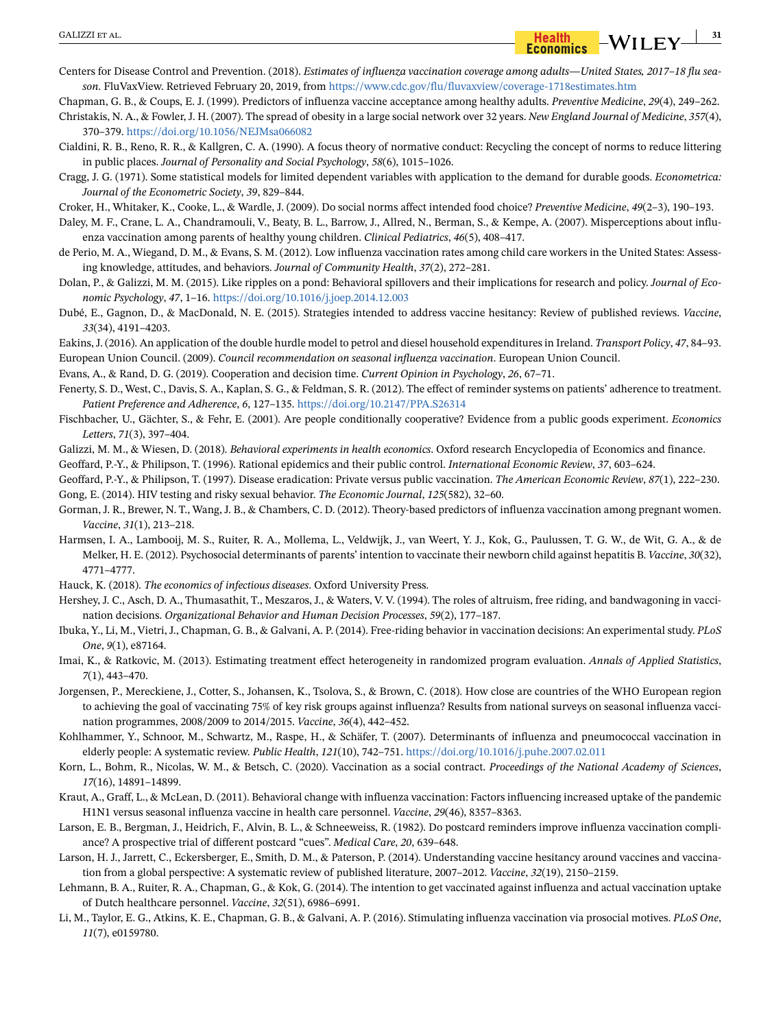Centers for Disease Control and Prevention. (2018). *Estimates of influenza vaccination coverage among adults—United States, 2017–18 flu season*. FluVaxView. Retrieved February 20, 2019, from https://www.cdc.gov/flu/fluvaxview/coverage-1718estimates.htm

Chapman, G. B., & Coups, E. J. (1999). Predictors of influenza vaccine acceptance among healthy adults. *Preventive Medicine*, *29*(4), 249–262.

Christakis, N. A., & Fowler, J. H. (2007). The spread of obesity in a large social network over 32 years. *New England Journal of Medicine*, *357*(4), 370–379. https://doi.org/10.1056/NEJMsa066082

Cialdini, R. B., Reno, R. R., & Kallgren, C. A. (1990). A focus theory of normative conduct: Recycling the concept of norms to reduce littering in public places. *Journal of Personality and Social Psychology*, *58*(6), 1015–1026.

Cragg, J. G. (1971). Some statistical models for limited dependent variables with application to the demand for durable goods. *Econometrica: Journal of the Econometric Society*, *39*, 829–844.

Croker, H., Whitaker, K., Cooke, L., & Wardle, J. (2009). Do social norms affect intended food choice? *Preventive Medicine*, *49*(2–3), 190–193.

Daley, M. F., Crane, L. A., Chandramouli, V., Beaty, B. L., Barrow, J., Allred, N., Berman, S., & Kempe, A. (2007). Misperceptions about influenza vaccination among parents of healthy young children. *Clinical Pediatrics*, *46*(5), 408–417.

de Perio, M. A., Wiegand, D. M., & Evans, S. M. (2012). Low influenza vaccination rates among child care workers in the United States: Assessing knowledge, attitudes, and behaviors. *Journal of Community Health*, *37*(2), 272–281.

Dolan, P., & Galizzi, M. M. (2015). Like ripples on a pond: Behavioral spillovers and their implications for research and policy. *Journal of Economic Psychology*, *47*, 1–16. https://doi.org/10.1016/j.joep.2014.12.003

Dubé, E., Gagnon, D., & MacDonald, N. E. (2015). Strategies intended to address vaccine hesitancy: Review of published reviews. *Vaccine*, *33*(34), 4191–4203.

Eakins, J. (2016). An application of the double hurdle model to petrol and diesel household expenditures in Ireland. *Transport Policy*, *47*, 84–93.

European Union Council. (2009). *Council recommendation on seasonal influenza vaccination*. European Union Council.

Evans, A., & Rand, D. G. (2019). Cooperation and decision time. *Current Opinion in Psychology*, *26*, 67–71.

Fenerty, S. D., West, C., Davis, S. A., Kaplan, S. G., & Feldman, S. R. (2012). The effect of reminder systems on patients' adherence to treatment. *Patient Preference and Adherence*, *6*, 127–135. https://doi.org/10.2147/PPA.S26314

Fischbacher, U., Gächter, S., & Fehr, E. (2001). Are people conditionally cooperative? Evidence from a public goods experiment. *Economics Letters*, *71*(3), 397–404.

Galizzi, M. M., & Wiesen, D. (2018). *Behavioral experiments in health economics*. Oxford research Encyclopedia of Economics and finance.

Geoffard, P.-Y., & Philipson, T. (1996). Rational epidemics and their public control. *International Economic Review*, *37*, 603–624.

Geoffard, P.-Y., & Philipson, T. (1997). Disease eradication: Private versus public vaccination. *The American Economic Review*, *87*(1), 222–230.

Gong, E. (2014). HIV testing and risky sexual behavior. *The Economic Journal*, *125*(582), 32–60.

Gorman, J. R., Brewer, N. T., Wang, J. B., & Chambers, C. D. (2012). Theory-based predictors of influenza vaccination among pregnant women. *Vaccine*, *31*(1), 213–218.

Harmsen, I. A., Lambooij, M. S., Ruiter, R. A., Mollema, L., Veldwijk, J., van Weert, Y. J., Kok, G., Paulussen, T. G. W., de Wit, G. A., & de Melker, H. E. (2012). Psychosocial determinants of parents' intention to vaccinate their newborn child against hepatitis B. *Vaccine*, *30*(32), 4771–4777.

Hauck, K. (2018). *The economics of infectious diseases*. Oxford University Press.

Hershey, J. C., Asch, D. A., Thumasathit, T., Meszaros, J., & Waters, V. V. (1994). The roles of altruism, free riding, and bandwagoning in vaccination decisions. *Organizational Behavior and Human Decision Processes*, *59*(2), 177–187.

Ibuka, Y., Li, M., Vietri, J., Chapman, G. B., & Galvani, A. P. (2014). Free-riding behavior in vaccination decisions: An experimental study. *PLoS One*, *9*(1), e87164.

Imai, K., & Ratkovic, M. (2013). Estimating treatment effect heterogeneity in randomized program evaluation. *Annals of Applied Statistics*, *7*(1), 443–470.

Jorgensen, P., Mereckiene, J., Cotter, S., Johansen, K., Tsolova, S., & Brown, C. (2018). How close are countries of the WHO European region to achieving the goal of vaccinating 75% of key risk groups against influenza? Results from national surveys on seasonal influenza vaccination programmes, 2008/2009 to 2014/2015. *Vaccine*, *36*(4), 442–452.

Kohlhammer, Y., Schnoor, M., Schwartz, M., Raspe, H., & Schäfer, T. (2007). Determinants of influenza and pneumococcal vaccination in elderly people: A systematic review. *Public Health*, *121*(10), 742–751. https://doi.org/10.1016/j.puhe.2007.02.011

Korn, L., Bohm, R., Nicolas, W. M., & Betsch, C. (2020). Vaccination as a social contract. *Proceedings of the National Academy of Sciences*, *17*(16), 14891–14899.

Kraut, A., Graff, L., & McLean, D. (2011). Behavioral change with influenza vaccination: Factors influencing increased uptake of the pandemic H1N1 versus seasonal influenza vaccine in health care personnel. *Vaccine*, *29*(46), 8357–8363.

Larson, E. B., Bergman, J., Heidrich, F., Alvin, B. L., & Schneeweiss, R. (1982). Do postcard reminders improve influenza vaccination compliance? A prospective trial of different postcard "cues". *Medical Care*, *20*, 639–648.

Larson, H. J., Jarrett, C., Eckersberger, E., Smith, D. M., & Paterson, P. (2014). Understanding vaccine hesitancy around vaccines and vaccination from a global perspective: A systematic review of published literature, 2007–2012. *Vaccine*, *32*(19), 2150–2159.

Lehmann, B. A., Ruiter, R. A., Chapman, G., & Kok, G. (2014). The intention to get vaccinated against influenza and actual vaccination uptake of Dutch healthcare personnel. *Vaccine*, *32*(51), 6986–6991.

Li, M., Taylor, E. G., Atkins, K. E., Chapman, G. B., & Galvani, A. P. (2016). Stimulating influenza vaccination via prosocial motives. *PLoS One*, *11*(7), e0159780.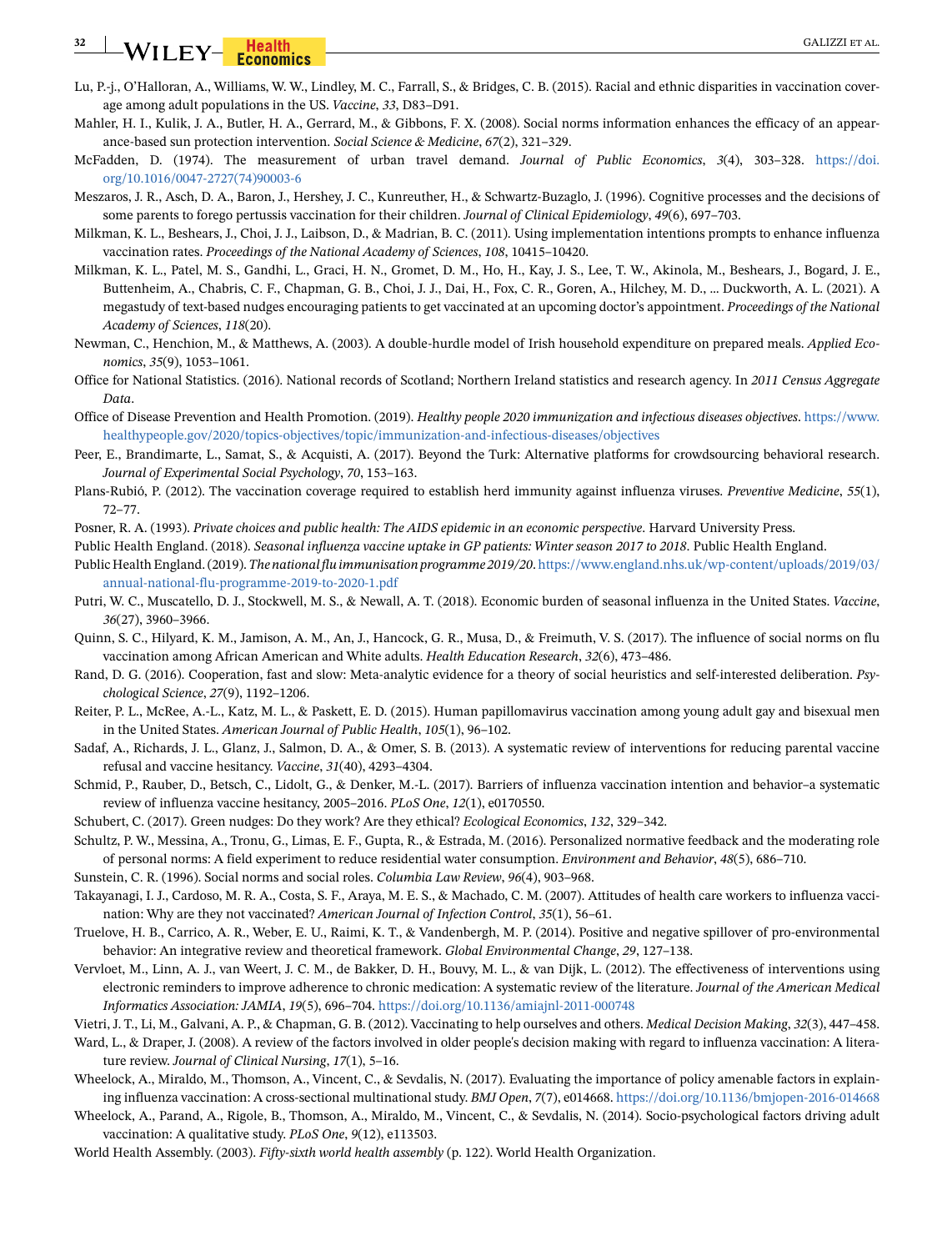Lu, P.-j., O'Halloran, A., Williams, W. W., Lindley, M. C., Farrall, S., & Bridges, C. B. (2015). Racial and ethnic disparities in vaccination coverage among adult populations in the US. *Vaccine*, *33*, D83–D91.

Mahler, H. I., Kulik, J. A., Butler, H. A., Gerrard, M., & Gibbons, F. X. (2008). Social norms information enhances the efficacy of an appearance-based sun protection intervention. *Social Science & Medicine*, *67*(2), 321–329.

McFadden, D. (1974). The measurement of urban travel demand. *Journal of Public Economics*, *3*(4), 303–328. https://doi.org/10.1016/0047-2727(74)90003-6

Meszaros, J. R., Asch, D. A., Baron, J., Hershey, J. C., Kunreuther, H., & Schwartz-Buzaglo, J. (1996). Cognitive processes and the decisions of some parents to forego pertussis vaccination for their children. *Journal of Clinical Epidemiology*, *49*(6), 697–703.

Milkman, K. L., Beshears, J., Choi, J. J., Laibson, D., & Madrian, B. C. (2011). Using implementation intentions prompts to enhance influenza vaccination rates. *Proceedings of the National Academy of Sciences*, *108*, 10415–10420.

Milkman, K. L., Patel, M. S., Gandhi, L., Graci, H. N., Gromet, D. M., Ho, H., Kay, J. S., Lee, T. W., Akinola, M., Beshears, J., Bogard, J. E., Buttenheim, A., Chabris, C. F., Chapman, G. B., Choi, J. J., Dai, H., Fox, C. R., Goren, A., Hilchey, M. D., … Duckworth, A. L. (2021). A megastudy of text-based nudges encouraging patients to get vaccinated at an upcoming doctor's appointment. *Proceedings of the National Academy of Sciences*, *118*(20).

Newman, C., Henchion, M., & Matthews, A. (2003). A double-hurdle model of Irish household expenditure on prepared meals. *Applied Economics*, *35*(9), 1053–1061.

Office for National Statistics. (2016). National records of Scotland; Northern Ireland statistics and research agency. In *2011 Census Aggregate Data*.

Office of Disease Prevention and Health Promotion. (2019). *Healthy people 2020 immunization and infectious diseases objectives*. https://www.healthypeople.gov/2020/topics-objectives/topic/immunization-and-infectious-diseases/objectives

Peer, E., Brandimarte, L., Samat, S., & Acquisti, A. (2017). Beyond the Turk: Alternative platforms for crowdsourcing behavioral research. *Journal of Experimental Social Psychology*, *70*, 153–163.

Plans-Rubió, P. (2012). The vaccination coverage required to establish herd immunity against influenza viruses. *Preventive Medicine*, *55*(1), 72–77.

Posner, R. A. (1993). *Private choices and public health: The AIDS epidemic in an economic perspective*. Harvard University Press.

Public Health England. (2018). *Seasonal influenza vaccine uptake in GP patients: Winter season 2017 to 2018*. Public Health England.

Public Health England. (2019). *The national flu immunisation programme 2019/20*. https://www.england.nhs.uk/wp-content/uploads/2019/03/annual-national-flu-programme-2019-to-2020-1.pdf

Putri, W. C., Muscatello, D. J., Stockwell, M. S., & Newall, A. T. (2018). Economic burden of seasonal influenza in the United States. *Vaccine*, *36*(27), 3960–3966.

Quinn, S. C., Hilyard, K. M., Jamison, A. M., An, J., Hancock, G. R., Musa, D., & Freimuth, V. S. (2017). The influence of social norms on flu vaccination among African American and White adults. *Health Education Research*, *32*(6), 473–486.

Rand, D. G. (2016). Cooperation, fast and slow: Meta-analytic evidence for a theory of social heuristics and self-interested deliberation. *Psychological Science*, *27*(9), 1192–1206.

Reiter, P. L., McRee, A.-L., Katz, M. L., & Paskett, E. D. (2015). Human papillomavirus vaccination among young adult gay and bisexual men in the United States. *American Journal of Public Health*, *105*(1), 96–102.

Sadaf, A., Richards, J. L., Glanz, J., Salmon, D. A., & Omer, S. B. (2013). A systematic review of interventions for reducing parental vaccine refusal and vaccine hesitancy. *Vaccine*, *31*(40), 4293–4304.

Schmid, P., Rauber, D., Betsch, C., Lidolt, G., & Denker, M.-L. (2017). Barriers of influenza vaccination intention and behavior–a systematic review of influenza vaccine hesitancy, 2005–2016. *PLoS One*, *12*(1), e0170550.

Schubert, C. (2017). Green nudges: Do they work? Are they ethical? *Ecological Economics*, *132*, 329–342.

Schultz, P. W., Messina, A., Tronu, G., Limas, E. F., Gupta, R., & Estrada, M. (2016). Personalized normative feedback and the moderating role of personal norms: A field experiment to reduce residential water consumption. *Environment and Behavior*, *48*(5), 686–710.

Sunstein, C. R. (1996). Social norms and social roles. *Columbia Law Review*, *96*(4), 903–968.

Takayanagi, I. J., Cardoso, M. R. A., Costa, S. F., Araya, M. E. S., & Machado, C. M. (2007). Attitudes of health care workers to influenza vaccination: Why are they not vaccinated? *American Journal of Infection Control*, *35*(1), 56–61.

Truelove, H. B., Carrico, A. R., Weber, E. U., Raimi, K. T., & Vandenbergh, M. P. (2014). Positive and negative spillover of pro-environmental behavior: An integrative review and theoretical framework. *Global Environmental Change*, *29*, 127–138.

Vervloet, M., Linn, A. J., van Weert, J. C. M., de Bakker, D. H., Bouvy, M. L., & van Dijk, L. (2012). The effectiveness of interventions using electronic reminders to improve adherence to chronic medication: A systematic review of the literature. *Journal of the American Medical Informatics Association: JAMIA*, *19*(5), 696–704. https://doi.org/10.1136/amiajnl-2011-000748

Vietri, J. T., Li, M., Galvani, A. P., & Chapman, G. B. (2012). Vaccinating to help ourselves and others. *Medical Decision Making*, *32*(3), 447–458.

Ward, L., & Draper, J. (2008). A review of the factors involved in older people's decision making with regard to influenza vaccination: A literature review. *Journal of Clinical Nursing*, *17*(1), 5–16.

Wheelock, A., Miraldo, M., Thomson, A., Vincent, C., & Sevdalis, N. (2017). Evaluating the importance of policy amenable factors in explaining influenza vaccination: A cross-sectional multinational study. *BMJ Open*, *7*(7), e014668. https://doi.org/10.1136/bmjopen-2016-014668

Wheelock, A., Parand, A., Rigole, B., Thomson, A., Miraldo, M., Vincent, C., & Sevdalis, N. (2014). Socio-psychological factors driving adult vaccination: A qualitative study. *PLoS One*, *9*(12), e113503.

World Health Assembly. (2003). *Fifty-sixth world health assembly* (p. 122). World Health Organization.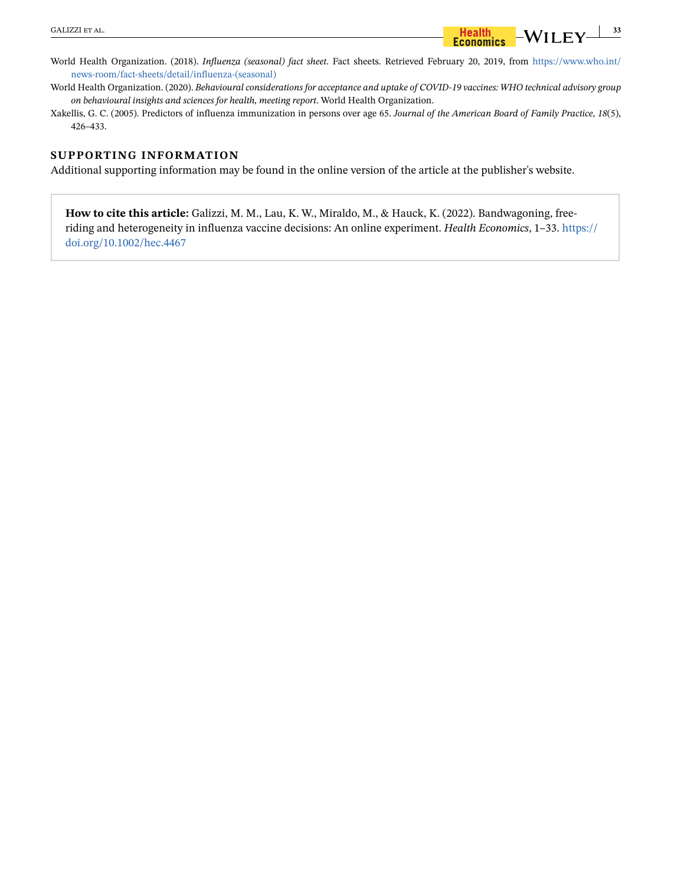World Health Organization. (2018). *Influenza (seasonal) fact sheet*. Fact sheets. Retrieved February 20, 2019, from https://www.who.int/news-room/fact-sheets/detail/influenza-(seasonal)

World Health Organization. (2020). *Behavioural considerations for acceptance and uptake of COVID-19 vaccines: WHO technical advisory group on behavioural insights and sciences for health, meeting report*. World Health Organization.

Xakellis, G. C. (2005). Predictors of influenza immunization in persons over age 65. *Journal of the American Board of Family Practice*, *18*(5), 426–433.

## SUPPORTING INFORMATION

Additional supporting information may be found in the online version of the article at the publisher's website.

**How to cite this article:** Galizzi, M. M., Lau, K. W., Miraldo, M., & Hauck, K. (2022). Bandwagoning, free-riding and heterogeneity in influenza vaccine decisions: An online experiment. *Health Economics*, 1–33. https://doi.org/10.1002/hec.4467